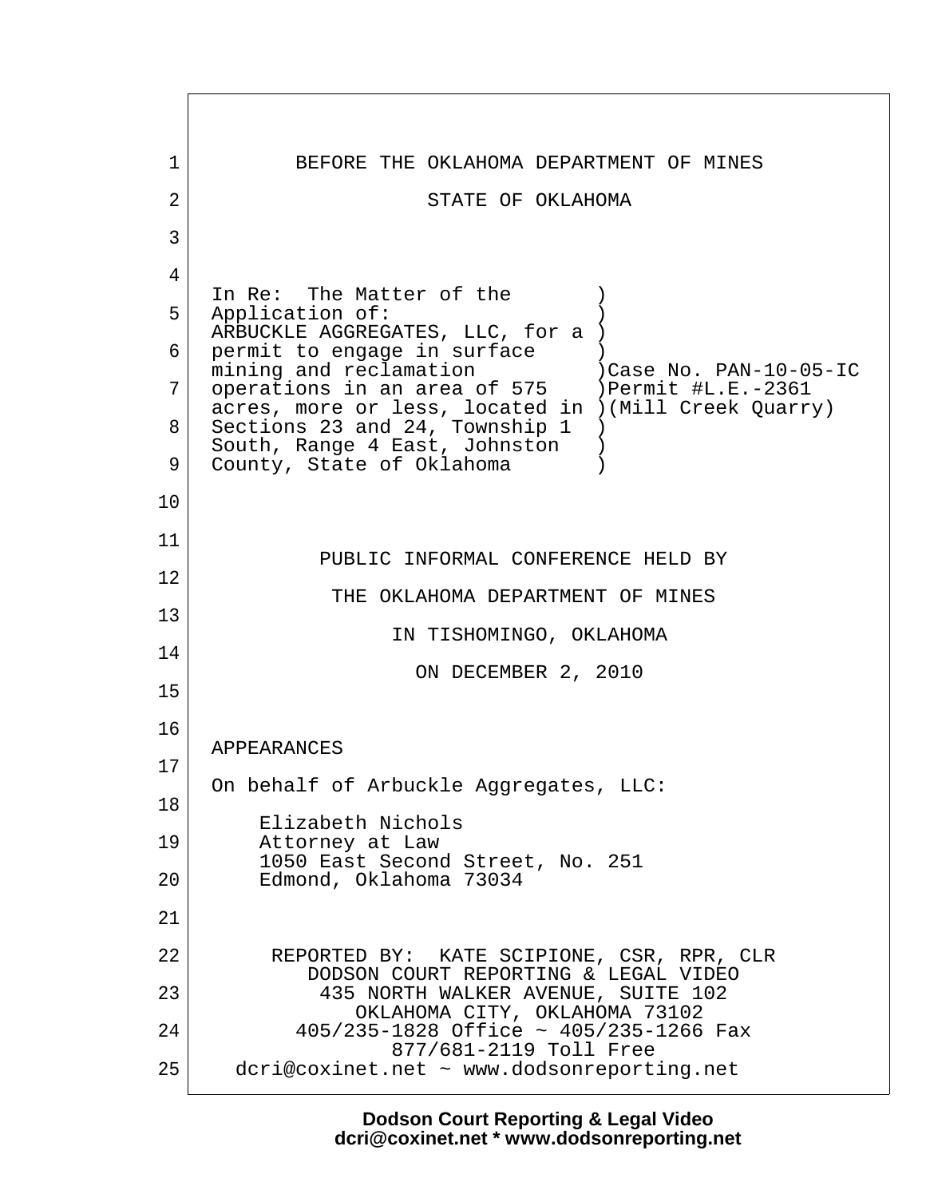BEFORE THE OKLAHOMA DEPARTMENT OF MINES

STATE OF OKLAHOMA

| | |
|---|---|
| In Re: The Matter of the Application of: ARBUCKLE AGGREGATES, LLC, for a permit to engage in surface mining and reclamation operations in an area of 575 acres, more or less, located in Sections 23 and 24, Township 1 South, Range 4 East, Johnston County, State of Oklahoma | Case No. PAN-10-05-IC<br>Permit #L.E.-2361<br>(Mill Creek Quarry) |

PUBLIC INFORMAL CONFERENCE HELD BY

THE OKLAHOMA DEPARTMENT OF MINES

IN TISHOMINGO, OKLAHOMA

ON DECEMBER 2, 2010

APPEARANCES

On behalf of Arbuckle Aggregates, LLC:

Elizabeth Nichols
Attorney at Law
1050 East Second Street, No. 251
Edmond, Oklahoma 73034

REPORTED BY: KATE SCIPIONE, CSR, RPR, CLR
DODSON COURT REPORTING & LEGAL VIDEO
435 NORTH WALKER AVENUE, SUITE 102
OKLAHOMA CITY, OKLAHOMA 73102
405/235-1828 Office ~ 405/235-1266 Fax
877/681-2119 Toll Free
dcri@coxinet.net ~ www.dodsonreporting.net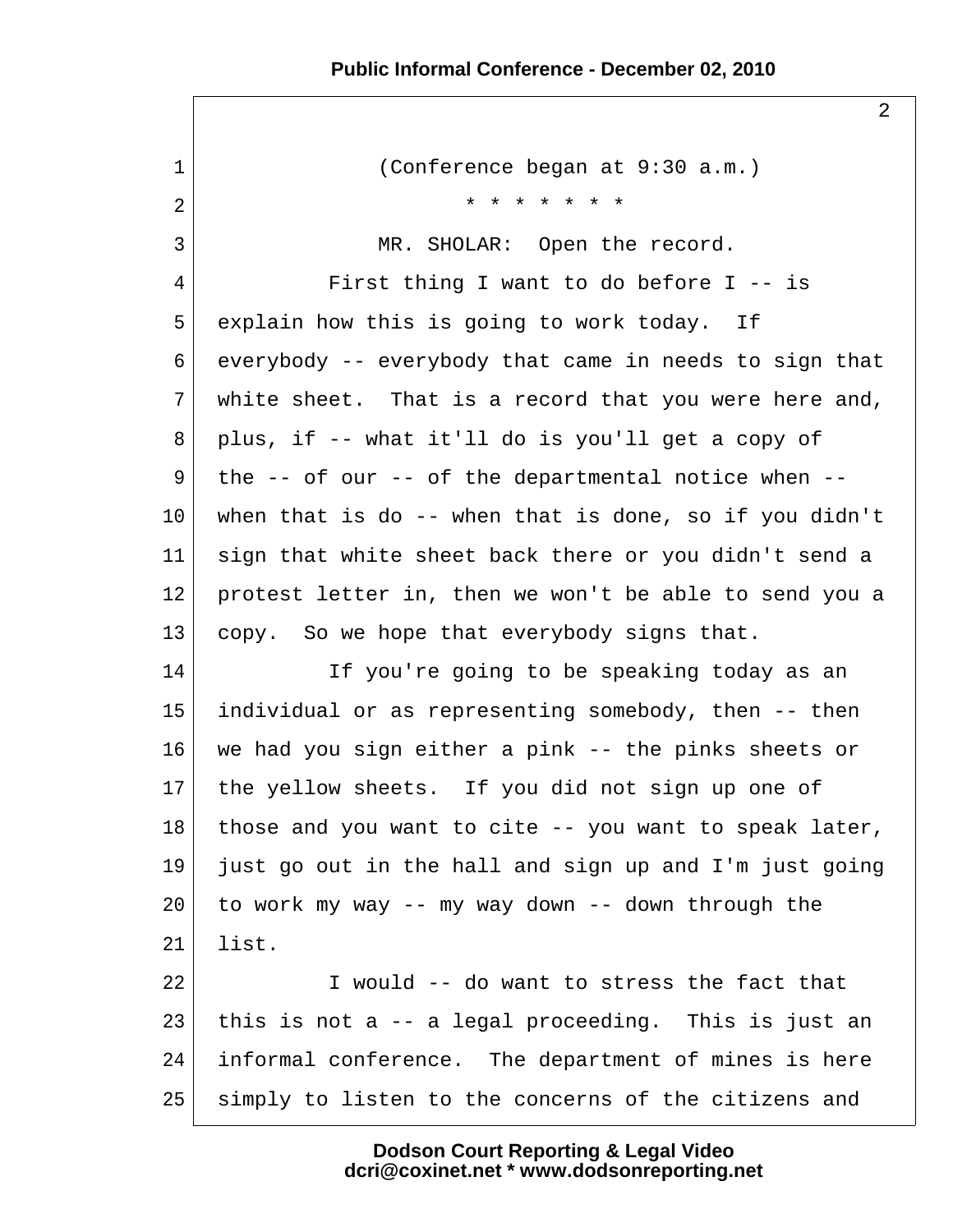(Conference began at 9:30 a.m.)

* * * * * * * *

MR. SHOLAR: Open the record.

First thing I want to do before I -- is explain how this is going to work today. If everybody -- everybody that came in needs to sign that white sheet. That is a record that you were here and, plus, if -- what it'll do is you'll get a copy of the -- of our -- of the departmental notice when -- when that is do -- when that is done, so if you didn't sign that white sheet back there or you didn't send a protest letter in, then we won't be able to send you a copy. So we hope that everybody signs that.

If you're going to be speaking today as an individual or as representing somebody, then -- then we had you sign either a pink -- the pinks sheets or the yellow sheets. If you did not sign up one of those and you want to cite -- you want to speak later, just go out in the hall and sign up and I'm just going to work my way -- my way down -- down through the list.

I would -- do want to stress the fact that this is not a -- a legal proceeding. This is just an informal conference. The department of mines is here simply to listen to the concerns of the citizens and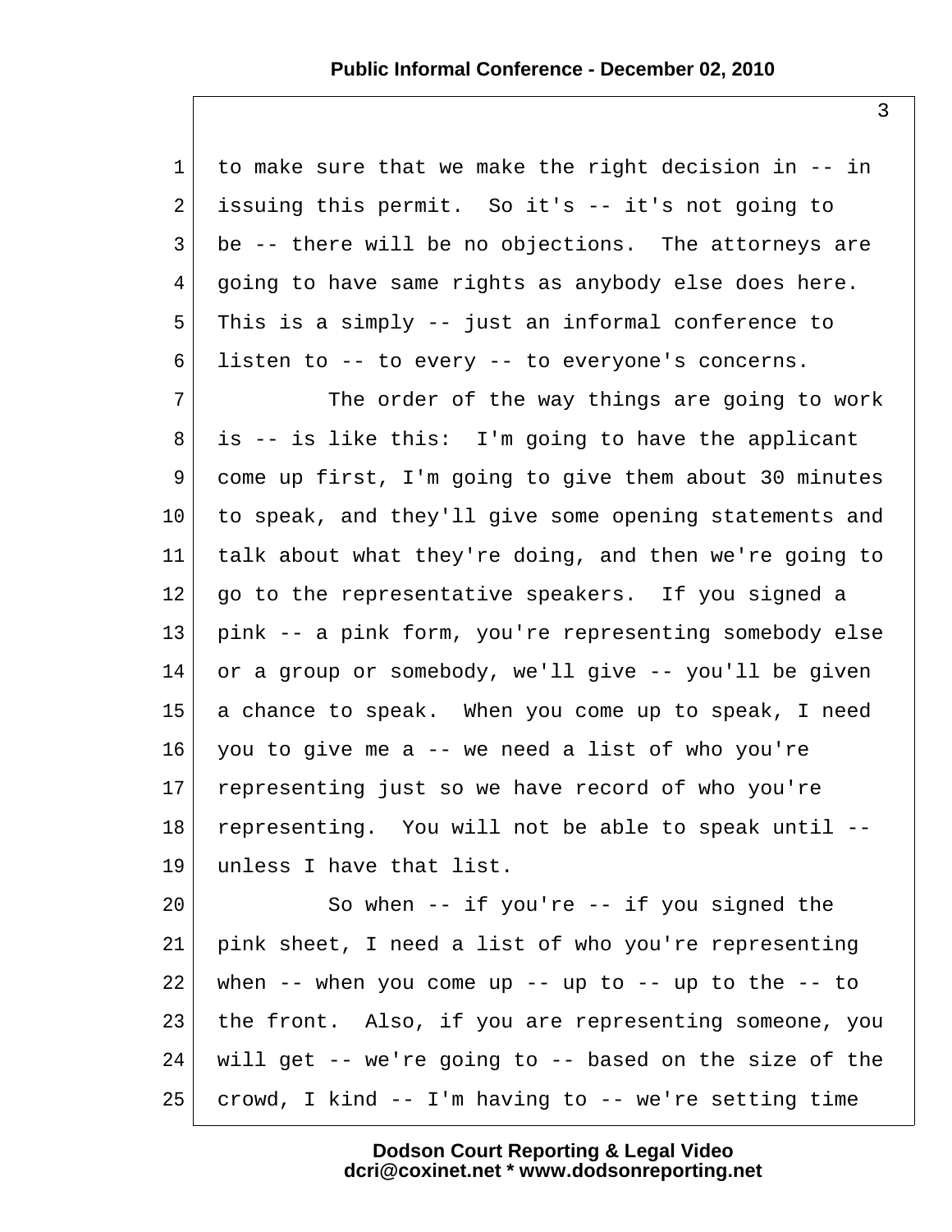to make sure that we make the right decision in -- in issuing this permit. So it's -- it's not going to be -- there will be no objections. The attorneys are going to have same rights as anybody else does here. This is a simply -- just an informal conference to listen to -- to every -- to everyone's concerns.

The order of the way things are going to work is -- is like this: I'm going to have the applicant come up first, I'm going to give them about 30 minutes to speak, and they'll give some opening statements and talk about what they're doing, and then we're going to go to the representative speakers. If you signed a pink -- a pink form, you're representing somebody else or a group or somebody, we'll give -- you'll be given a chance to speak. When you come up to speak, I need you to give me a -- we need a list of who you're representing just so we have record of who you're representing. You will not be able to speak until -- unless I have that list.

So when -- if you're -- if you signed the pink sheet, I need a list of who you're representing when -- when you come up -- up to -- up to the -- to the front. Also, if you are representing someone, you will get -- we're going to -- based on the size of the crowd, I kind -- I'm having to -- we're setting time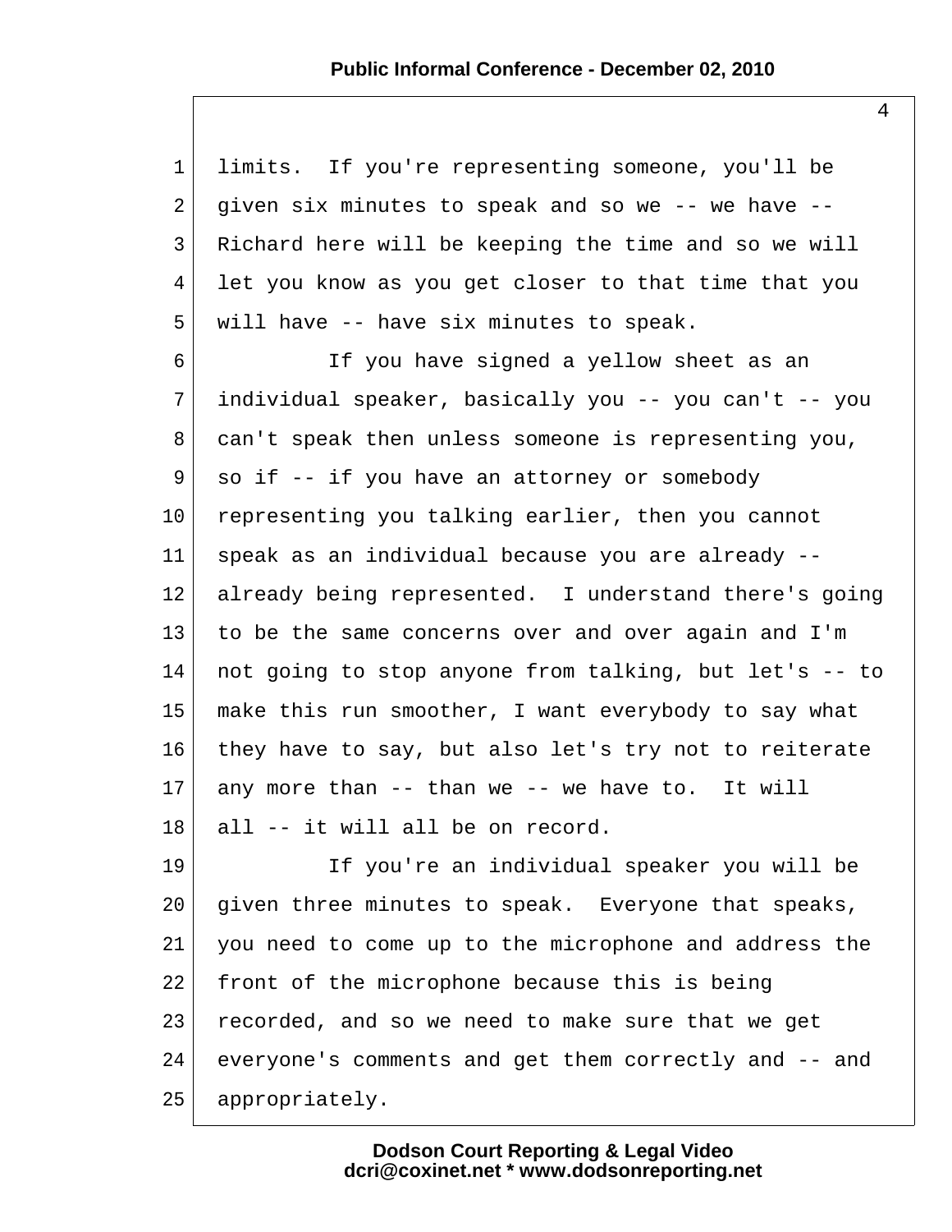limits. If you're representing someone, you'll be given six minutes to speak and so we -- we have -- Richard here will be keeping the time and so we will let you know as you get closer to that time that you will have -- have six minutes to speak.

If you have signed a yellow sheet as an individual speaker, basically you -- you can't -- you can't speak then unless someone is representing you, so if -- if you have an attorney or somebody representing you talking earlier, then you cannot speak as an individual because you are already -- already being represented. I understand there's going to be the same concerns over and over again and I'm not going to stop anyone from talking, but let's -- to make this run smoother, I want everybody to say what they have to say, but also let's try not to reiterate any more than -- than we -- we have to. It will all -- it will all be on record.

If you're an individual speaker you will be given three minutes to speak. Everyone that speaks, you need to come up to the microphone and address the front of the microphone because this is being recorded, and so we need to make sure that we get everyone's comments and get them correctly and -- and appropriately.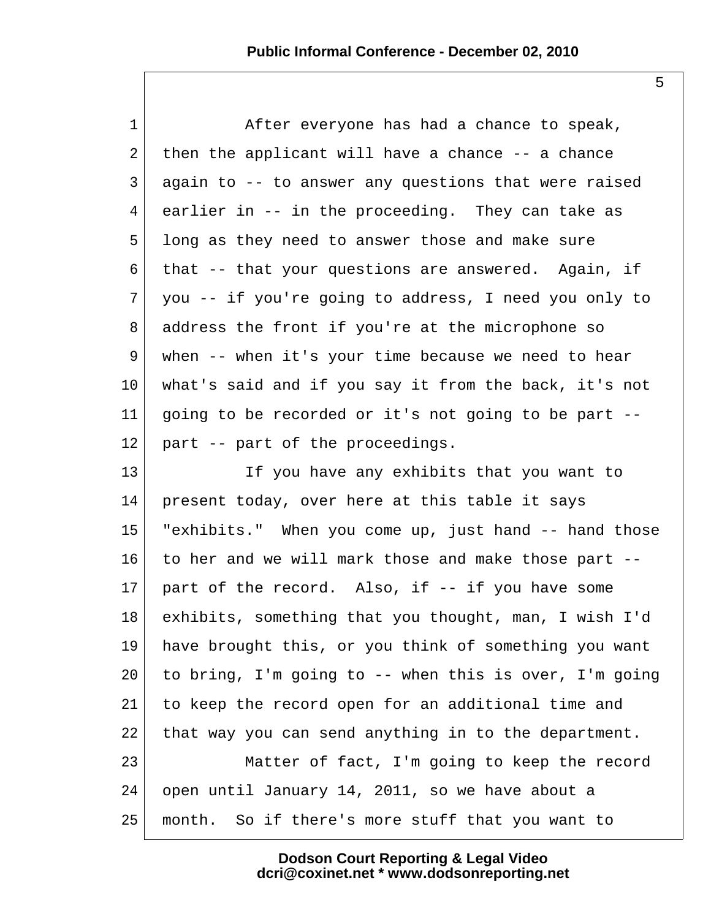After everyone has had a chance to speak, then the applicant will have a chance -- a chance again to -- to answer any questions that were raised earlier in -- in the proceeding. They can take as long as they need to answer those and make sure that -- that your questions are answered. Again, if you -- if you're going to address, I need you only to address the front if you're at the microphone so when -- when it's your time because we need to hear what's said and if you say it from the back, it's not going to be recorded or it's not going to be part -- part -- part of the proceedings.

If you have any exhibits that you want to present today, over here at this table it says "exhibits." When you come up, just hand -- hand those to her and we will mark those and make those part -- part of the record. Also, if -- if you have some exhibits, something that you thought, man, I wish I'd have brought this, or you think of something you want to bring, I'm going to -- when this is over, I'm going to keep the record open for an additional time and that way you can send anything in to the department.

Matter of fact, I'm going to keep the record open until January 14, 2011, so we have about a month. So if there's more stuff that you want to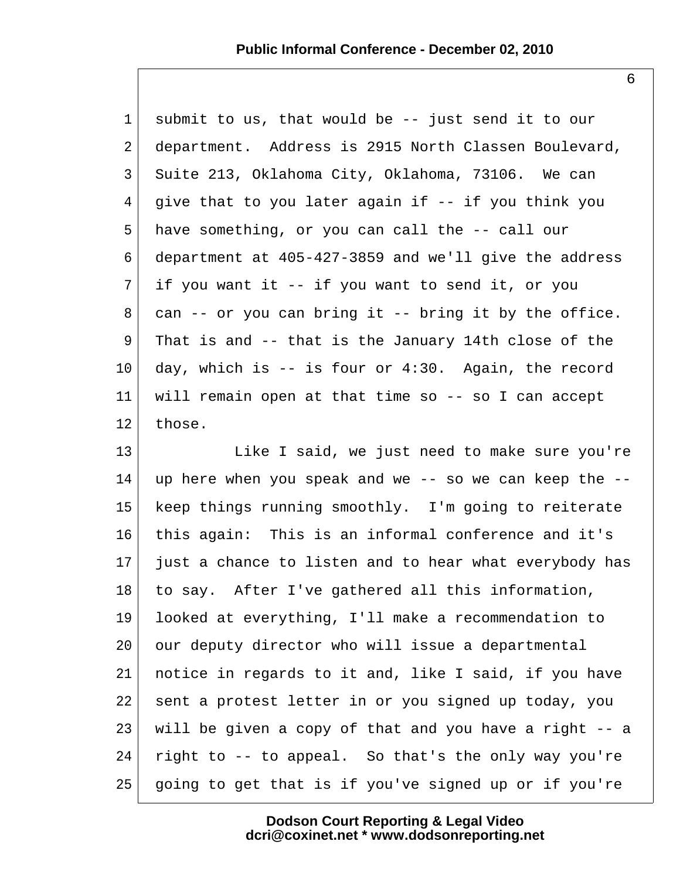submit to us, that would be -- just send it to our department. Address is 2915 North Classen Boulevard, Suite 213, Oklahoma City, Oklahoma, 73106. We can give that to you later again if -- if you think you have something, or you can call the -- call our department at 405-427-3859 and we'll give the address if you want it -- if you want to send it, or you can -- or you can bring it -- bring it by the office. That is and -- that is the January 14th close of the day, which is -- is four or 4:30. Again, the record will remain open at that time so -- so I can accept those.

Like I said, we just need to make sure you're up here when you speak and we -- so we can keep the -- keep things running smoothly. I'm going to reiterate this again: This is an informal conference and it's just a chance to listen and to hear what everybody has to say. After I've gathered all this information, looked at everything, I'll make a recommendation to our deputy director who will issue a departmental notice in regards to it and, like I said, if you have sent a protest letter in or you signed up today, you will be given a copy of that and you have a right -- a right to -- to appeal. So that's the only way you're going to get that is if you've signed up or if you're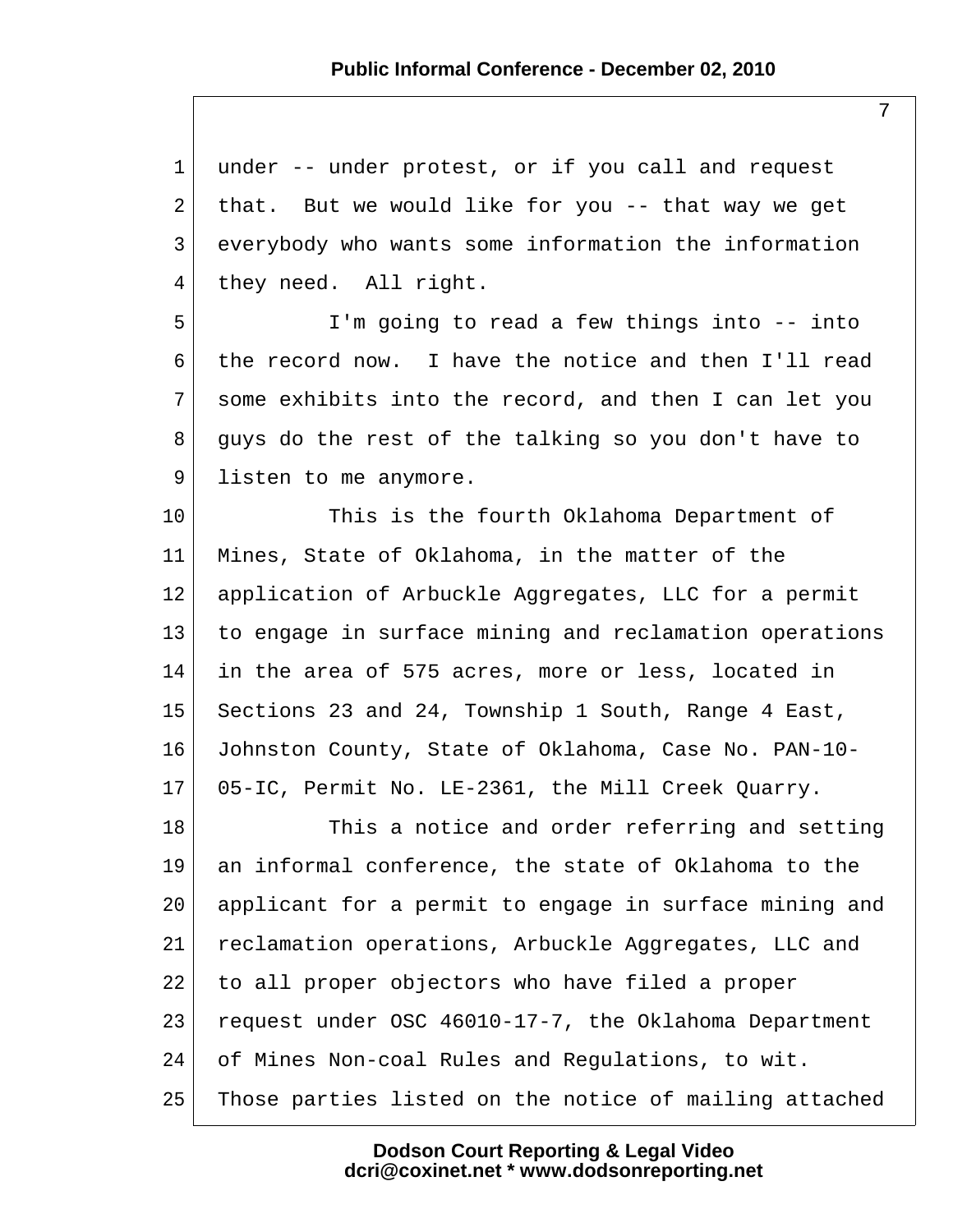under -- under protest, or if you call and request that. But we would like for you -- that way we get everybody who wants some information the information they need. All right.

I'm going to read a few things into -- into the record now. I have the notice and then I'll read some exhibits into the record, and then I can let you guys do the rest of the talking so you don't have to listen to me anymore.

This is the fourth Oklahoma Department of Mines, State of Oklahoma, in the matter of the application of Arbuckle Aggregates, LLC for a permit to engage in surface mining and reclamation operations in the area of 575 acres, more or less, located in Sections 23 and 24, Township 1 South, Range 4 East, Johnston County, State of Oklahoma, Case No. PAN-10-05-IC, Permit No. LE-2361, the Mill Creek Quarry.

This a notice and order referring and setting an informal conference, the state of Oklahoma to the applicant for a permit to engage in surface mining and reclamation operations, Arbuckle Aggregates, LLC and to all proper objectors who have filed a proper request under OSC 46010-17-7, the Oklahoma Department of Mines Non-coal Rules and Regulations, to wit. Those parties listed on the notice of mailing attached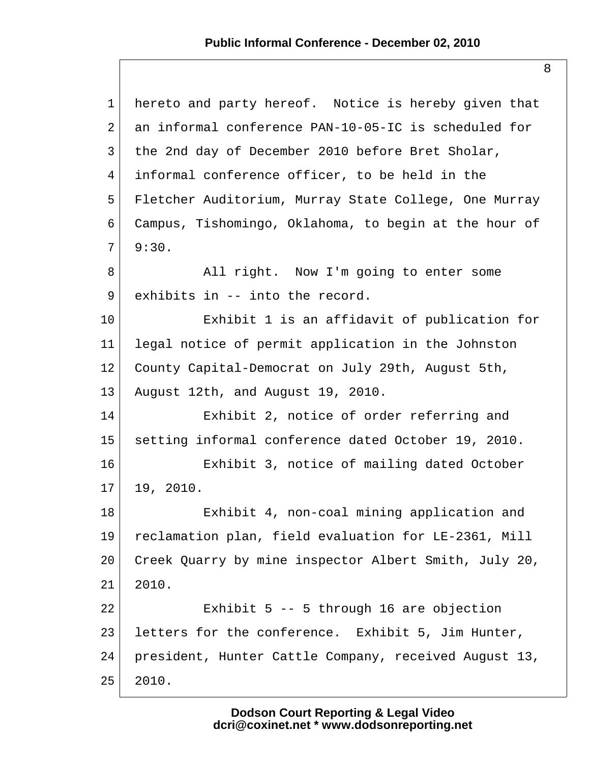hereto and party hereof. Notice is hereby given that an informal conference PAN-10-05-IC is scheduled for the 2nd day of December 2010 before Bret Sholar, informal conference officer, to be held in the Fletcher Auditorium, Murray State College, One Murray Campus, Tishomingo, Oklahoma, to begin at the hour of 9:30.

All right. Now I'm going to enter some exhibits in -- into the record.

Exhibit 1 is an affidavit of publication for legal notice of permit application in the Johnston County Capital-Democrat on July 29th, August 5th, August 12th, and August 19, 2010.

Exhibit 2, notice of order referring and setting informal conference dated October 19, 2010.

Exhibit 3, notice of mailing dated October 19, 2010.

Exhibit 4, non-coal mining application and reclamation plan, field evaluation for LE-2361, Mill Creek Quarry by mine inspector Albert Smith, July 20, 2010.

Exhibit 5 -- 5 through 16 are objection letters for the conference. Exhibit 5, Jim Hunter, president, Hunter Cattle Company, received August 13, 2010.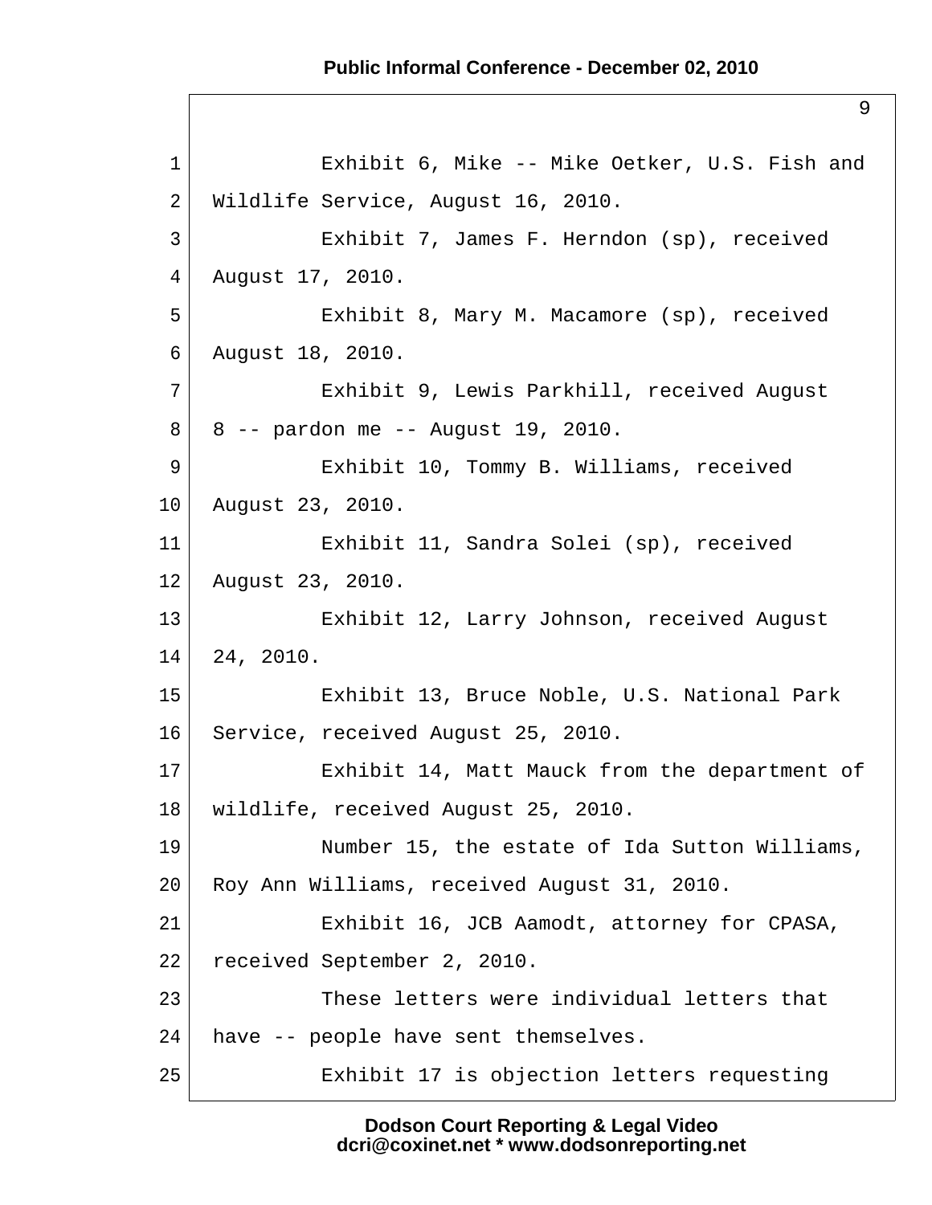Exhibit 6, Mike -- Mike Oetker, U.S. Fish and Wildlife Service, August 16, 2010.

Exhibit 7, James F. Herndon (sp), received August 17, 2010.

Exhibit 8, Mary M. Macamore (sp), received August 18, 2010.

Exhibit 9, Lewis Parkhill, received August 8 -- pardon me -- August 19, 2010.

Exhibit 10, Tommy B. Williams, received August 23, 2010.

Exhibit 11, Sandra Solei (sp), received August 23, 2010.

Exhibit 12, Larry Johnson, received August 24, 2010.

Exhibit 13, Bruce Noble, U.S. National Park Service, received August 25, 2010.

Exhibit 14, Matt Mauck from the department of wildlife, received August 25, 2010.

Number 15, the estate of Ida Sutton Williams, Roy Ann Williams, received August 31, 2010.

Exhibit 16, JCB Aamodt, attorney for CPASA, received September 2, 2010.

These letters were individual letters that have -- people have sent themselves.

Exhibit 17 is objection letters requesting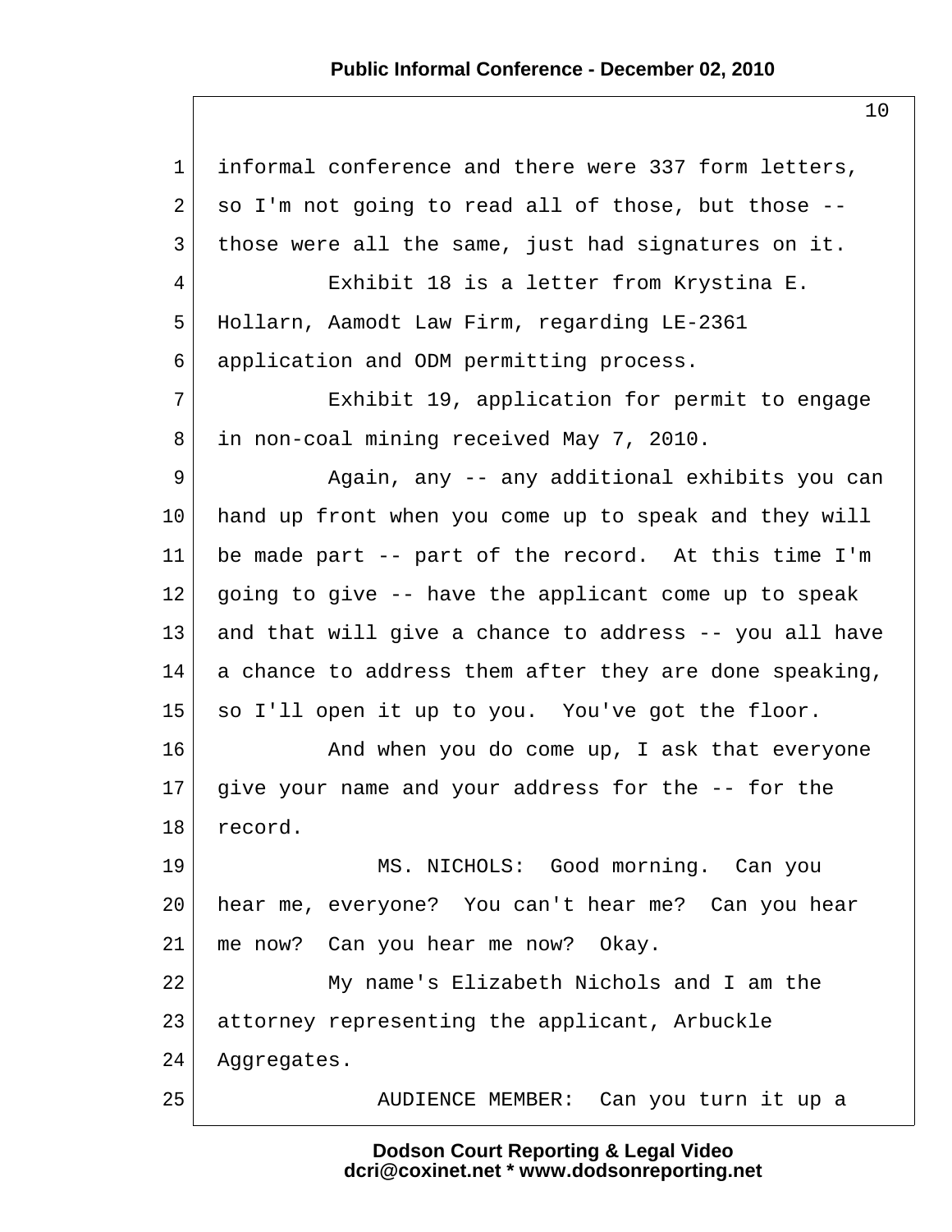informal conference and there were 337 form letters, so I'm not going to read all of those, but those -- those were all the same, just had signatures on it.

Exhibit 18 is a letter from Krystina E. Hollarn, Aamodt Law Firm, regarding LE-2361 application and ODM permitting process.

Exhibit 19, application for permit to engage in non-coal mining received May 7, 2010.

Again, any -- any additional exhibits you can hand up front when you come up to speak and they will be made part -- part of the record. At this time I'm going to give -- have the applicant come up to speak and that will give a chance to address -- you all have a chance to address them after they are done speaking, so I'll open it up to you. You've got the floor.

And when you do come up, I ask that everyone give your name and your address for the -- for the record.

MS. NICHOLS: Good morning. Can you hear me, everyone? You can't hear me? Can you hear me now? Can you hear me now? Okay.

My name's Elizabeth Nichols and I am the attorney representing the applicant, Arbuckle Aggregates.

AUDIENCE MEMBER: Can you turn it up a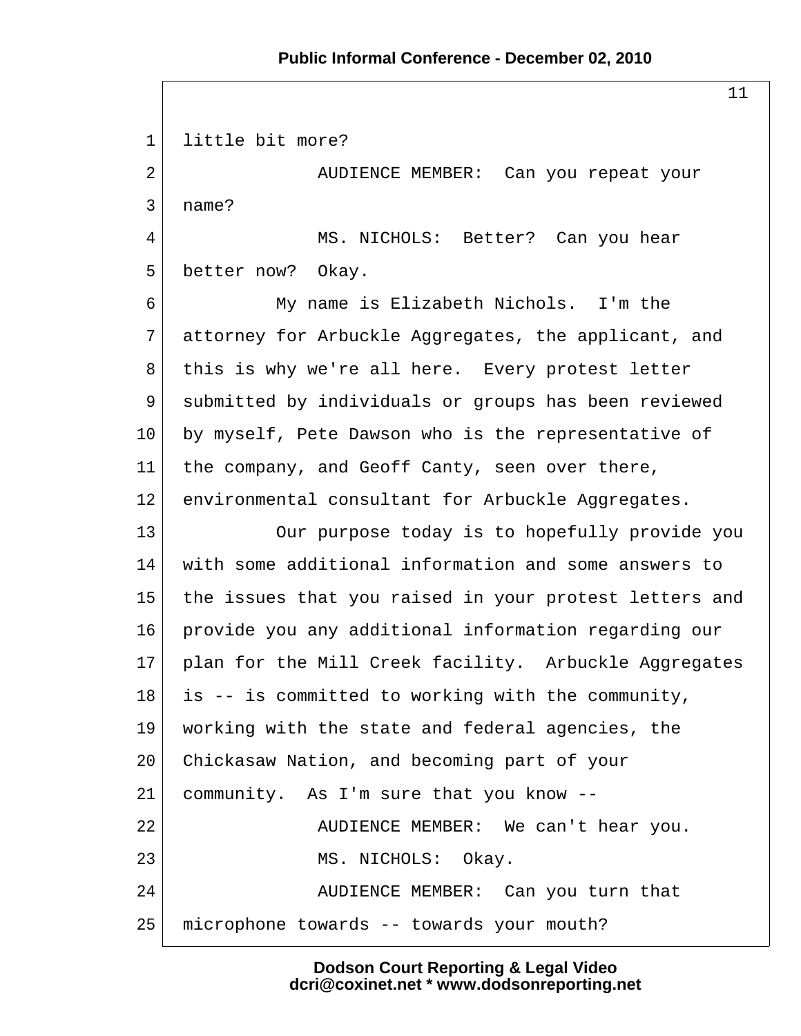little bit more?

AUDIENCE MEMBER: Can you repeat your name?

MS. NICHOLS: Better? Can you hear better now? Okay.

My name is Elizabeth Nichols. I'm the attorney for Arbuckle Aggregates, the applicant, and this is why we're all here. Every protest letter submitted by individuals or groups has been reviewed by myself, Pete Dawson who is the representative of the company, and Geoff Canty, seen over there, environmental consultant for Arbuckle Aggregates.

Our purpose today is to hopefully provide you with some additional information and some answers to the issues that you raised in your protest letters and provide you any additional information regarding our plan for the Mill Creek facility. Arbuckle Aggregates is -- is committed to working with the community, working with the state and federal agencies, the Chickasaw Nation, and becoming part of your community. As I'm sure that you know --

AUDIENCE MEMBER: We can't hear you.

MS. NICHOLS: Okay.

AUDIENCE MEMBER: Can you turn that microphone towards -- towards your mouth?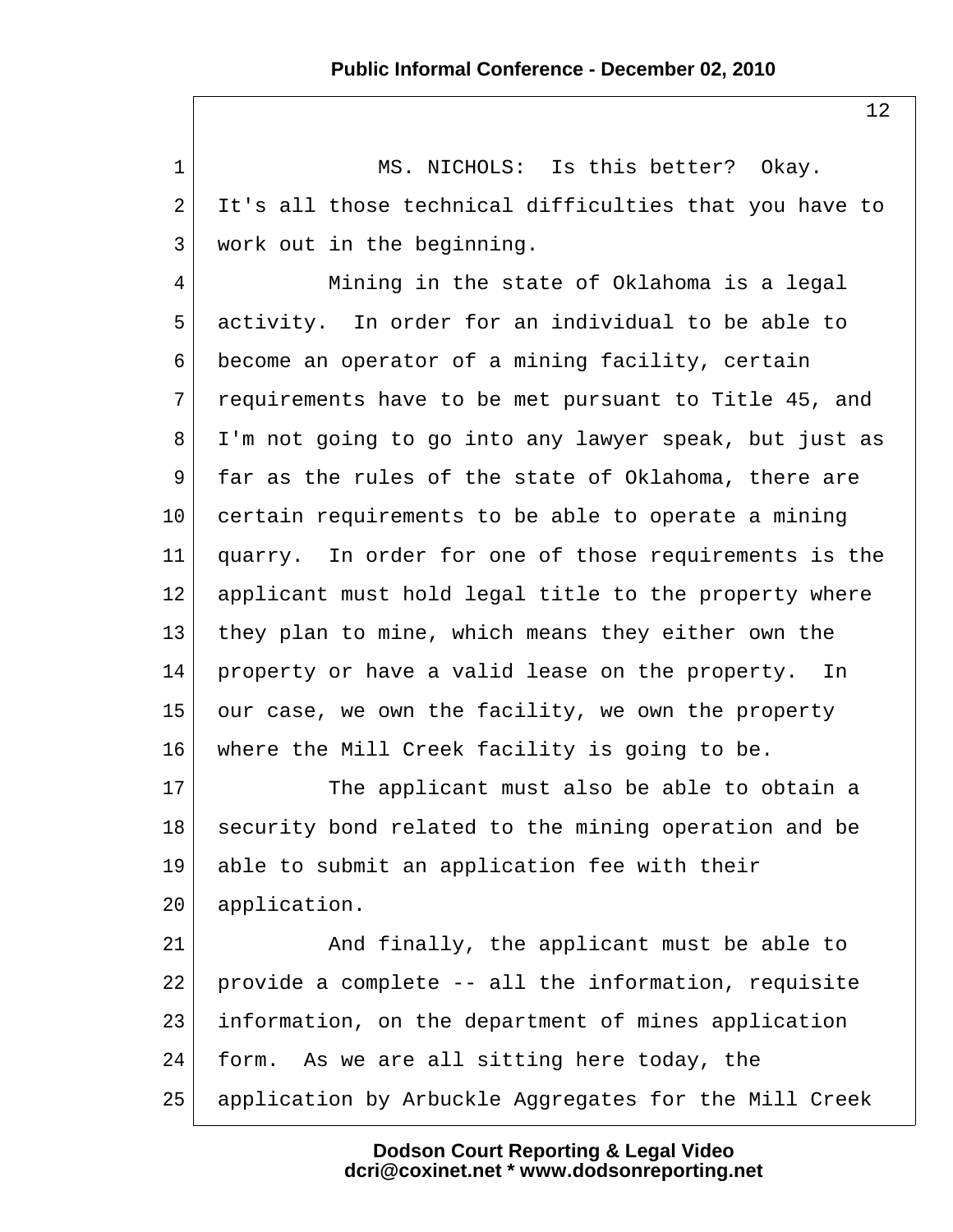MS. NICHOLS: Is this better? Okay. It's all those technical difficulties that you have to work out in the beginning.

Mining in the state of Oklahoma is a legal activity. In order for an individual to be able to become an operator of a mining facility, certain requirements have to be met pursuant to Title 45, and I'm not going to go into any lawyer speak, but just as far as the rules of the state of Oklahoma, there are certain requirements to be able to operate a mining quarry. In order for one of those requirements is the applicant must hold legal title to the property where they plan to mine, which means they either own the property or have a valid lease on the property. In our case, we own the facility, we own the property where the Mill Creek facility is going to be.

The applicant must also be able to obtain a security bond related to the mining operation and be able to submit an application fee with their application.

And finally, the applicant must be able to provide a complete -- all the information, requisite information, on the department of mines application form. As we are all sitting here today, the application by Arbuckle Aggregates for the Mill Creek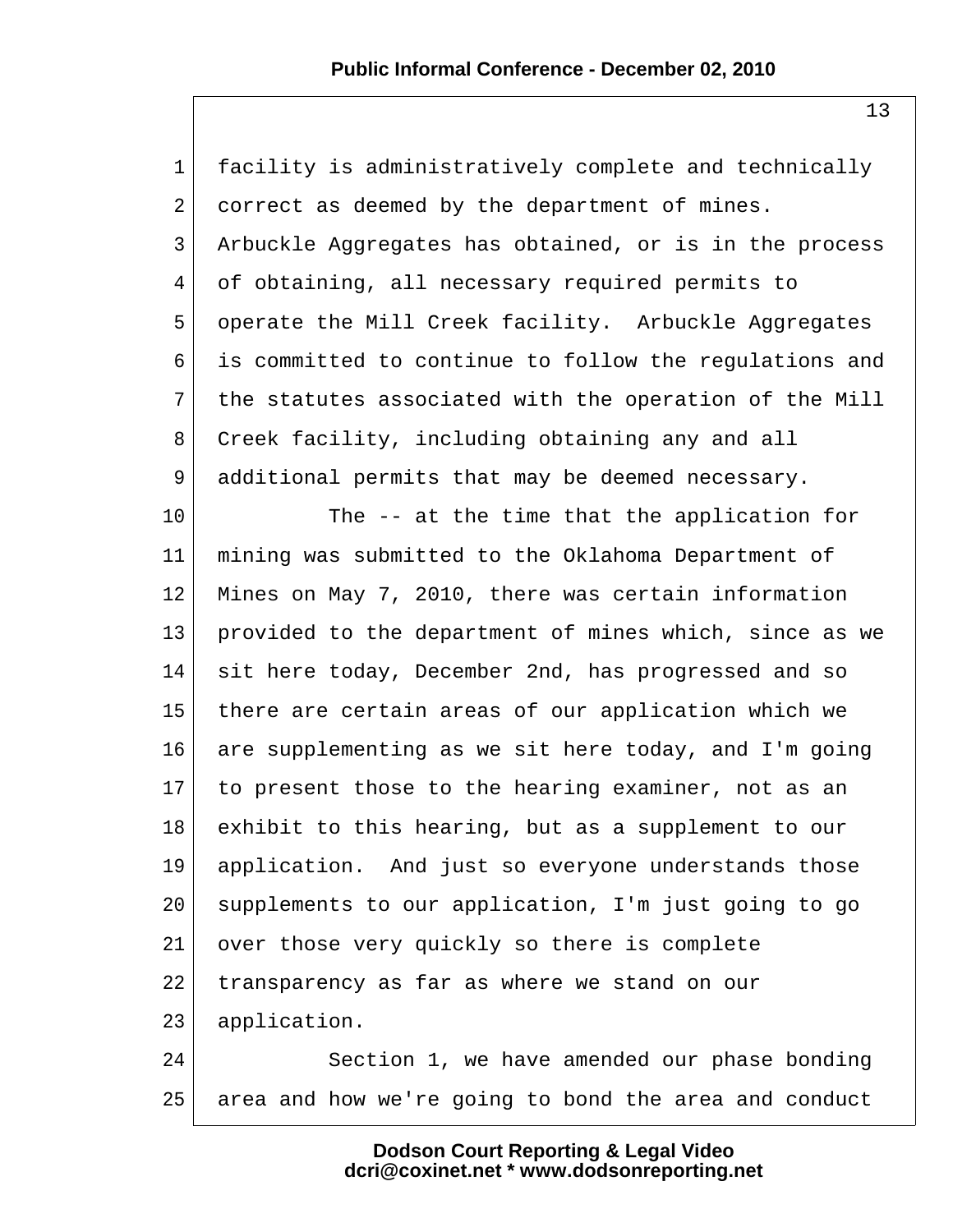facility is administratively complete and technically correct as deemed by the department of mines. Arbuckle Aggregates has obtained, or is in the process of obtaining, all necessary required permits to operate the Mill Creek facility. Arbuckle Aggregates is committed to continue to follow the regulations and the statutes associated with the operation of the Mill Creek facility, including obtaining any and all additional permits that may be deemed necessary.

The -- at the time that the application for mining was submitted to the Oklahoma Department of Mines on May 7, 2010, there was certain information provided to the department of mines which, since as we sit here today, December 2nd, has progressed and so there are certain areas of our application which we are supplementing as we sit here today, and I'm going to present those to the hearing examiner, not as an exhibit to this hearing, but as a supplement to our application. And just so everyone understands those supplements to our application, I'm just going to go over those very quickly so there is complete transparency as far as where we stand on our application.

Section 1, we have amended our phase bonding area and how we're going to bond the area and conduct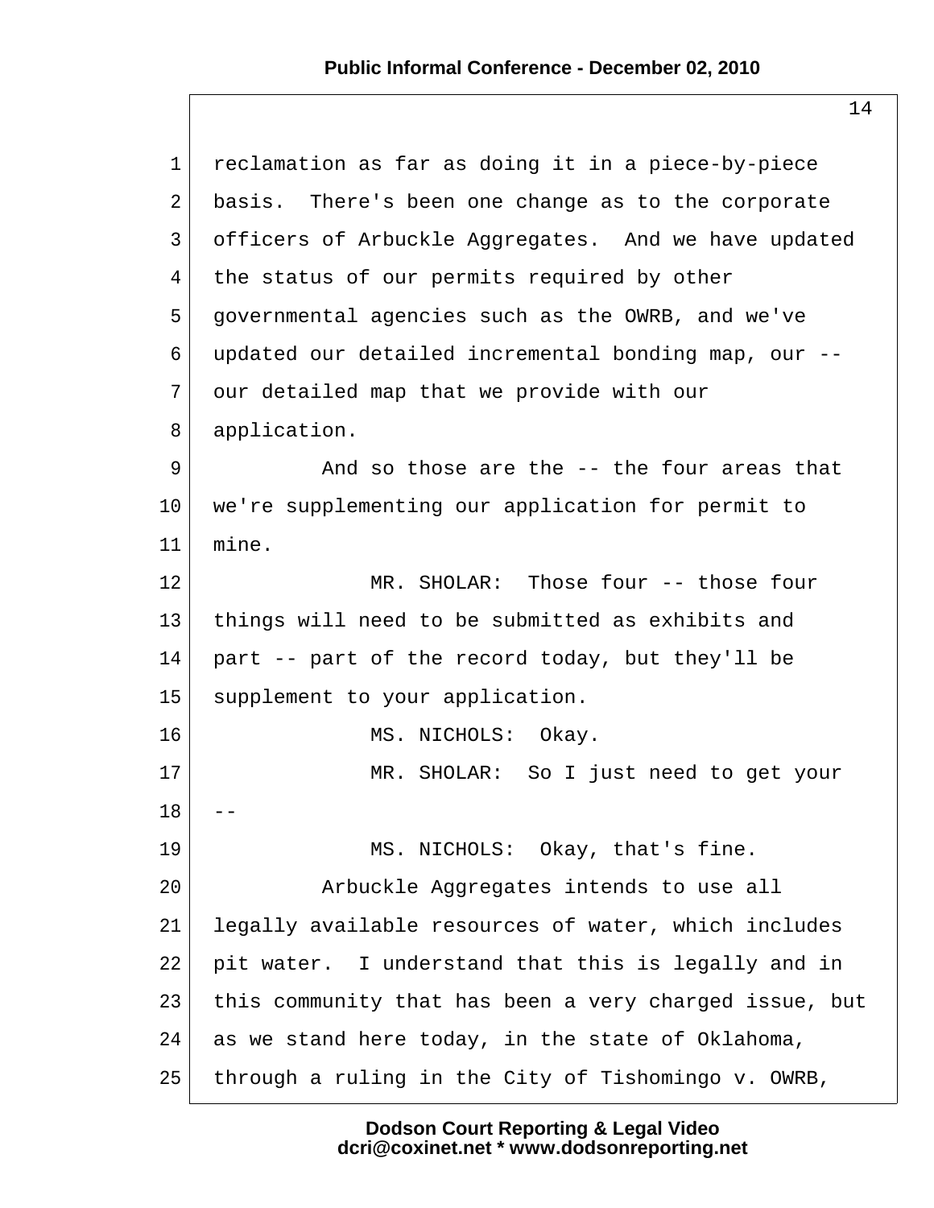reclamation as far as doing it in a piece-by-piece basis. There's been one change as to the corporate officers of Arbuckle Aggregates. And we have updated the status of our permits required by other governmental agencies such as the OWRB, and we've updated our detailed incremental bonding map, our -- our detailed map that we provide with our application.

And so those are the -- the four areas that we're supplementing our application for permit to mine.

MR. SHOLAR: Those four -- those four things will need to be submitted as exhibits and part -- part of the record today, but they'll be supplement to your application.

MS. NICHOLS: Okay.

MR. SHOLAR: So I just need to get your --

MS. NICHOLS: Okay, that's fine.

Arbuckle Aggregates intends to use all legally available resources of water, which includes pit water. I understand that this is legally and in this community that has been a very charged issue, but as we stand here today, in the state of Oklahoma, through a ruling in the City of Tishomingo v. OWRB,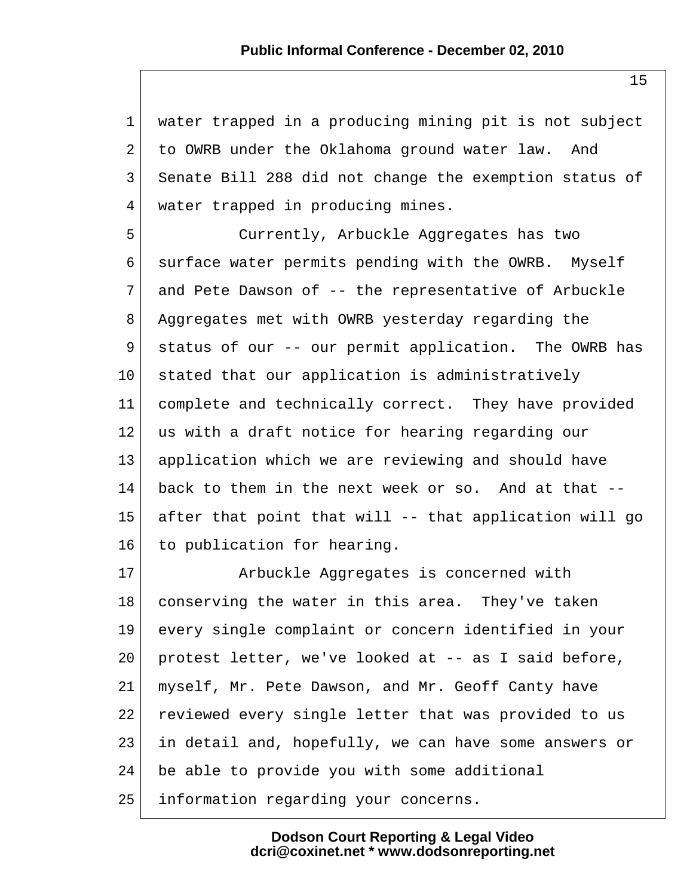water trapped in a producing mining pit is not subject to OWRB under the Oklahoma ground water law. And Senate Bill 288 did not change the exemption status of water trapped in producing mines.

Currently, Arbuckle Aggregates has two surface water permits pending with the OWRB. Myself and Pete Dawson of -- the representative of Arbuckle Aggregates met with OWRB yesterday regarding the status of our -- our permit application. The OWRB has stated that our application is administratively complete and technically correct. They have provided us with a draft notice for hearing regarding our application which we are reviewing and should have back to them in the next week or so. And at that -- after that point that will -- that application will go to publication for hearing.

Arbuckle Aggregates is concerned with conserving the water in this area. They've taken every single complaint or concern identified in your protest letter, we've looked at -- as I said before, myself, Mr. Pete Dawson, and Mr. Geoff Canty have reviewed every single letter that was provided to us in detail and, hopefully, we can have some answers or be able to provide you with some additional information regarding your concerns.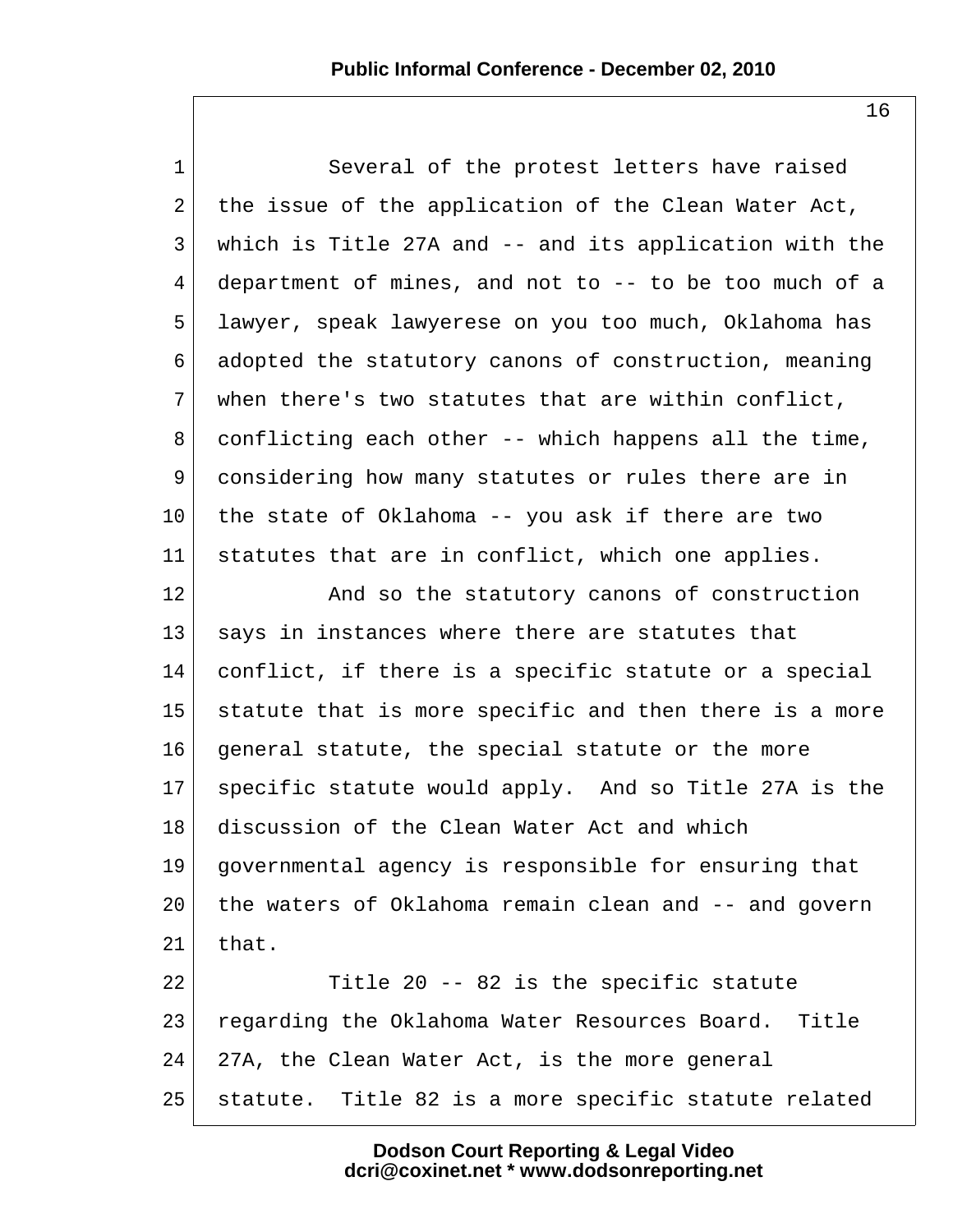Several of the protest letters have raised the issue of the application of the Clean Water Act, which is Title 27A and -- and its application with the department of mines, and not to -- to be too much of a lawyer, speak lawyerese on you too much, Oklahoma has adopted the statutory canons of construction, meaning when there's two statutes that are within conflict, conflicting each other -- which happens all the time, considering how many statutes or rules there are in the state of Oklahoma -- you ask if there are two statutes that are in conflict, which one applies.

And so the statutory canons of construction says in instances where there are statutes that conflict, if there is a specific statute or a special statute that is more specific and then there is a more general statute, the special statute or the more specific statute would apply. And so Title 27A is the discussion of the Clean Water Act and which governmental agency is responsible for ensuring that the waters of Oklahoma remain clean and -- and govern that.

Title 20 -- 82 is the specific statute regarding the Oklahoma Water Resources Board. Title 27A, the Clean Water Act, is the more general statute. Title 82 is a more specific statute related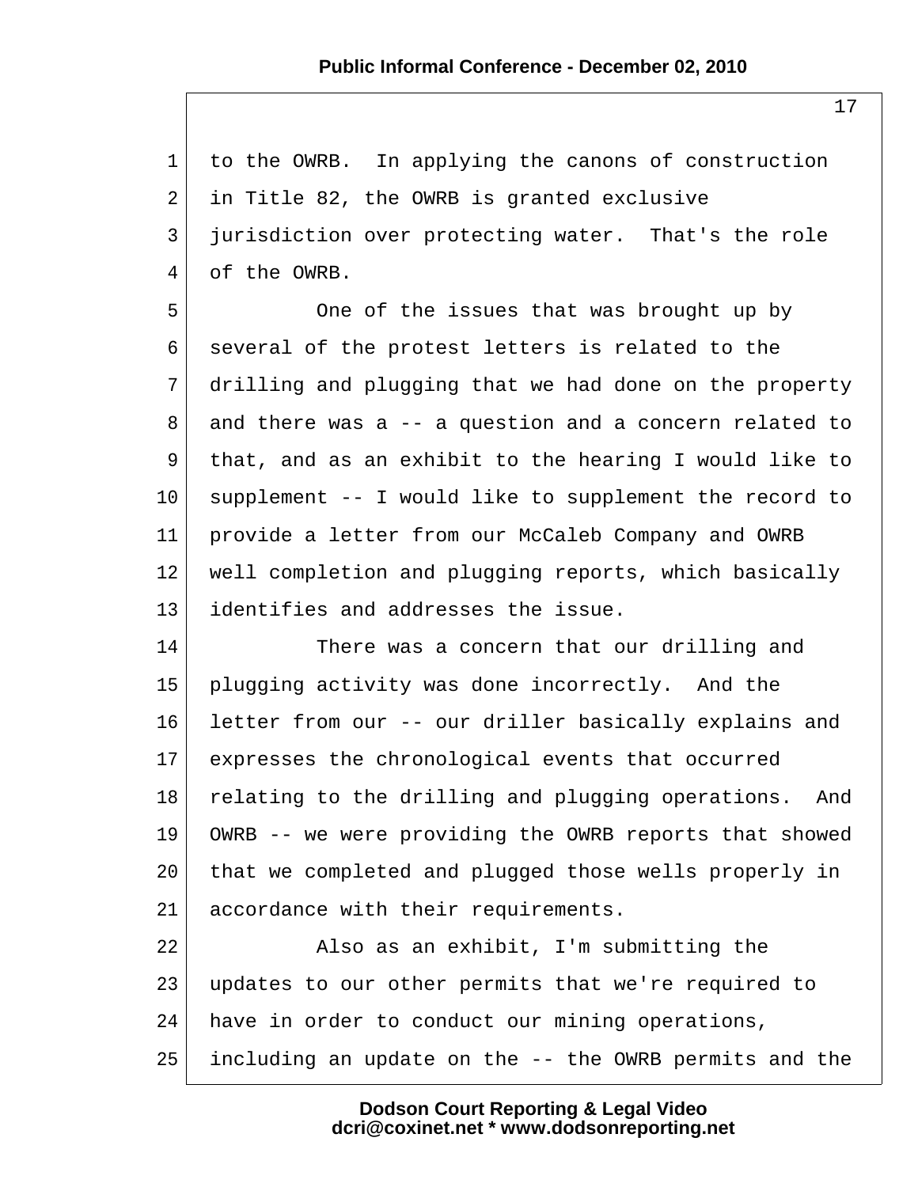to the OWRB. In applying the canons of construction in Title 82, the OWRB is granted exclusive jurisdiction over protecting water. That's the role of the OWRB.

One of the issues that was brought up by several of the protest letters is related to the drilling and plugging that we had done on the property and there was a -- a question and a concern related to that, and as an exhibit to the hearing I would like to supplement -- I would like to supplement the record to provide a letter from our McCaleb Company and OWRB well completion and plugging reports, which basically identifies and addresses the issue.

There was a concern that our drilling and plugging activity was done incorrectly. And the letter from our -- our driller basically explains and expresses the chronological events that occurred relating to the drilling and plugging operations. And OWRB -- we were providing the OWRB reports that showed that we completed and plugged those wells properly in accordance with their requirements.

Also as an exhibit, I'm submitting the updates to our other permits that we're required to have in order to conduct our mining operations, including an update on the -- the OWRB permits and the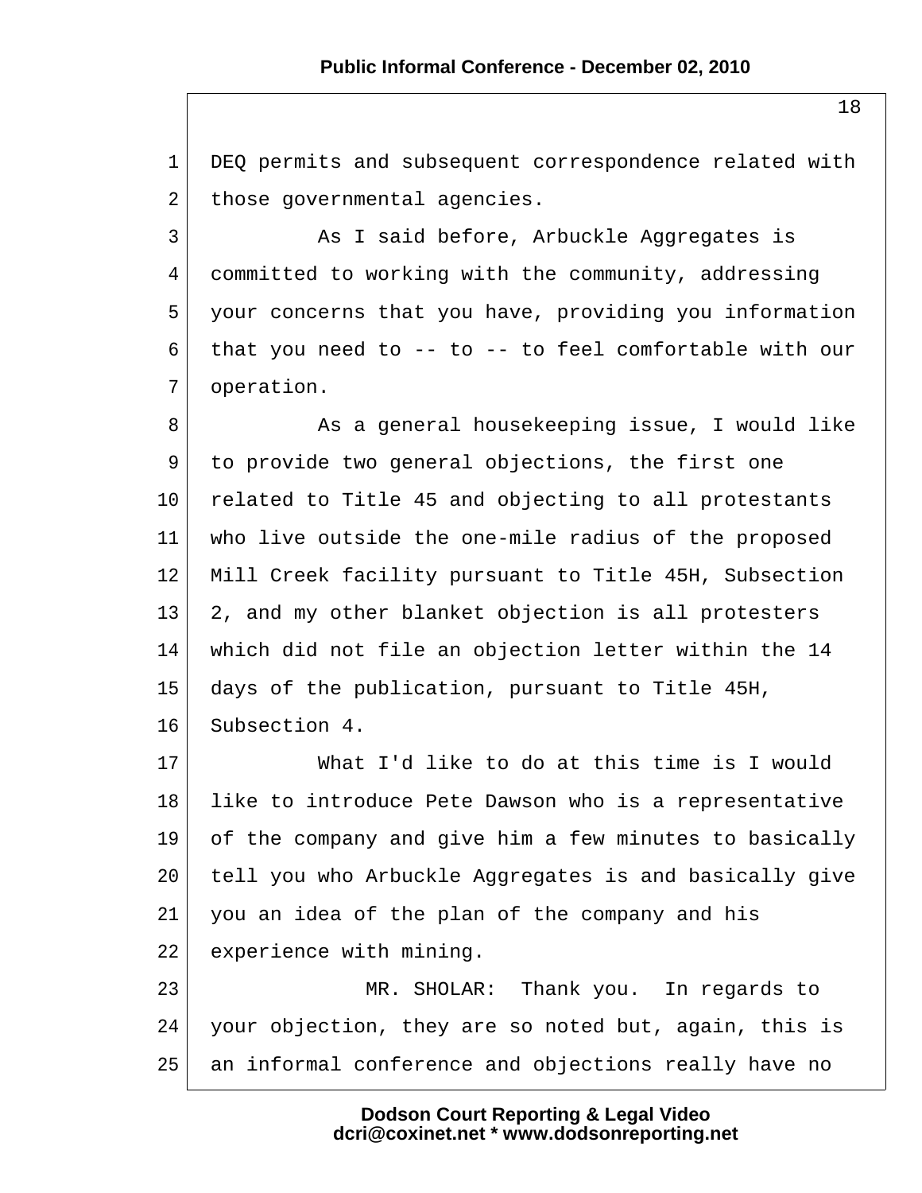DEQ permits and subsequent correspondence related with those governmental agencies.

As I said before, Arbuckle Aggregates is committed to working with the community, addressing your concerns that you have, providing you information that you need to -- to -- to feel comfortable with our operation.

As a general housekeeping issue, I would like to provide two general objections, the first one related to Title 45 and objecting to all protestants who live outside the one-mile radius of the proposed Mill Creek facility pursuant to Title 45H, Subsection 2, and my other blanket objection is all protesters which did not file an objection letter within the 14 days of the publication, pursuant to Title 45H, Subsection 4.

What I'd like to do at this time is I would like to introduce Pete Dawson who is a representative of the company and give him a few minutes to basically tell you who Arbuckle Aggregates is and basically give you an idea of the plan of the company and his experience with mining.

MR. SHOLAR: Thank you. In regards to your objection, they are so noted but, again, this is an informal conference and objections really have no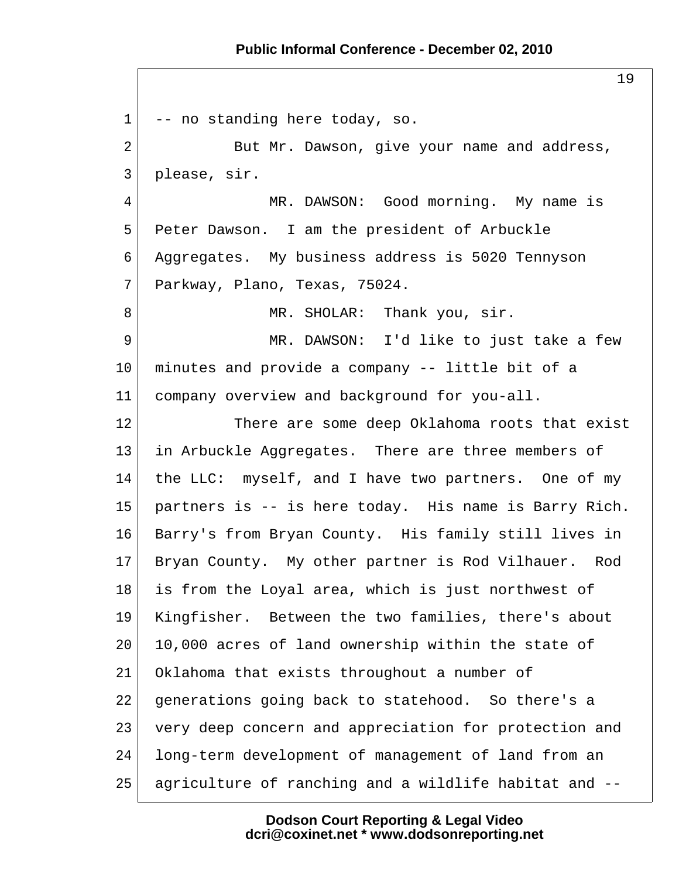-- no standing here today, so.

But Mr. Dawson, give your name and address, please, sir.

MR. DAWSON: Good morning. My name is Peter Dawson. I am the president of Arbuckle Aggregates. My business address is 5020 Tennyson Parkway, Plano, Texas, 75024.

MR. SHOLAR: Thank you, sir.

MR. DAWSON: I'd like to just take a few minutes and provide a company -- little bit of a company overview and background for you-all.

There are some deep Oklahoma roots that exist in Arbuckle Aggregates. There are three members of the LLC: myself, and I have two partners. One of my partners is -- is here today. His name is Barry Rich. Barry's from Bryan County. His family still lives in Bryan County. My other partner is Rod Vilhauer. Rod is from the Loyal area, which is just northwest of Kingfisher. Between the two families, there's about 10,000 acres of land ownership within the state of Oklahoma that exists throughout a number of generations going back to statehood. So there's a very deep concern and appreciation for protection and long-term development of management of land from an agriculture of ranching and a wildlife habitat and --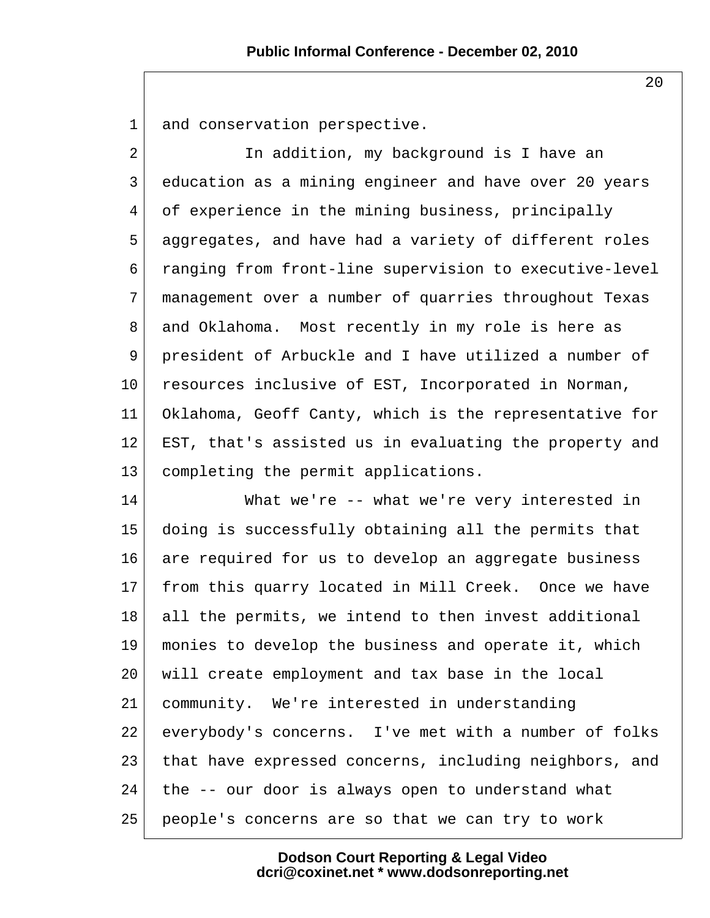and conservation perspective.

In addition, my background is I have an education as a mining engineer and have over 20 years of experience in the mining business, principally aggregates, and have had a variety of different roles ranging from front-line supervision to executive-level management over a number of quarries throughout Texas and Oklahoma. Most recently in my role is here as president of Arbuckle and I have utilized a number of resources inclusive of EST, Incorporated in Norman, Oklahoma, Geoff Canty, which is the representative for EST, that's assisted us in evaluating the property and completing the permit applications.

What we're -- what we're very interested in doing is successfully obtaining all the permits that are required for us to develop an aggregate business from this quarry located in Mill Creek. Once we have all the permits, we intend to then invest additional monies to develop the business and operate it, which will create employment and tax base in the local community. We're interested in understanding everybody's concerns. I've met with a number of folks that have expressed concerns, including neighbors, and the -- our door is always open to understand what people's concerns are so that we can try to work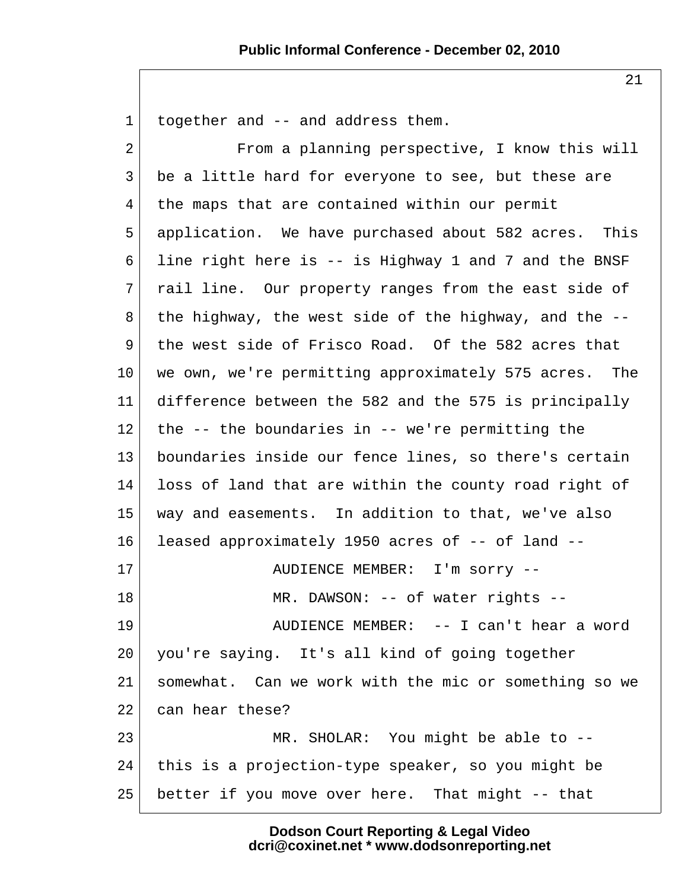together and -- and address them.

From a planning perspective, I know this will be a little hard for everyone to see, but these are the maps that are contained within our permit application. We have purchased about 582 acres. This line right here is -- is Highway 1 and 7 and the BNSF rail line. Our property ranges from the east side of the highway, the west side of the highway, and the -- the west side of Frisco Road. Of the 582 acres that we own, we're permitting approximately 575 acres. The difference between the 582 and the 575 is principally the -- the boundaries in -- we're permitting the boundaries inside our fence lines, so there's certain loss of land that are within the county road right of way and easements. In addition to that, we've also leased approximately 1950 acres of -- of land --

AUDIENCE MEMBER: I'm sorry --

MR. DAWSON: -- of water rights --

AUDIENCE MEMBER: -- I can't hear a word you're saying. It's all kind of going together somewhat. Can we work with the mic or something so we can hear these?

MR. SHOLAR: You might be able to -- this is a projection-type speaker, so you might be better if you move over here. That might -- that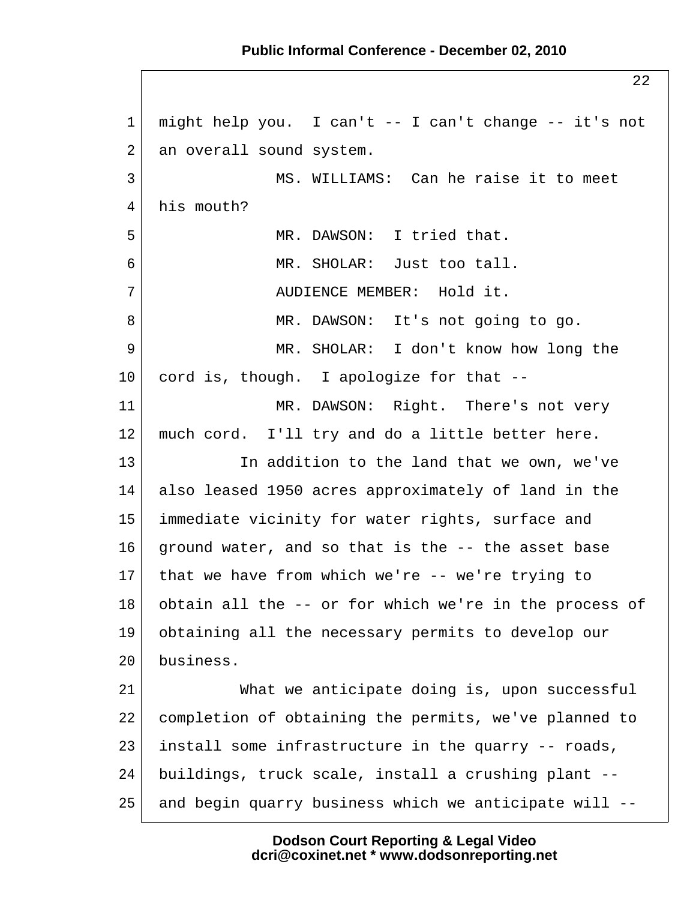might help you. I can't -- I can't change -- it's not an overall sound system.

MS. WILLIAMS: Can he raise it to meet his mouth?

MR. DAWSON: I tried that.

MR. SHOLAR: Just too tall.

AUDIENCE MEMBER: Hold it.

MR. DAWSON: It's not going to go.

MR. SHOLAR: I don't know how long the cord is, though. I apologize for that --

MR. DAWSON: Right. There's not very much cord. I'll try and do a little better here.

In addition to the land that we own, we've also leased 1950 acres approximately of land in the immediate vicinity for water rights, surface and ground water, and so that is the -- the asset base that we have from which we're -- we're trying to obtain all the -- or for which we're in the process of obtaining all the necessary permits to develop our business.

What we anticipate doing is, upon successful completion of obtaining the permits, we've planned to install some infrastructure in the quarry -- roads, buildings, truck scale, install a crushing plant -- and begin quarry business which we anticipate will --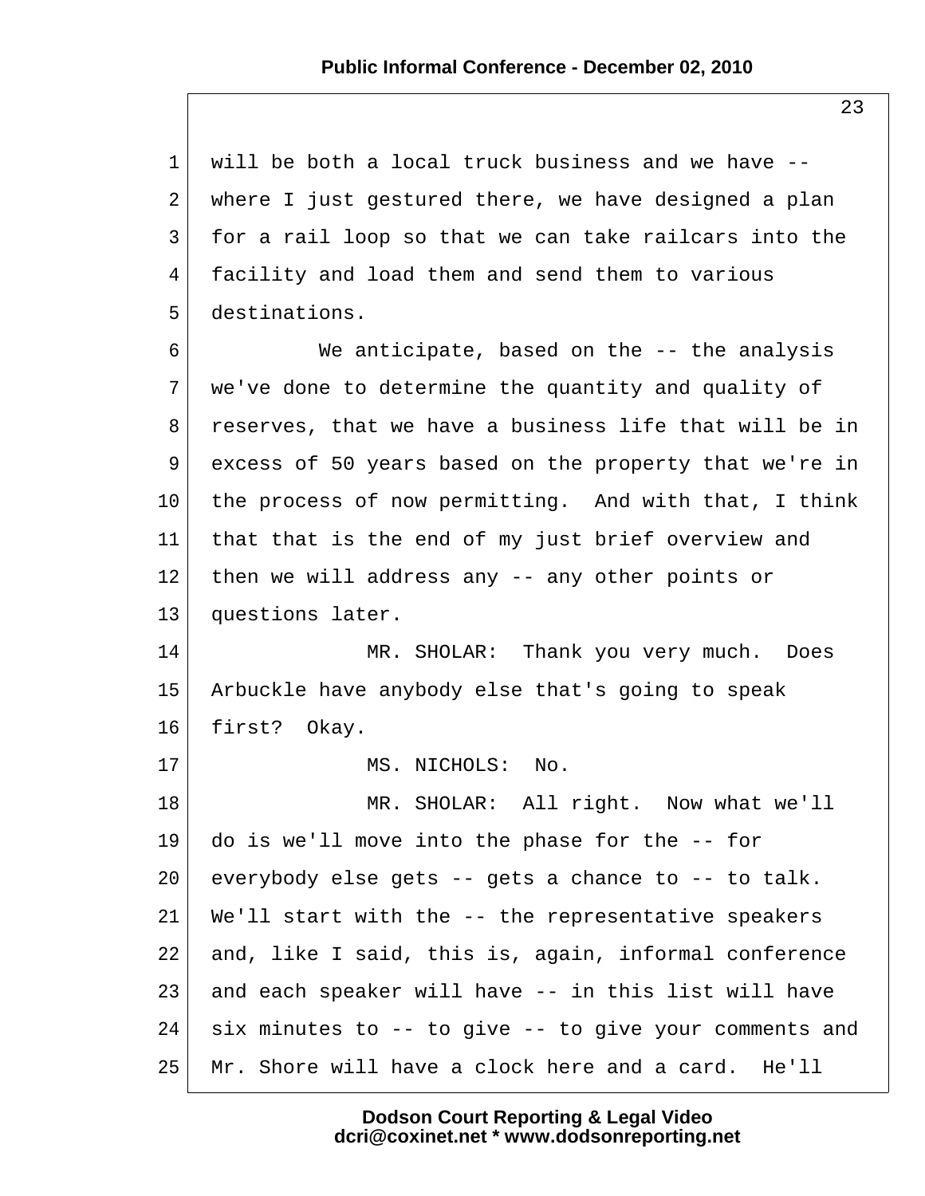will be both a local truck business and we have -- where I just gestured there, we have designed a plan for a rail loop so that we can take railcars into the facility and load them and send them to various destinations.

We anticipate, based on the -- the analysis we've done to determine the quantity and quality of reserves, that we have a business life that will be in excess of 50 years based on the property that we're in the process of now permitting. And with that, I think that that is the end of my just brief overview and then we will address any -- any other points or questions later.

MR. SHOLAR: Thank you very much. Does Arbuckle have anybody else that's going to speak first? Okay.

MS. NICHOLS: No.

MR. SHOLAR: All right. Now what we'll do is we'll move into the phase for the -- for everybody else gets -- gets a chance to -- to talk. We'll start with the -- the representative speakers and, like I said, this is, again, informal conference and each speaker will have -- in this list will have six minutes to -- to give -- to give your comments and Mr. Shore will have a clock here and a card. He'll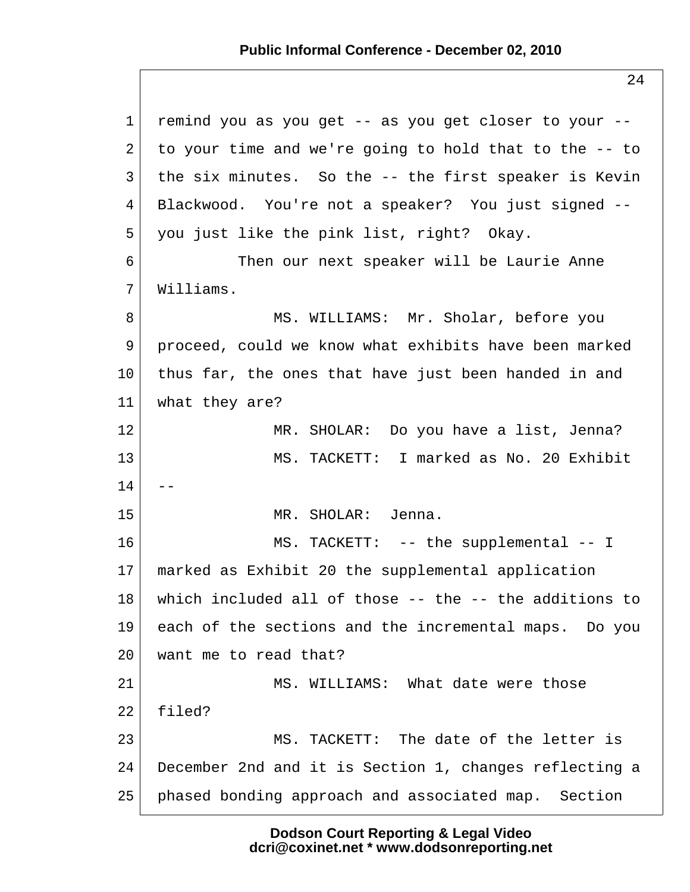remind you as you get -- as you get closer to your -- to your time and we're going to hold that to the -- to the six minutes. So the -- the first speaker is Kevin Blackwood. You're not a speaker? You just signed -- you just like the pink list, right? Okay.

Then our next speaker will be Laurie Anne Williams.

MS. WILLIAMS: Mr. Sholar, before you proceed, could we know what exhibits have been marked thus far, the ones that have just been handed in and what they are?

MR. SHOLAR: Do you have a list, Jenna?

MS. TACKETT: I marked as No. 20 Exhibit --

MR. SHOLAR: Jenna.

MS. TACKETT: -- the supplemental -- I marked as Exhibit 20 the supplemental application which included all of those -- the -- the additions to each of the sections and the incremental maps. Do you want me to read that?

MS. WILLIAMS: What date were those filed?

MS. TACKETT: The date of the letter is December 2nd and it is Section 1, changes reflecting a phased bonding approach and associated map. Section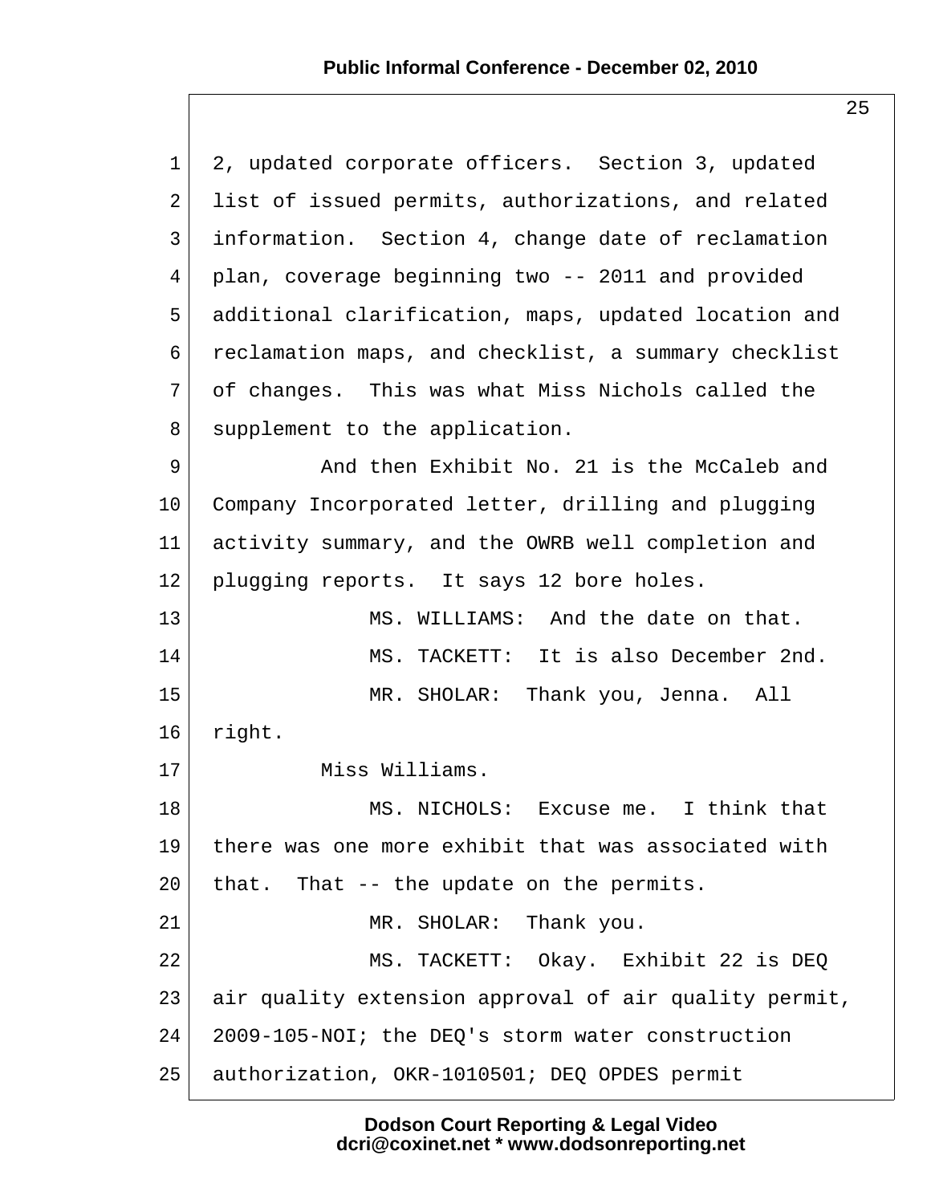2, updated corporate officers. Section 3, updated list of issued permits, authorizations, and related information. Section 4, change date of reclamation plan, coverage beginning two -- 2011 and provided additional clarification, maps, updated location and reclamation maps, and checklist, a summary checklist of changes. This was what Miss Nichols called the supplement to the application.

And then Exhibit No. 21 is the McCaleb and Company Incorporated letter, drilling and plugging activity summary, and the OWRB well completion and plugging reports. It says 12 bore holes.

MS. WILLIAMS: And the date on that.

MS. TACKETT: It is also December 2nd.

MR. SHOLAR: Thank you, Jenna. All right.

Miss Williams.

MS. NICHOLS: Excuse me. I think that there was one more exhibit that was associated with that. That -- the update on the permits.

MR. SHOLAR: Thank you.

MS. TACKETT: Okay. Exhibit 22 is DEQ air quality extension approval of air quality permit, 2009-105-NOI; the DEQ's storm water construction authorization, OKR-1010501; DEQ OPDES permit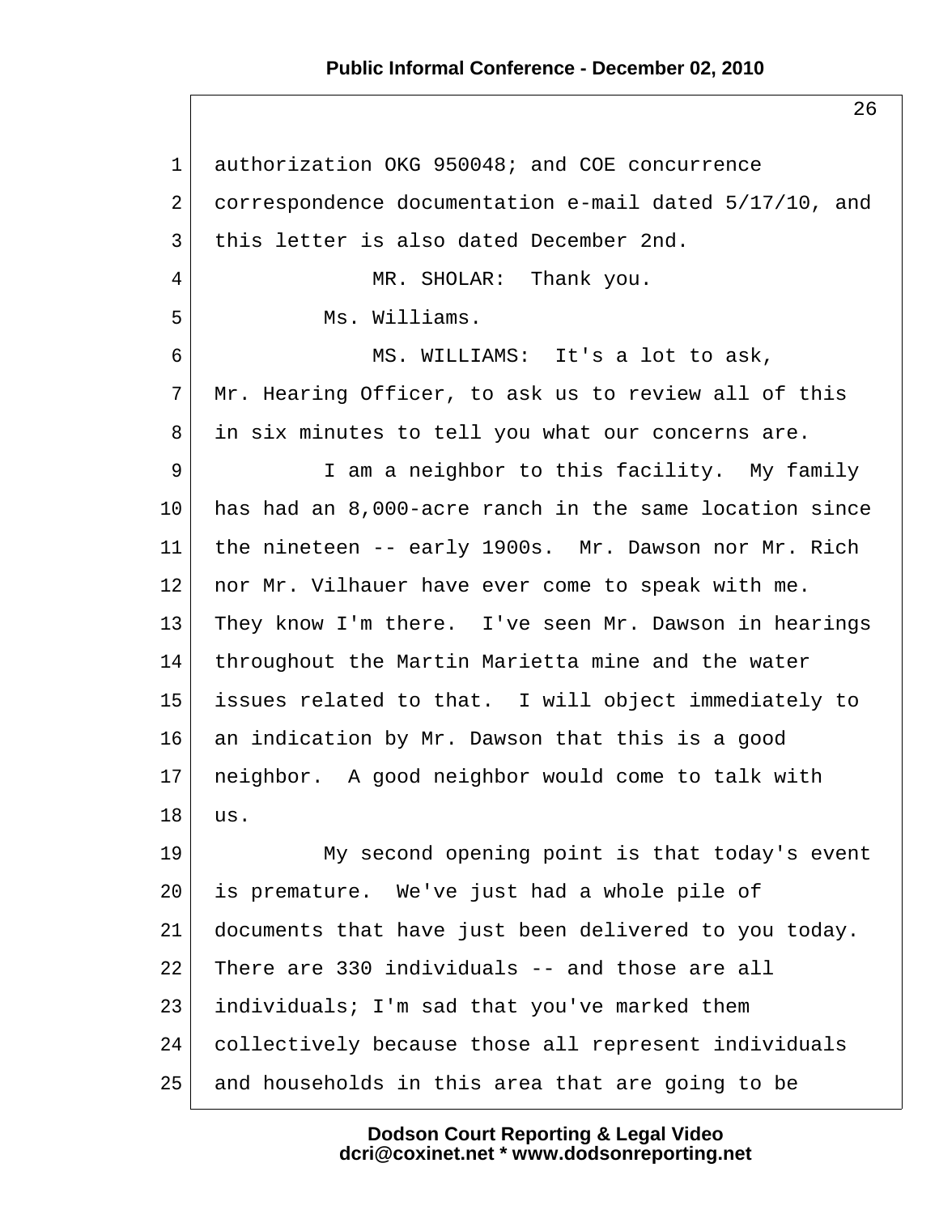authorization OKG 950048; and COE concurrence correspondence documentation e-mail dated 5/17/10, and this letter is also dated December 2nd.

MR. SHOLAR: Thank you.

Ms. Williams.

MS. WILLIAMS: It's a lot to ask, Mr. Hearing Officer, to ask us to review all of this in six minutes to tell you what our concerns are.

I am a neighbor to this facility. My family has had an 8,000-acre ranch in the same location since the nineteen -- early 1900s. Mr. Dawson nor Mr. Rich nor Mr. Vilhauer have ever come to speak with me. They know I'm there. I've seen Mr. Dawson in hearings throughout the Martin Marietta mine and the water issues related to that. I will object immediately to an indication by Mr. Dawson that this is a good neighbor. A good neighbor would come to talk with us.

My second opening point is that today's event is premature. We've just had a whole pile of documents that have just been delivered to you today. There are 330 individuals -- and those are all individuals; I'm sad that you've marked them collectively because those all represent individuals and households in this area that are going to be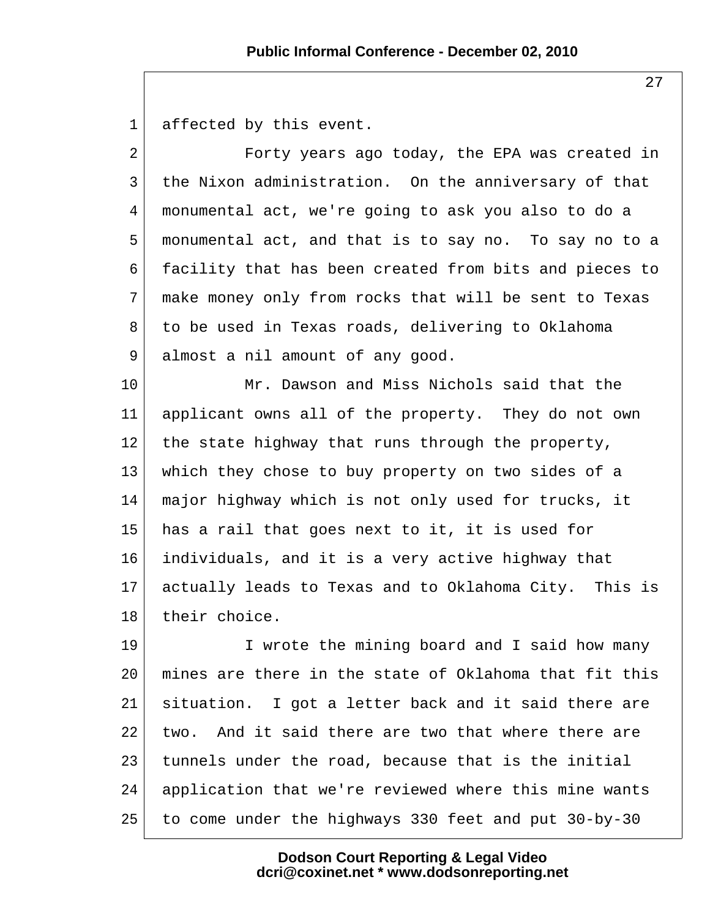affected by this event.

Forty years ago today, the EPA was created in the Nixon administration. On the anniversary of that monumental act, we're going to ask you also to do a monumental act, and that is to say no. To say no to a facility that has been created from bits and pieces to make money only from rocks that will be sent to Texas to be used in Texas roads, delivering to Oklahoma almost a nil amount of any good.

Mr. Dawson and Miss Nichols said that the applicant owns all of the property. They do not own the state highway that runs through the property, which they chose to buy property on two sides of a major highway which is not only used for trucks, it has a rail that goes next to it, it is used for individuals, and it is a very active highway that actually leads to Texas and to Oklahoma City. This is their choice.

I wrote the mining board and I said how many mines are there in the state of Oklahoma that fit this situation. I got a letter back and it said there are two. And it said there are two that where there are tunnels under the road, because that is the initial application that we're reviewed where this mine wants to come under the highways 330 feet and put 30-by-30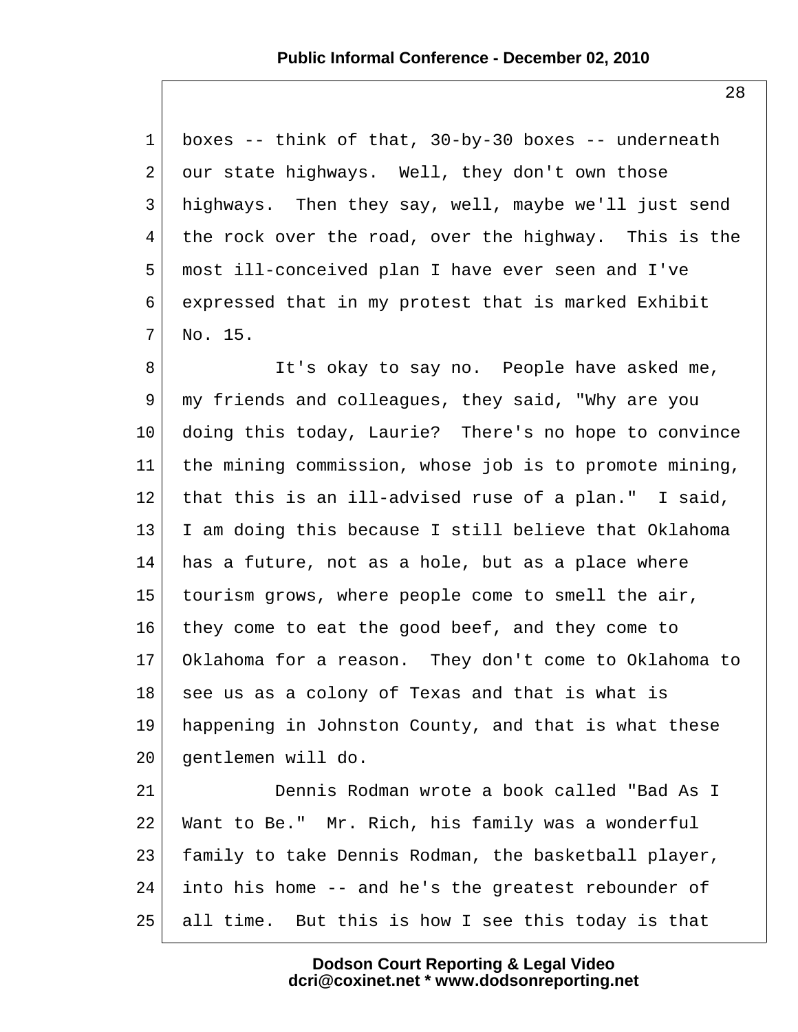boxes -- think of that, 30-by-30 boxes -- underneath our state highways. Well, they don't own those highways. Then they say, well, maybe we'll just send the rock over the road, over the highway. This is the most ill-conceived plan I have ever seen and I've expressed that in my protest that is marked Exhibit No. 15.

It's okay to say no. People have asked me, my friends and colleagues, they said, "Why are you doing this today, Laurie? There's no hope to convince the mining commission, whose job is to promote mining, that this is an ill-advised ruse of a plan." I said, I am doing this because I still believe that Oklahoma has a future, not as a hole, but as a place where tourism grows, where people come to smell the air, they come to eat the good beef, and they come to Oklahoma for a reason. They don't come to Oklahoma to see us as a colony of Texas and that is what is happening in Johnston County, and that is what these gentlemen will do.

Dennis Rodman wrote a book called "Bad As I Want to Be." Mr. Rich, his family was a wonderful family to take Dennis Rodman, the basketball player, into his home -- and he's the greatest rebounder of all time. But this is how I see this today is that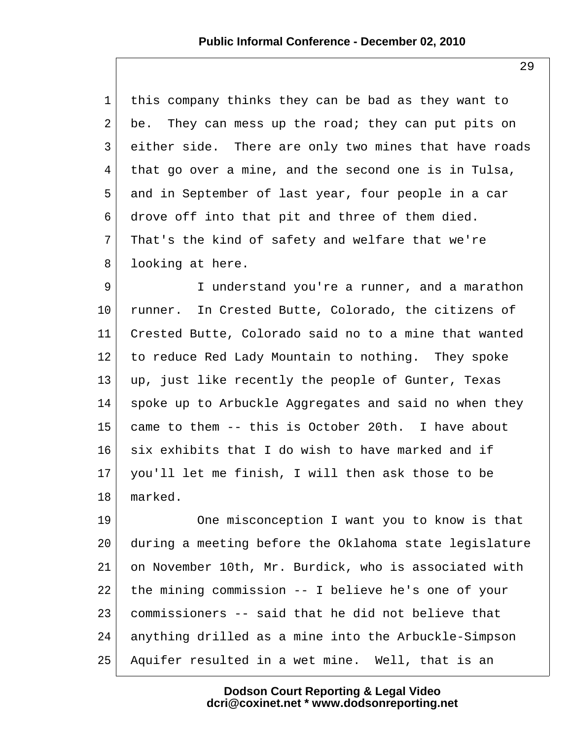this company thinks they can be bad as they want to be. They can mess up the road; they can put pits on either side. There are only two mines that have roads that go over a mine, and the second one is in Tulsa, and in September of last year, four people in a car drove off into that pit and three of them died. That's the kind of safety and welfare that we're looking at here.

I understand you're a runner, and a marathon runner. In Crested Butte, Colorado, the citizens of Crested Butte, Colorado said no to a mine that wanted to reduce Red Lady Mountain to nothing. They spoke up, just like recently the people of Gunter, Texas spoke up to Arbuckle Aggregates and said no when they came to them -- this is October 20th. I have about six exhibits that I do wish to have marked and if you'll let me finish, I will then ask those to be marked.

One misconception I want you to know is that during a meeting before the Oklahoma state legislature on November 10th, Mr. Burdick, who is associated with the mining commission -- I believe he's one of your commissioners -- said that he did not believe that anything drilled as a mine into the Arbuckle-Simpson Aquifer resulted in a wet mine. Well, that is an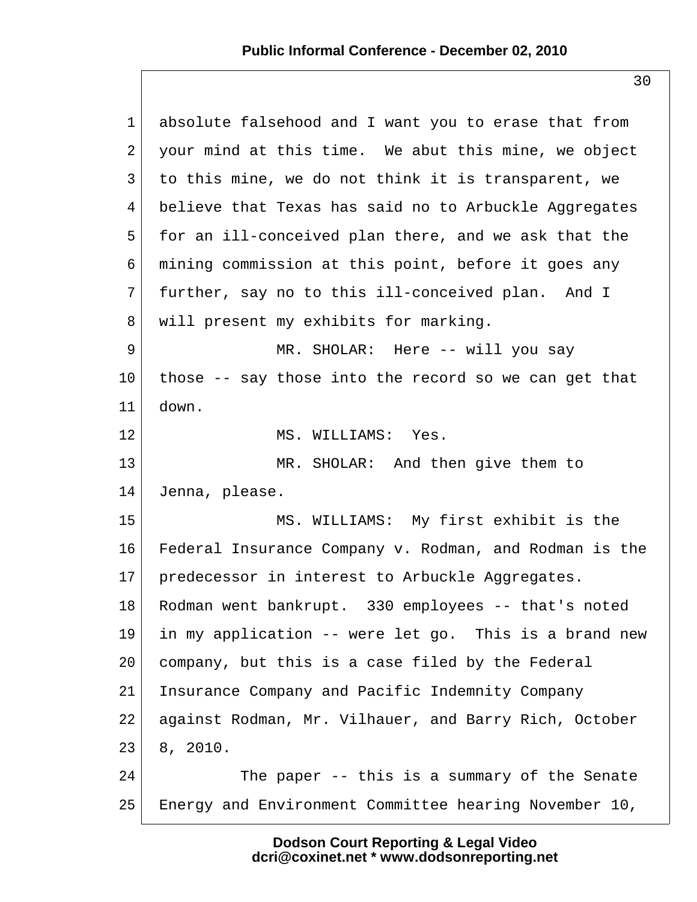absolute falsehood and I want you to erase that from your mind at this time. We abut this mine, we object to this mine, we do not think it is transparent, we believe that Texas has said no to Arbuckle Aggregates for an ill-conceived plan there, and we ask that the mining commission at this point, before it goes any further, say no to this ill-conceived plan. And I will present my exhibits for marking.

MR. SHOLAR: Here -- will you say those -- say those into the record so we can get that down.

MS. WILLIAMS: Yes.

MR. SHOLAR: And then give them to Jenna, please.

MS. WILLIAMS: My first exhibit is the Federal Insurance Company v. Rodman, and Rodman is the predecessor in interest to Arbuckle Aggregates. Rodman went bankrupt. 330 employees -- that's noted in my application -- were let go. This is a brand new company, but this is a case filed by the Federal Insurance Company and Pacific Indemnity Company against Rodman, Mr. Vilhauer, and Barry Rich, October 8, 2010.

The paper -- this is a summary of the Senate Energy and Environment Committee hearing November 10,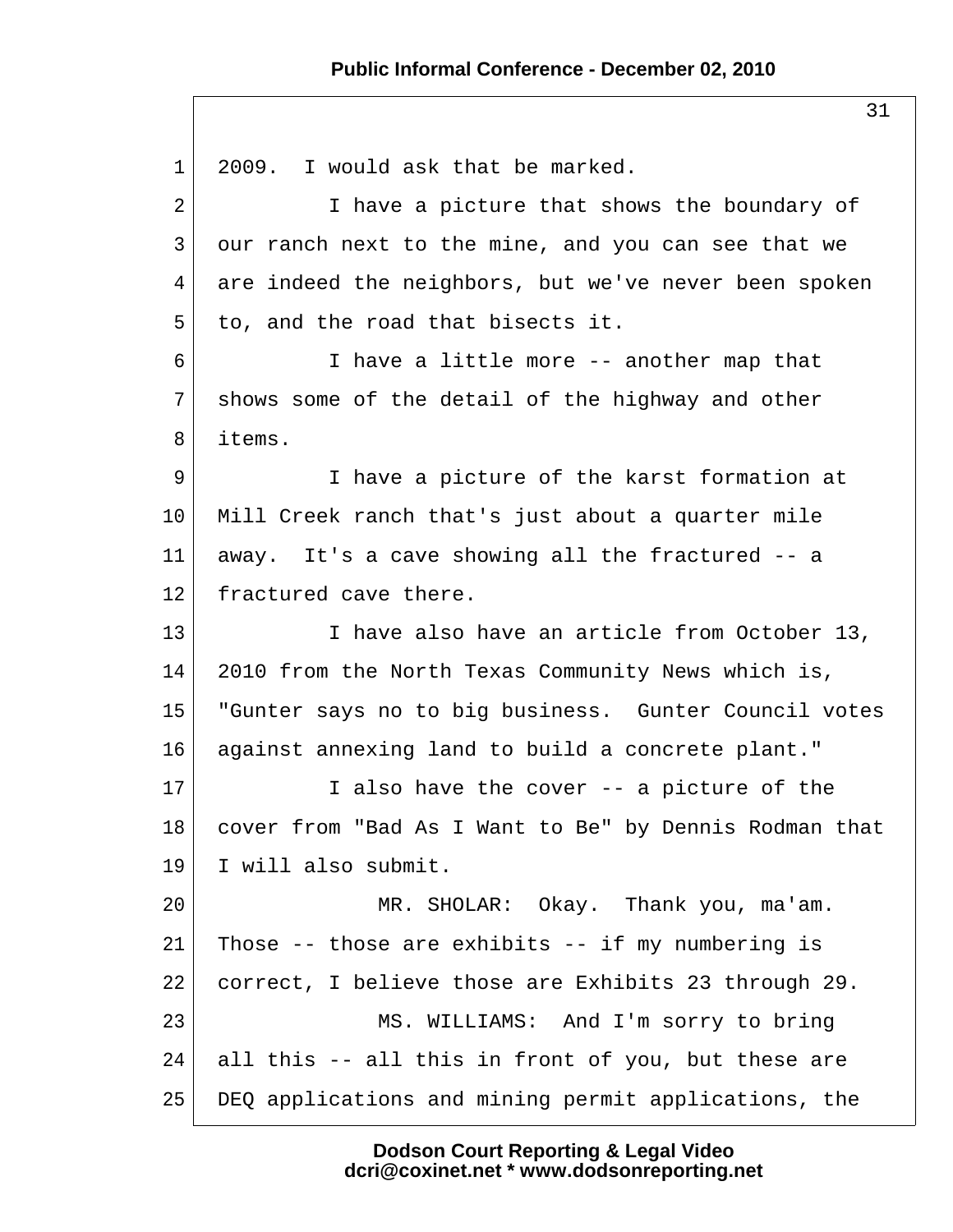2009. I would ask that be marked.

I have a picture that shows the boundary of our ranch next to the mine, and you can see that we are indeed the neighbors, but we've never been spoken to, and the road that bisects it.

I have a little more -- another map that shows some of the detail of the highway and other items.

I have a picture of the karst formation at Mill Creek ranch that's just about a quarter mile away. It's a cave showing all the fractured -- a fractured cave there.

I have also have an article from October 13, 2010 from the North Texas Community News which is, "Gunter says no to big business. Gunter Council votes against annexing land to build a concrete plant."

I also have the cover -- a picture of the cover from "Bad As I Want to Be" by Dennis Rodman that I will also submit.

MR. SHOLAR: Okay. Thank you, ma'am. Those -- those are exhibits -- if my numbering is correct, I believe those are Exhibits 23 through 29.

MS. WILLIAMS: And I'm sorry to bring all this -- all this in front of you, but these are DEQ applications and mining permit applications, the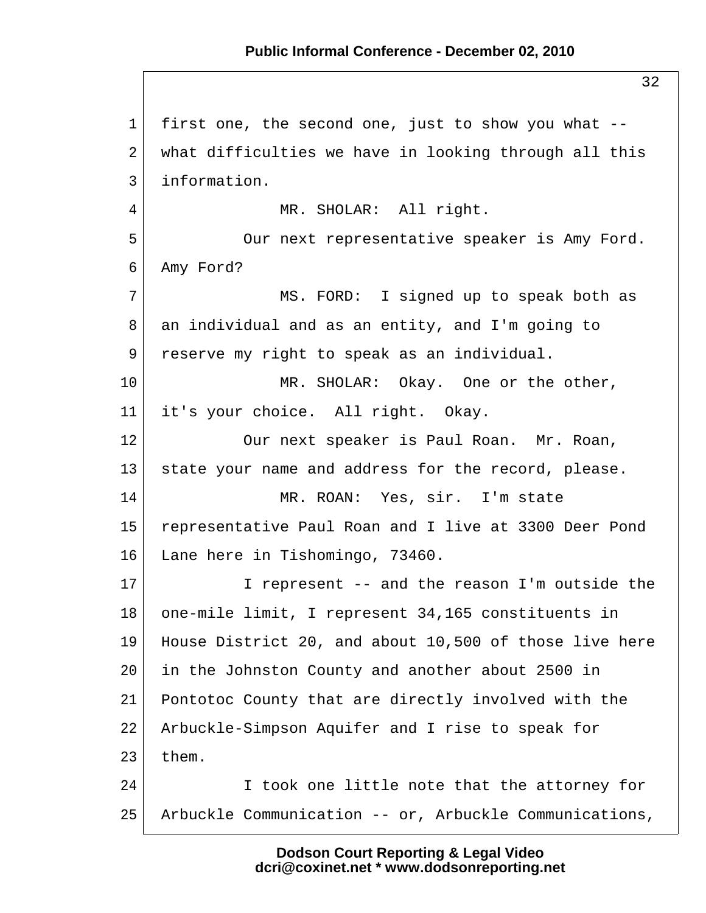first one, the second one, just to show you what -- what difficulties we have in looking through all this information.

MR. SHOLAR: All right.

Our next representative speaker is Amy Ford. Amy Ford?

MS. FORD: I signed up to speak both as an individual and as an entity, and I'm going to reserve my right to speak as an individual.

MR. SHOLAR: Okay. One or the other, it's your choice. All right. Okay.

Our next speaker is Paul Roan. Mr. Roan, state your name and address for the record, please.

MR. ROAN: Yes, sir. I'm state representative Paul Roan and I live at 3300 Deer Pond Lane here in Tishomingo, 73460.

I represent -- and the reason I'm outside the one-mile limit, I represent 34,165 constituents in House District 20, and about 10,500 of those live here in the Johnston County and another about 2500 in Pontotoc County that are directly involved with the Arbuckle-Simpson Aquifer and I rise to speak for them.

I took one little note that the attorney for Arbuckle Communication -- or, Arbuckle Communications,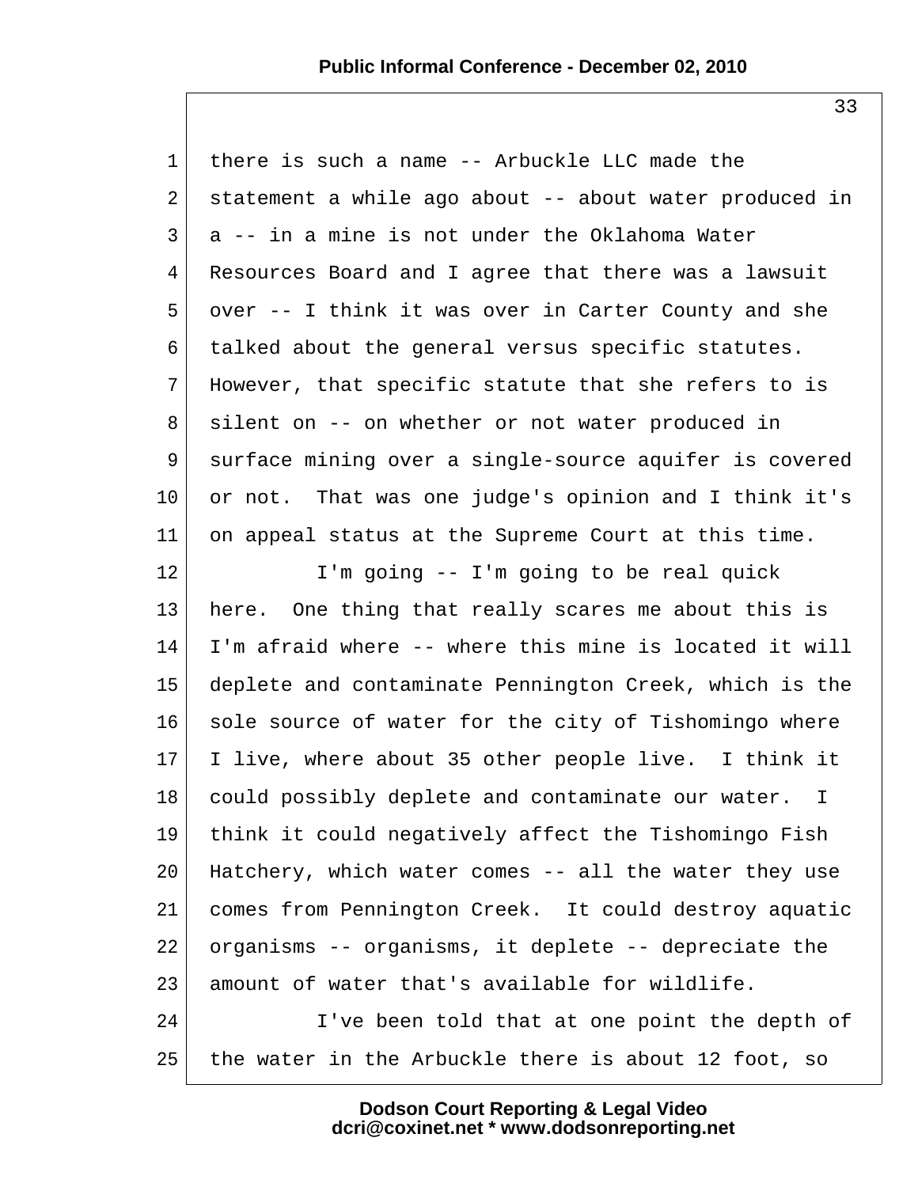there is such a name -- Arbuckle LLC made the statement a while ago about -- about water produced in a -- in a mine is not under the Oklahoma Water Resources Board and I agree that there was a lawsuit over -- I think it was over in Carter County and she talked about the general versus specific statutes. However, that specific statute that she refers to is silent on -- on whether or not water produced in surface mining over a single-source aquifer is covered or not. That was one judge's opinion and I think it's on appeal status at the Supreme Court at this time.

I'm going -- I'm going to be real quick here. One thing that really scares me about this is I'm afraid where -- where this mine is located it will deplete and contaminate Pennington Creek, which is the sole source of water for the city of Tishomingo where I live, where about 35 other people live. I think it could possibly deplete and contaminate our water. I think it could negatively affect the Tishomingo Fish Hatchery, which water comes -- all the water they use comes from Pennington Creek. It could destroy aquatic organisms -- organisms, it deplete -- depreciate the amount of water that's available for wildlife.

I've been told that at one point the depth of the water in the Arbuckle there is about 12 foot, so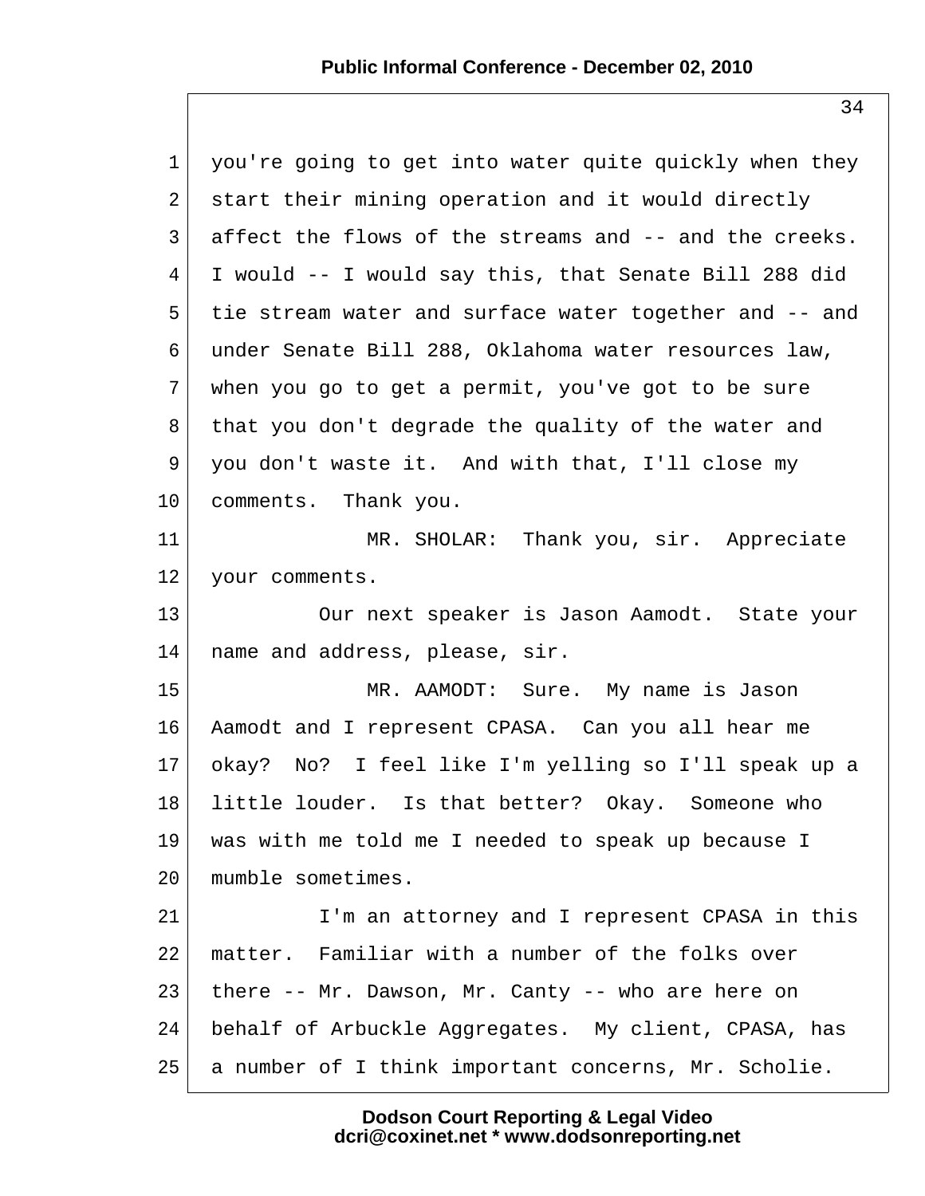you're going to get into water quite quickly when they start their mining operation and it would directly affect the flows of the streams and -- and the creeks. I would -- I would say this, that Senate Bill 288 did tie stream water and surface water together and -- and under Senate Bill 288, Oklahoma water resources law, when you go to get a permit, you've got to be sure that you don't degrade the quality of the water and you don't waste it. And with that, I'll close my comments. Thank you.

MR. SHOLAR: Thank you, sir. Appreciate your comments.

Our next speaker is Jason Aamodt. State your name and address, please, sir.

MR. AAMODT: Sure. My name is Jason Aamodt and I represent CPASA. Can you all hear me okay? No? I feel like I'm yelling so I'll speak up a little louder. Is that better? Okay. Someone who was with me told me I needed to speak up because I mumble sometimes.

I'm an attorney and I represent CPASA in this matter. Familiar with a number of the folks over there -- Mr. Dawson, Mr. Canty -- who are here on behalf of Arbuckle Aggregates. My client, CPASA, has a number of I think important concerns, Mr. Scholie.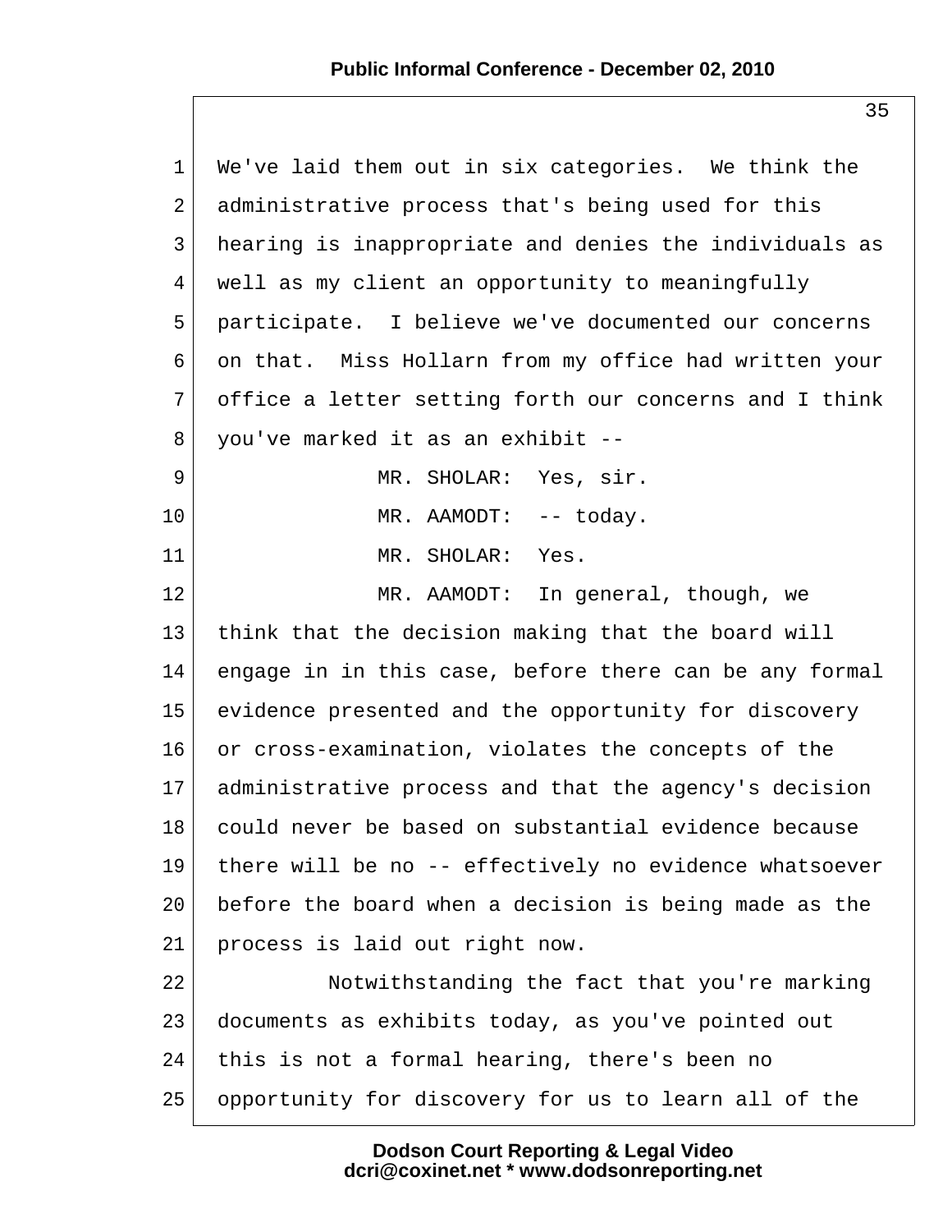We've laid them out in six categories. We think the administrative process that's being used for this hearing is inappropriate and denies the individuals as well as my client an opportunity to meaningfully participate. I believe we've documented our concerns on that. Miss Hollarn from my office had written your office a letter setting forth our concerns and I think you've marked it as an exhibit --

MR. SHOLAR: Yes, sir.

MR. AAMODT: -- today.

MR. SHOLAR: Yes.

MR. AAMODT: In general, though, we think that the decision making that the board will engage in in this case, before there can be any formal evidence presented and the opportunity for discovery or cross-examination, violates the concepts of the administrative process and that the agency's decision could never be based on substantial evidence because there will be no -- effectively no evidence whatsoever before the board when a decision is being made as the process is laid out right now.

Notwithstanding the fact that you're marking documents as exhibits today, as you've pointed out this is not a formal hearing, there's been no opportunity for discovery for us to learn all of the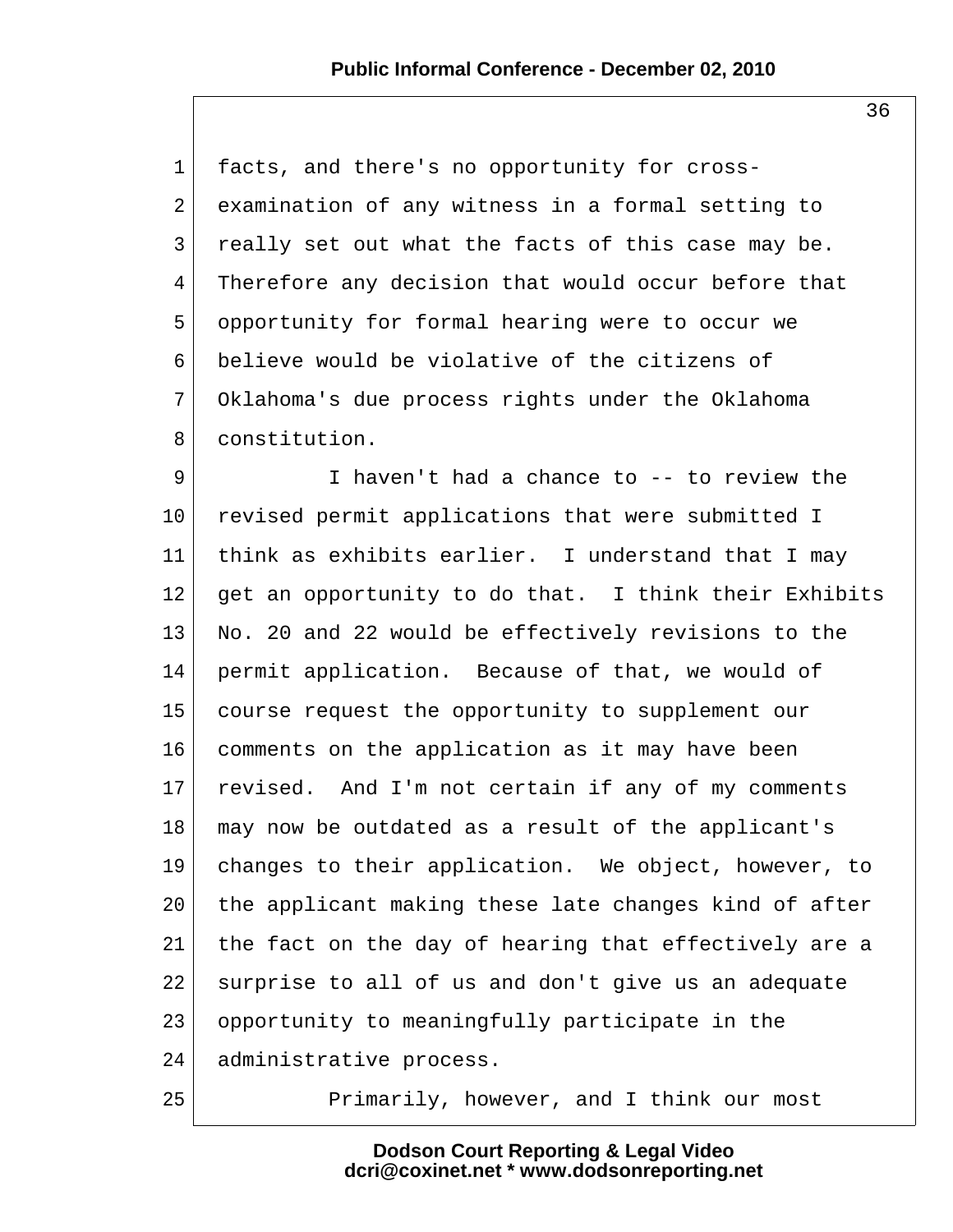facts, and there's no opportunity for cross-examination of any witness in a formal setting to really set out what the facts of this case may be. Therefore any decision that would occur before that opportunity for formal hearing were to occur we believe would be violative of the citizens of Oklahoma's due process rights under the Oklahoma constitution.

I haven't had a chance to -- to review the revised permit applications that were submitted I think as exhibits earlier. I understand that I may get an opportunity to do that. I think their Exhibits No. 20 and 22 would be effectively revisions to the permit application. Because of that, we would of course request the opportunity to supplement our comments on the application as it may have been revised. And I'm not certain if any of my comments may now be outdated as a result of the applicant's changes to their application. We object, however, to the applicant making these late changes kind of after the fact on the day of hearing that effectively are a surprise to all of us and don't give us an adequate opportunity to meaningfully participate in the administrative process.

Primarily, however, and I think our most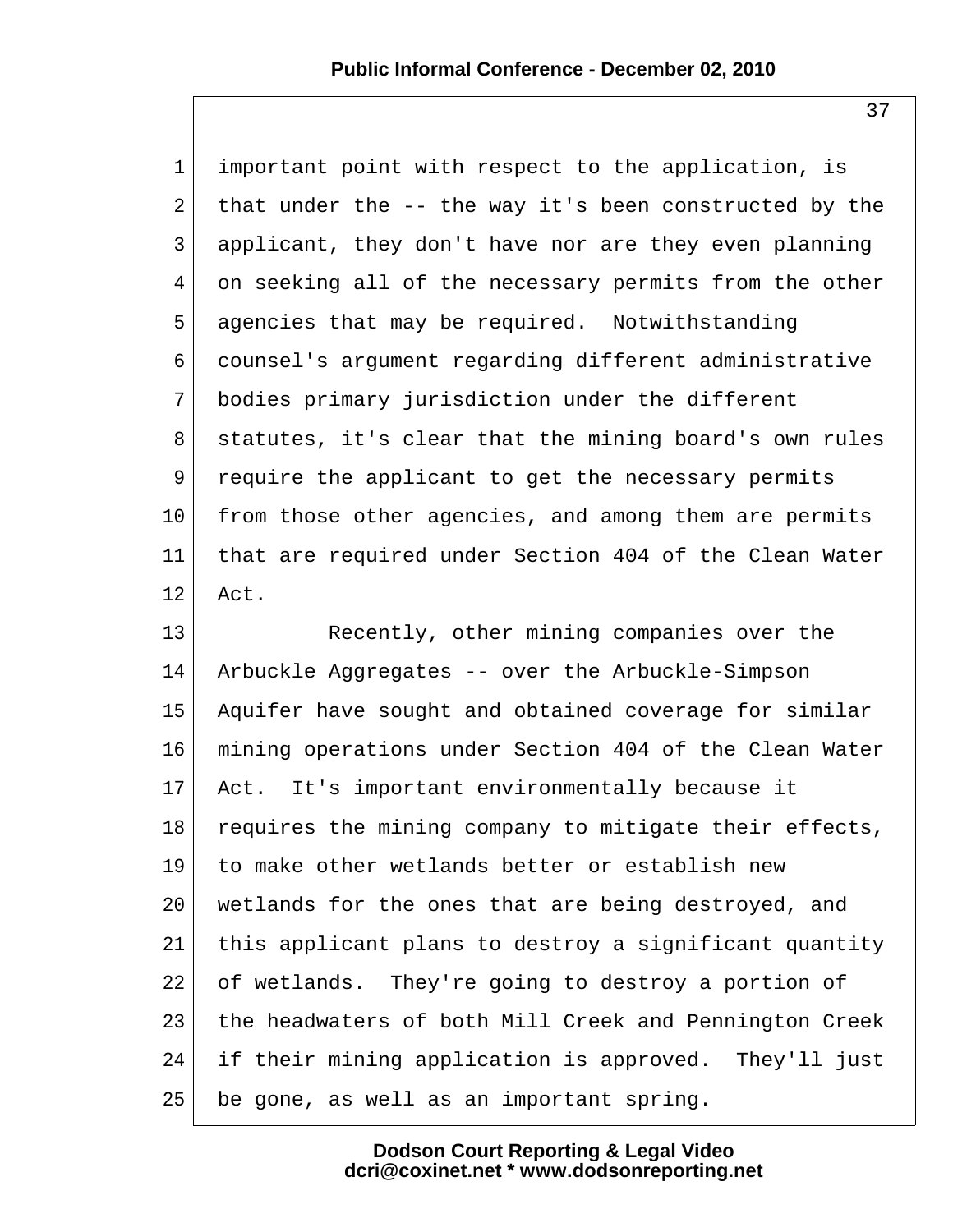important point with respect to the application, is that under the -- the way it's been constructed by the applicant, they don't have nor are they even planning on seeking all of the necessary permits from the other agencies that may be required. Notwithstanding counsel's argument regarding different administrative bodies primary jurisdiction under the different statutes, it's clear that the mining board's own rules require the applicant to get the necessary permits from those other agencies, and among them are permits that are required under Section 404 of the Clean Water Act.

Recently, other mining companies over the Arbuckle Aggregates -- over the Arbuckle-Simpson Aquifer have sought and obtained coverage for similar mining operations under Section 404 of the Clean Water Act. It's important environmentally because it requires the mining company to mitigate their effects, to make other wetlands better or establish new wetlands for the ones that are being destroyed, and this applicant plans to destroy a significant quantity of wetlands. They're going to destroy a portion of the headwaters of both Mill Creek and Pennington Creek if their mining application is approved. They'll just be gone, as well as an important spring.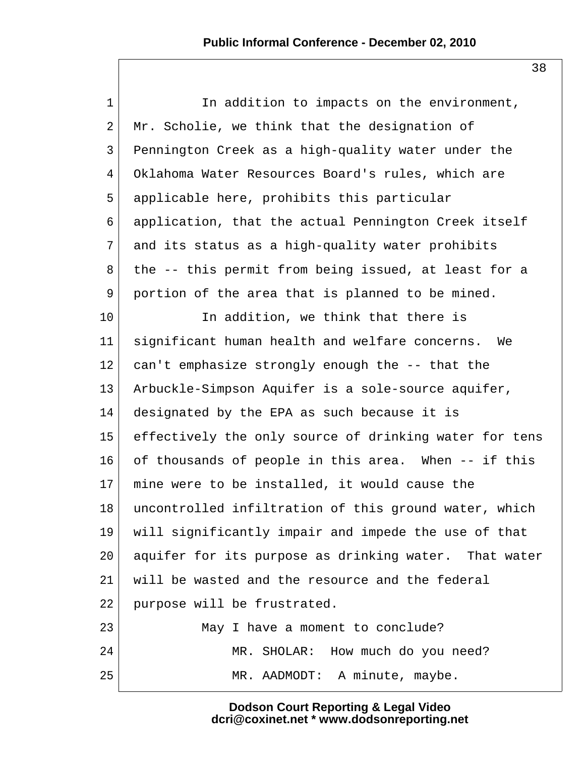In addition to impacts on the environment, Mr. Scholie, we think that the designation of Pennington Creek as a high-quality water under the Oklahoma Water Resources Board's rules, which are applicable here, prohibits this particular application, that the actual Pennington Creek itself and its status as a high-quality water prohibits the -- this permit from being issued, at least for a portion of the area that is planned to be mined.

In addition, we think that there is significant human health and welfare concerns. We can't emphasize strongly enough the -- that the Arbuckle-Simpson Aquifer is a sole-source aquifer, designated by the EPA as such because it is effectively the only source of drinking water for tens of thousands of people in this area. When -- if this mine were to be installed, it would cause the uncontrolled infiltration of this ground water, which will significantly impair and impede the use of that aquifer for its purpose as drinking water. That water will be wasted and the resource and the federal purpose will be frustrated.

May I have a moment to conclude?

MR. SHOLAR: How much do you need?

MR. AADMODT: A minute, maybe.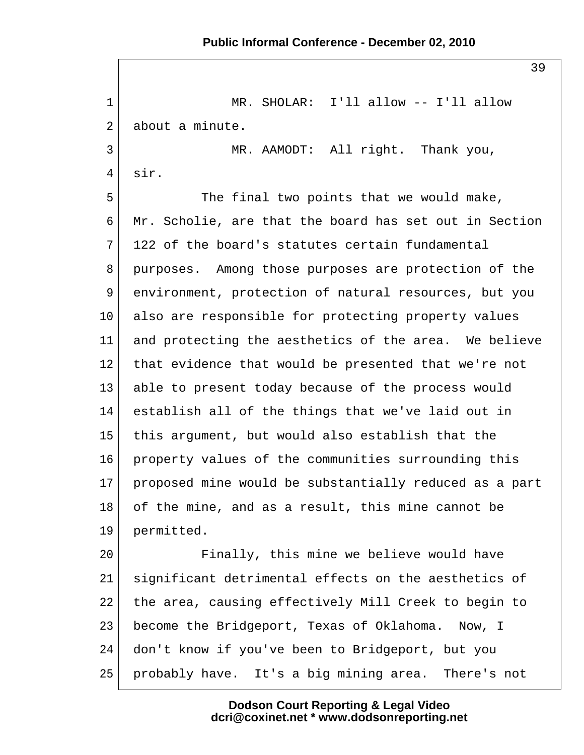MR. SHOLAR: I'll allow -- I'll allow about a minute.

MR. AAMODT: All right. Thank you, sir.

The final two points that we would make, Mr. Scholie, are that the board has set out in Section 122 of the board's statutes certain fundamental purposes. Among those purposes are protection of the environment, protection of natural resources, but you also are responsible for protecting property values and protecting the aesthetics of the area. We believe that evidence that would be presented that we're not able to present today because of the process would establish all of the things that we've laid out in this argument, but would also establish that the property values of the communities surrounding this proposed mine would be substantially reduced as a part of the mine, and as a result, this mine cannot be permitted.

Finally, this mine we believe would have significant detrimental effects on the aesthetics of the area, causing effectively Mill Creek to begin to become the Bridgeport, Texas of Oklahoma. Now, I don't know if you've been to Bridgeport, but you probably have. It's a big mining area. There's not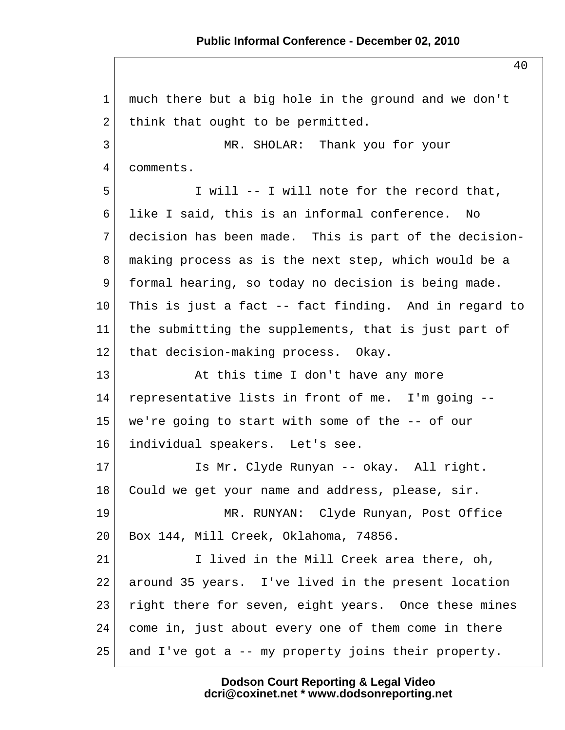much there but a big hole in the ground and we don't think that ought to be permitted.

MR. SHOLAR: Thank you for your comments.

I will -- I will note for the record that, like I said, this is an informal conference. No decision has been made. This is part of the decision-making process as is the next step, which would be a formal hearing, so today no decision is being made. This is just a fact -- fact finding. And in regard to the submitting the supplements, that is just part of that decision-making process. Okay.

At this time I don't have any more representative lists in front of me. I'm going -- we're going to start with some of the -- of our individual speakers. Let's see.

Is Mr. Clyde Runyan -- okay. All right. Could we get your name and address, please, sir.

MR. RUNYAN: Clyde Runyan, Post Office Box 144, Mill Creek, Oklahoma, 74856.

I lived in the Mill Creek area there, oh, around 35 years. I've lived in the present location right there for seven, eight years. Once these mines come in, just about every one of them come in there and I've got a -- my property joins their property.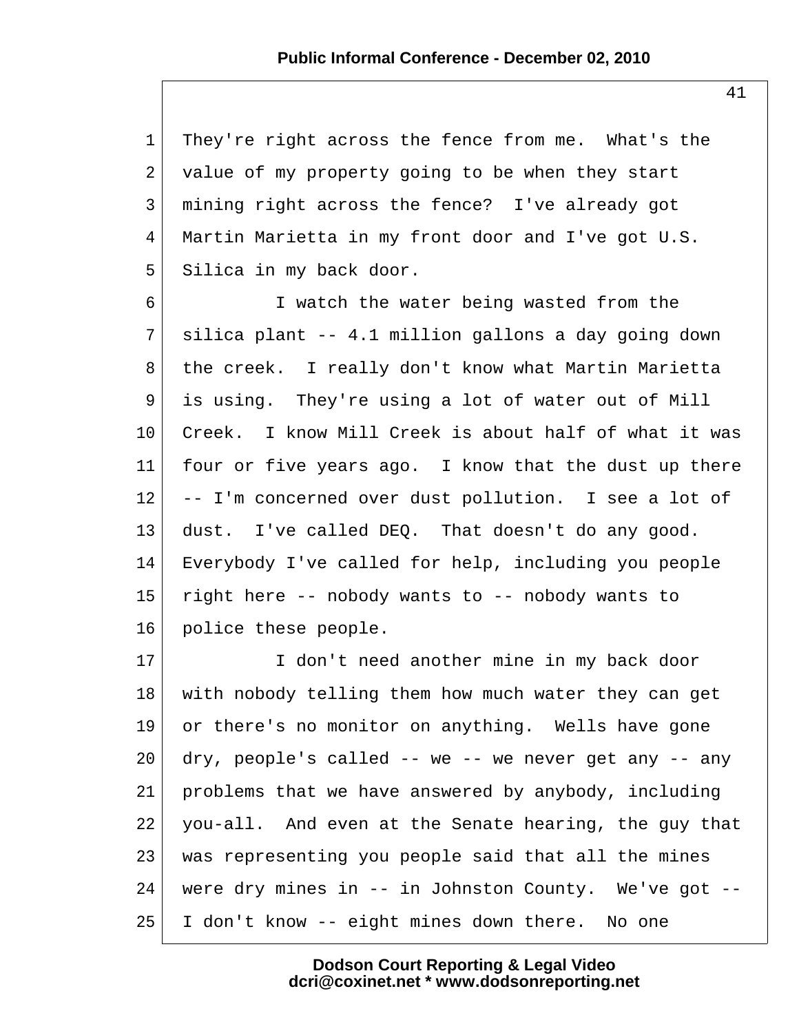They're right across the fence from me. What's the value of my property going to be when they start mining right across the fence? I've already got Martin Marietta in my front door and I've got U.S. Silica in my back door.

I watch the water being wasted from the silica plant -- 4.1 million gallons a day going down the creek. I really don't know what Martin Marietta is using. They're using a lot of water out of Mill Creek. I know Mill Creek is about half of what it was four or five years ago. I know that the dust up there -- I'm concerned over dust pollution. I see a lot of dust. I've called DEQ. That doesn't do any good. Everybody I've called for help, including you people right here -- nobody wants to -- nobody wants to police these people.

I don't need another mine in my back door with nobody telling them how much water they can get or there's no monitor on anything. Wells have gone dry, people's called -- we -- we never get any -- any problems that we have answered by anybody, including you-all. And even at the Senate hearing, the guy that was representing you people said that all the mines were dry mines in -- in Johnston County. We've got -- I don't know -- eight mines down there. No one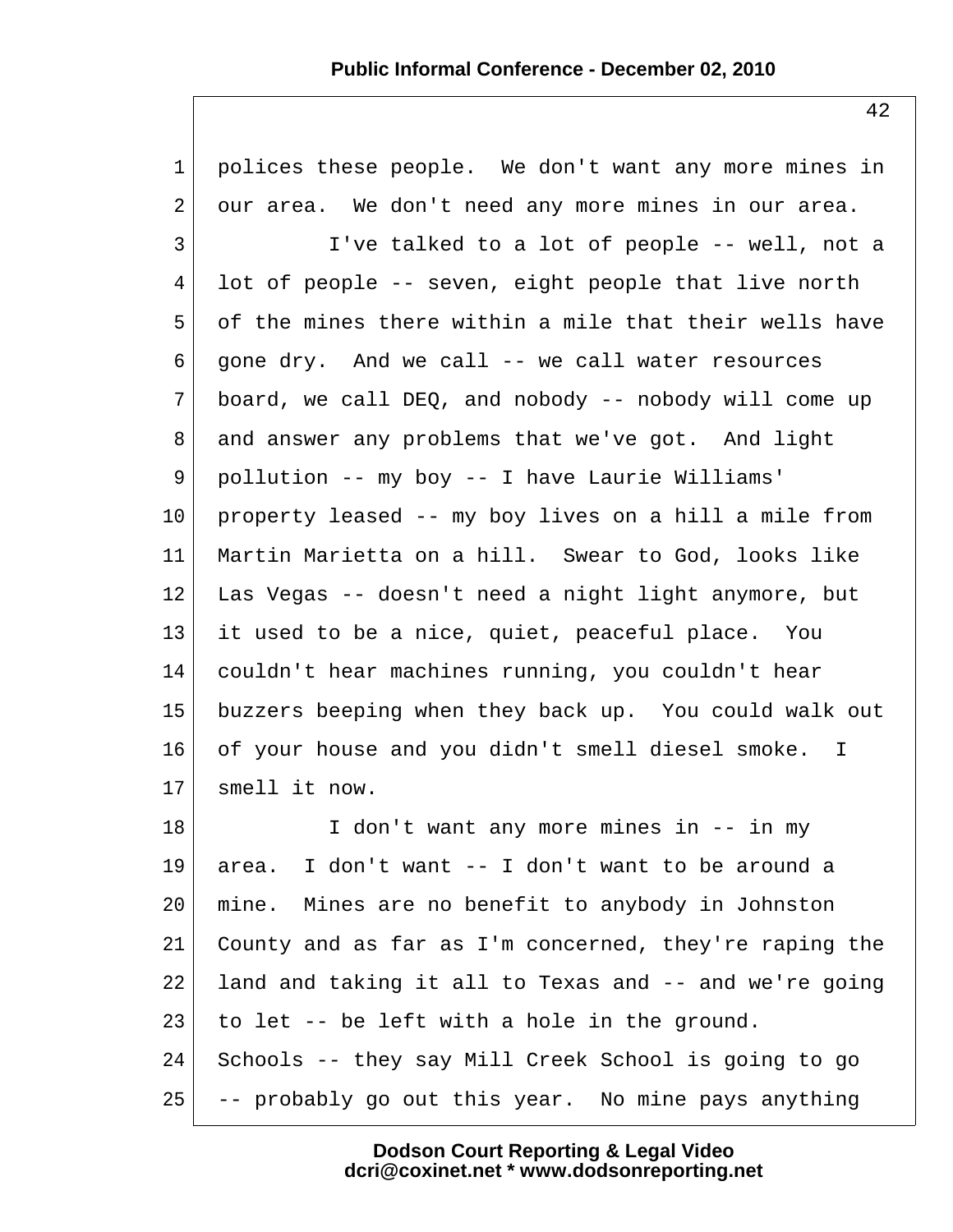polices these people. We don't want any more mines in our area. We don't need any more mines in our area.

I've talked to a lot of people -- well, not a lot of people -- seven, eight people that live north of the mines there within a mile that their wells have gone dry. And we call -- we call water resources board, we call DEQ, and nobody -- nobody will come up and answer any problems that we've got. And light pollution -- my boy -- I have Laurie Williams' property leased -- my boy lives on a hill a mile from Martin Marietta on a hill. Swear to God, looks like Las Vegas -- doesn't need a night light anymore, but it used to be a nice, quiet, peaceful place. You couldn't hear machines running, you couldn't hear buzzers beeping when they back up. You could walk out of your house and you didn't smell diesel smoke. I smell it now.

I don't want any more mines in -- in my area. I don't want -- I don't want to be around a mine. Mines are no benefit to anybody in Johnston County and as far as I'm concerned, they're raping the land and taking it all to Texas and -- and we're going to let -- be left with a hole in the ground. Schools -- they say Mill Creek School is going to go -- probably go out this year. No mine pays anything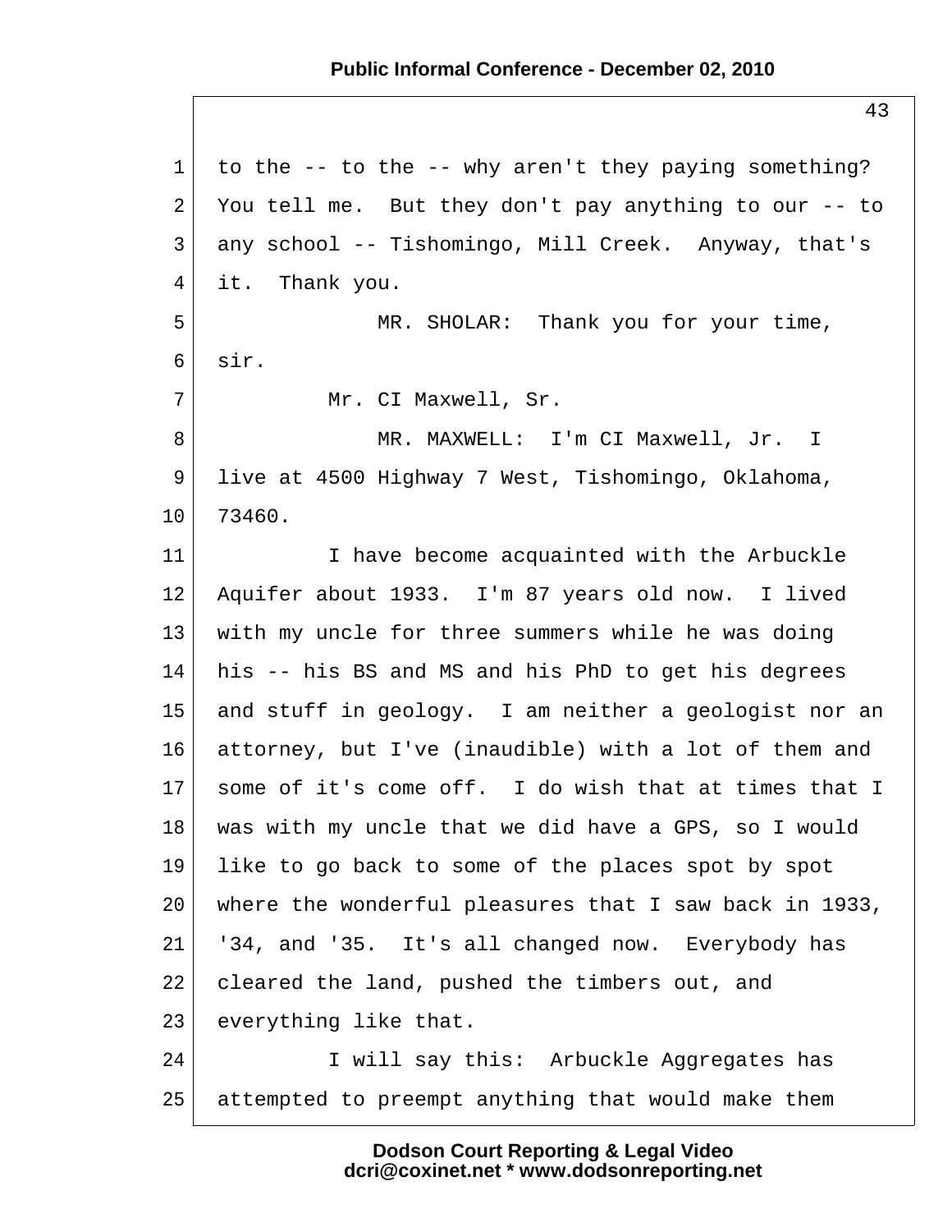to the -- to the -- why aren't they paying something? You tell me. But they don't pay anything to our -- to any school -- Tishomingo, Mill Creek. Anyway, that's it. Thank you.

MR. SHOLAR: Thank you for your time, sir.

Mr. CI Maxwell, Sr.

MR. MAXWELL: I'm CI Maxwell, Jr. I live at 4500 Highway 7 West, Tishomingo, Oklahoma, 73460.

I have become acquainted with the Arbuckle Aquifer about 1933. I'm 87 years old now. I lived with my uncle for three summers while he was doing his -- his BS and MS and his PhD to get his degrees and stuff in geology. I am neither a geologist nor an attorney, but I've (inaudible) with a lot of them and some of it's come off. I do wish that at times that I was with my uncle that we did have a GPS, so I would like to go back to some of the places spot by spot where the wonderful pleasures that I saw back in 1933, '34, and '35. It's all changed now. Everybody has cleared the land, pushed the timbers out, and everything like that.

I will say this: Arbuckle Aggregates has attempted to preempt anything that would make them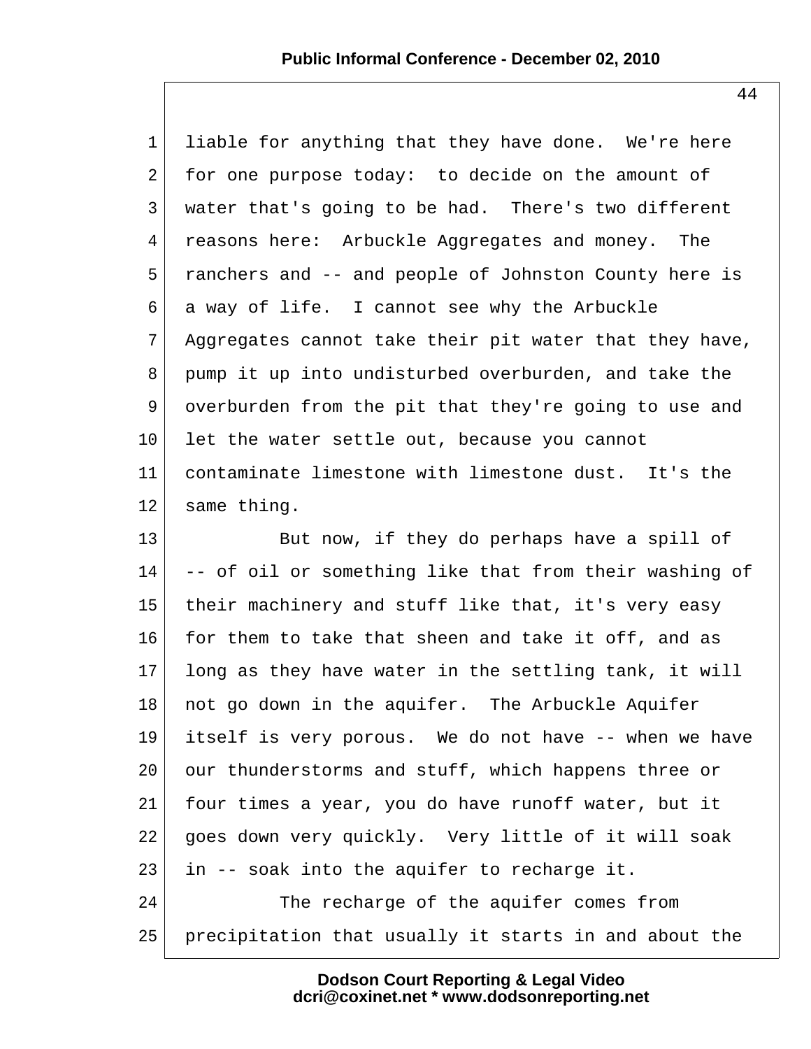liable for anything that they have done. We're here for one purpose today: to decide on the amount of water that's going to be had. There's two different reasons here: Arbuckle Aggregates and money. The ranchers and -- and people of Johnston County here is a way of life. I cannot see why the Arbuckle Aggregates cannot take their pit water that they have, pump it up into undisturbed overburden, and take the overburden from the pit that they're going to use and let the water settle out, because you cannot contaminate limestone with limestone dust. It's the same thing.

But now, if they do perhaps have a spill of -- of oil or something like that from their washing of their machinery and stuff like that, it's very easy for them to take that sheen and take it off, and as long as they have water in the settling tank, it will not go down in the aquifer. The Arbuckle Aquifer itself is very porous. We do not have -- when we have our thunderstorms and stuff, which happens three or four times a year, you do have runoff water, but it goes down very quickly. Very little of it will soak in -- soak into the aquifer to recharge it.

The recharge of the aquifer comes from precipitation that usually it starts in and about the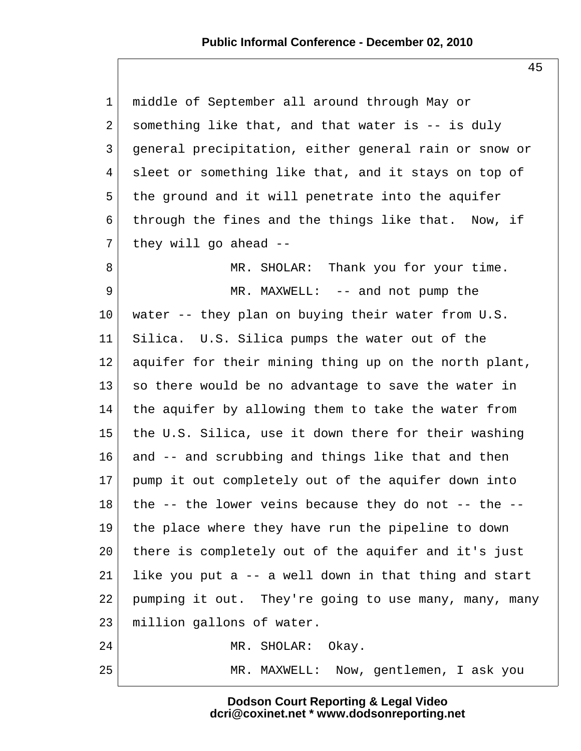middle of September all around through May or something like that, and that water is -- is duly general precipitation, either general rain or snow or sleet or something like that, and it stays on top of the ground and it will penetrate into the aquifer through the fines and the things like that. Now, if they will go ahead --

MR. SHOLAR: Thank you for your time.

MR. MAXWELL: -- and not pump the water -- they plan on buying their water from U.S. Silica. U.S. Silica pumps the water out of the aquifer for their mining thing up on the north plant, so there would be no advantage to save the water in the aquifer by allowing them to take the water from the U.S. Silica, use it down there for their washing and -- and scrubbing and things like that and then pump it out completely out of the aquifer down into the -- the lower veins because they do not -- the -- the place where they have run the pipeline to down there is completely out of the aquifer and it's just like you put a -- a well down in that thing and start pumping it out. They're going to use many, many, many million gallons of water.

MR. SHOLAR: Okay.

MR. MAXWELL: Now, gentlemen, I ask you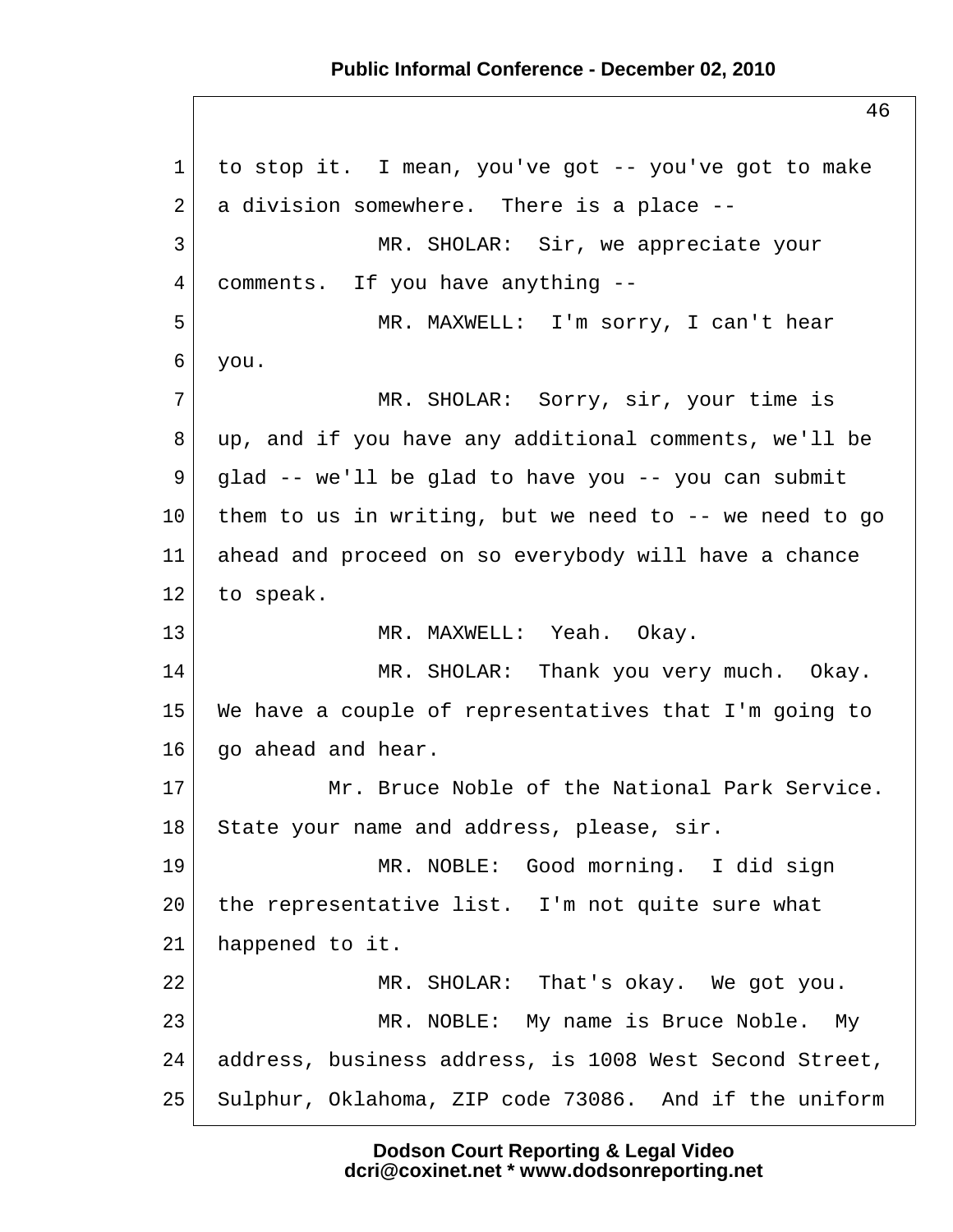to stop it. I mean, you've got -- you've got to make a division somewhere. There is a place --

MR. SHOLAR: Sir, we appreciate your comments. If you have anything --

MR. MAXWELL: I'm sorry, I can't hear you.

MR. SHOLAR: Sorry, sir, your time is up, and if you have any additional comments, we'll be glad -- we'll be glad to have you -- you can submit them to us in writing, but we need to -- we need to go ahead and proceed on so everybody will have a chance to speak.

MR. MAXWELL: Yeah. Okay.

MR. SHOLAR: Thank you very much. Okay. We have a couple of representatives that I'm going to go ahead and hear.

Mr. Bruce Noble of the National Park Service. State your name and address, please, sir.

MR. NOBLE: Good morning. I did sign the representative list. I'm not quite sure what happened to it.

MR. SHOLAR: That's okay. We got you.

MR. NOBLE: My name is Bruce Noble. My address, business address, is 1008 West Second Street, Sulphur, Oklahoma, ZIP code 73086. And if the uniform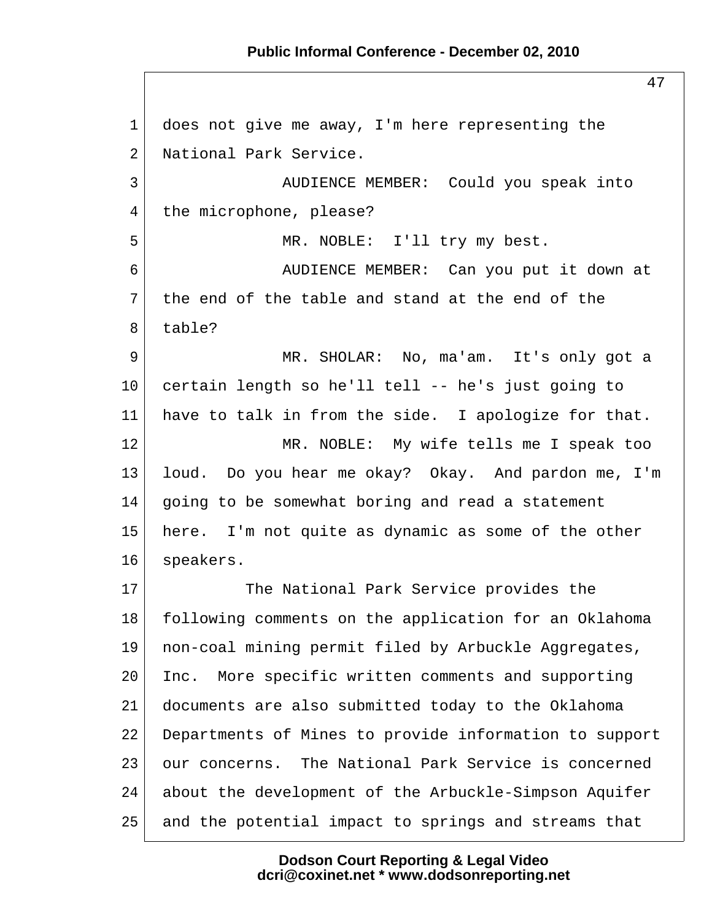does not give me away, I'm here representing the National Park Service.

AUDIENCE MEMBER: Could you speak into the microphone, please?

MR. NOBLE: I'll try my best.

AUDIENCE MEMBER: Can you put it down at the end of the table and stand at the end of the table?

MR. SHOLAR: No, ma'am. It's only got a certain length so he'll tell -- he's just going to have to talk in from the side. I apologize for that.

MR. NOBLE: My wife tells me I speak too loud. Do you hear me okay? Okay. And pardon me, I'm going to be somewhat boring and read a statement here. I'm not quite as dynamic as some of the other speakers.

The National Park Service provides the following comments on the application for an Oklahoma non-coal mining permit filed by Arbuckle Aggregates, Inc. More specific written comments and supporting documents are also submitted today to the Oklahoma Departments of Mines to provide information to support our concerns. The National Park Service is concerned about the development of the Arbuckle-Simpson Aquifer and the potential impact to springs and streams that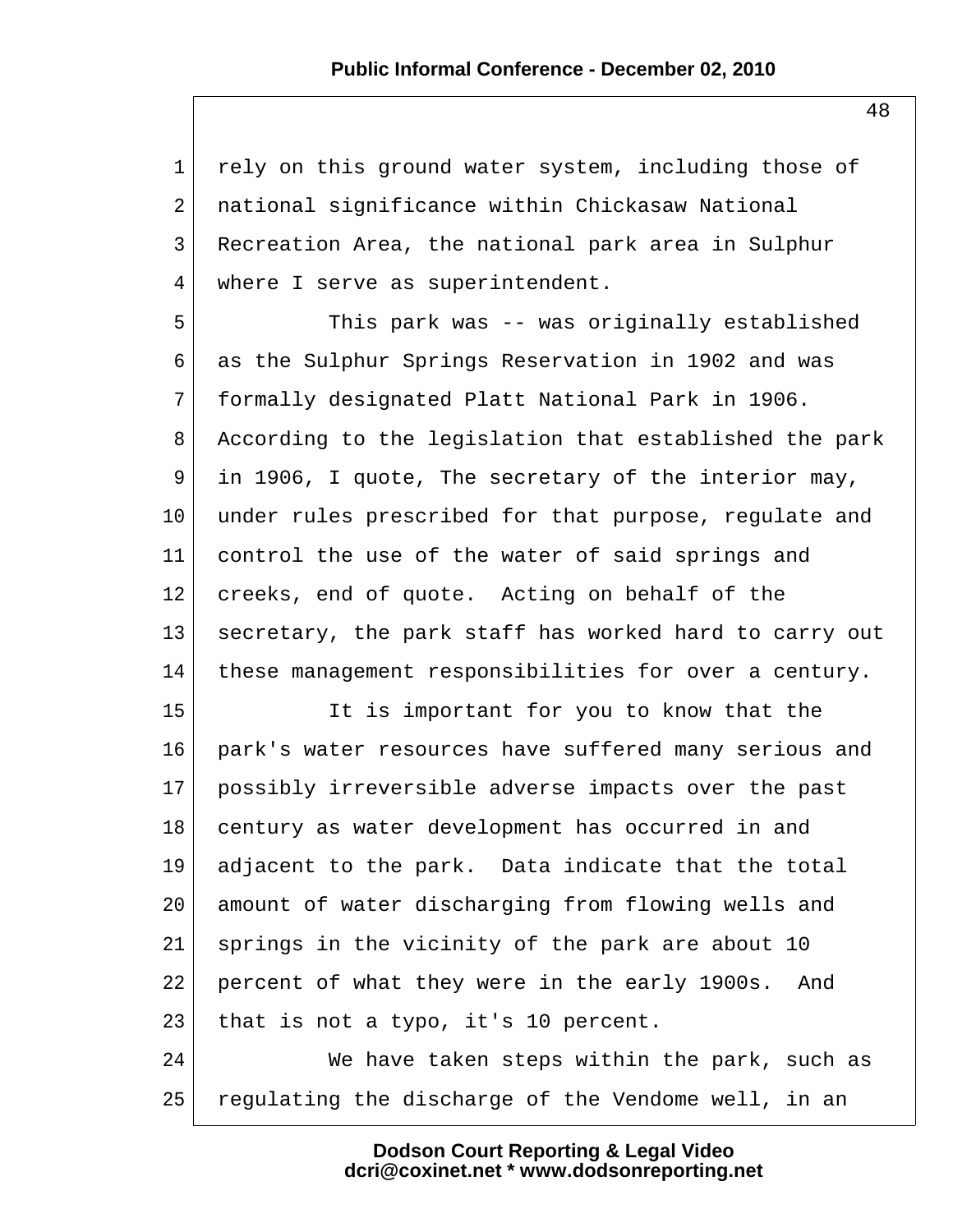rely on this ground water system, including those of national significance within Chickasaw National Recreation Area, the national park area in Sulphur where I serve as superintendent.

This park was -- was originally established as the Sulphur Springs Reservation in 1902 and was formally designated Platt National Park in 1906. According to the legislation that established the park in 1906, I quote, The secretary of the interior may, under rules prescribed for that purpose, regulate and control the use of the water of said springs and creeks, end of quote. Acting on behalf of the secretary, the park staff has worked hard to carry out these management responsibilities for over a century.

It is important for you to know that the park's water resources have suffered many serious and possibly irreversible adverse impacts over the past century as water development has occurred in and adjacent to the park. Data indicate that the total amount of water discharging from flowing wells and springs in the vicinity of the park are about 10 percent of what they were in the early 1900s. And that is not a typo, it's 10 percent.

We have taken steps within the park, such as regulating the discharge of the Vendome well, in an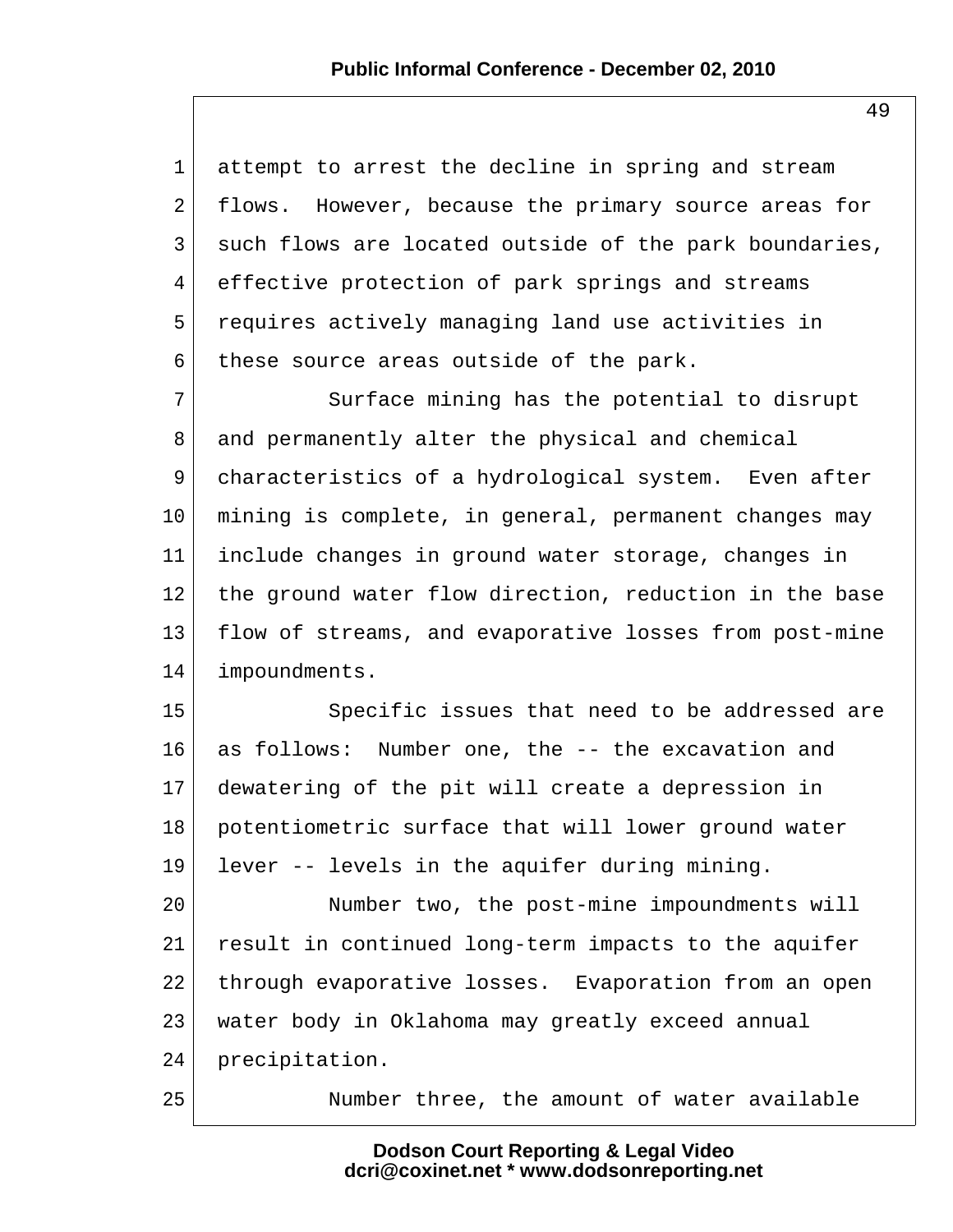attempt to arrest the decline in spring and stream flows. However, because the primary source areas for such flows are located outside of the park boundaries, effective protection of park springs and streams requires actively managing land use activities in these source areas outside of the park.

Surface mining has the potential to disrupt and permanently alter the physical and chemical characteristics of a hydrological system. Even after mining is complete, in general, permanent changes may include changes in ground water storage, changes in the ground water flow direction, reduction in the base flow of streams, and evaporative losses from post-mine impoundments.

Specific issues that need to be addressed are as follows: Number one, the -- the excavation and dewatering of the pit will create a depression in potentiometric surface that will lower ground water lever -- levels in the aquifer during mining.

Number two, the post-mine impoundments will result in continued long-term impacts to the aquifer through evaporative losses. Evaporation from an open water body in Oklahoma may greatly exceed annual precipitation.

Number three, the amount of water available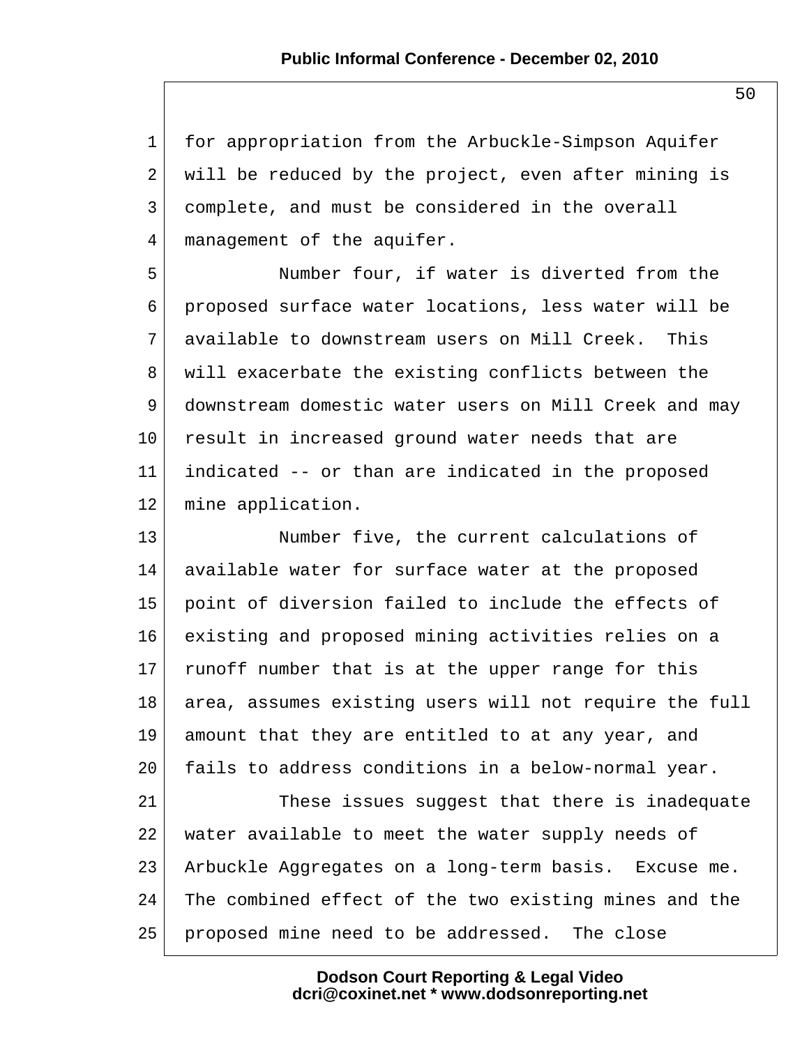for appropriation from the Arbuckle-Simpson Aquifer will be reduced by the project, even after mining is complete, and must be considered in the overall management of the aquifer.

Number four, if water is diverted from the proposed surface water locations, less water will be available to downstream users on Mill Creek. This will exacerbate the existing conflicts between the downstream domestic water users on Mill Creek and may result in increased ground water needs that are indicated -- or than are indicated in the proposed mine application.

Number five, the current calculations of available water for surface water at the proposed point of diversion failed to include the effects of existing and proposed mining activities relies on a runoff number that is at the upper range for this area, assumes existing users will not require the full amount that they are entitled to at any year, and fails to address conditions in a below-normal year.

These issues suggest that there is inadequate water available to meet the water supply needs of Arbuckle Aggregates on a long-term basis. Excuse me. The combined effect of the two existing mines and the proposed mine need to be addressed. The close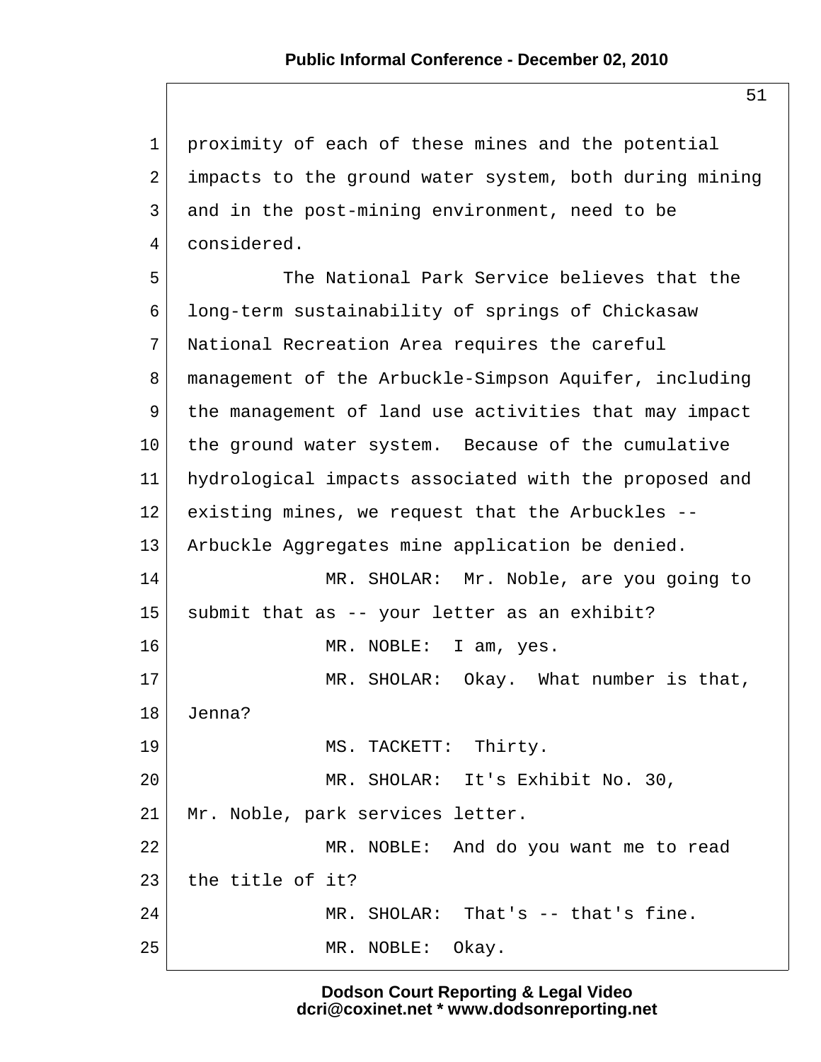proximity of each of these mines and the potential impacts to the ground water system, both during mining and in the post-mining environment, need to be considered.

The National Park Service believes that the long-term sustainability of springs of Chickasaw National Recreation Area requires the careful management of the Arbuckle-Simpson Aquifer, including the management of land use activities that may impact the ground water system. Because of the cumulative hydrological impacts associated with the proposed and existing mines, we request that the Arbuckles -- Arbuckle Aggregates mine application be denied.

MR. SHOLAR: Mr. Noble, are you going to submit that as -- your letter as an exhibit?

MR. NOBLE: I am, yes.

MR. SHOLAR: Okay. What number is that, Jenna?

MS. TACKETT: Thirty.

MR. SHOLAR: It's Exhibit No. 30, Mr. Noble, park services letter.

MR. NOBLE: And do you want me to read the title of it?

MR. SHOLAR: That's -- that's fine.

MR. NOBLE: Okay.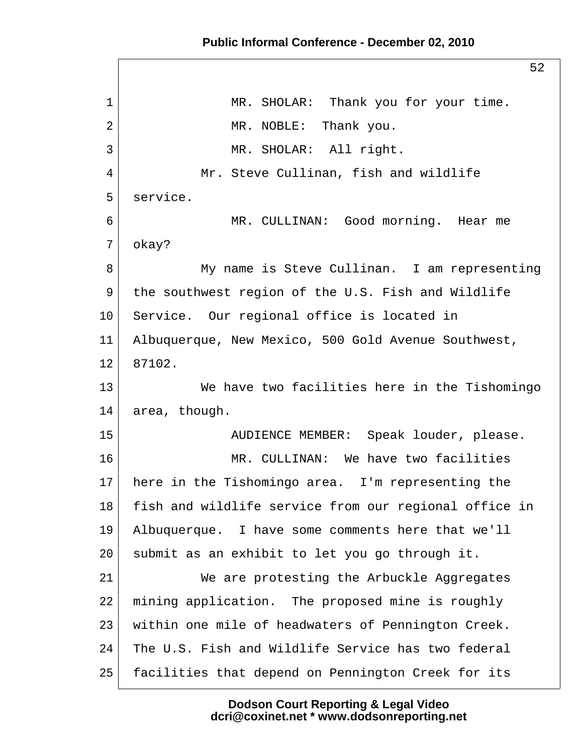MR. SHOLAR: Thank you for your time.

MR. NOBLE: Thank you.

MR. SHOLAR: All right.

Mr. Steve Cullinan, fish and wildlife service.

MR. CULLINAN: Good morning. Hear me okay?

My name is Steve Cullinan. I am representing the southwest region of the U.S. Fish and Wildlife Service. Our regional office is located in Albuquerque, New Mexico, 500 Gold Avenue Southwest, 87102.

We have two facilities here in the Tishomingo area, though.

AUDIENCE MEMBER: Speak louder, please.

MR. CULLINAN: We have two facilities here in the Tishomingo area. I'm representing the fish and wildlife service from our regional office in Albuquerque. I have some comments here that we'll submit as an exhibit to let you go through it.

We are protesting the Arbuckle Aggregates mining application. The proposed mine is roughly within one mile of headwaters of Pennington Creek. The U.S. Fish and Wildlife Service has two federal facilities that depend on Pennington Creek for its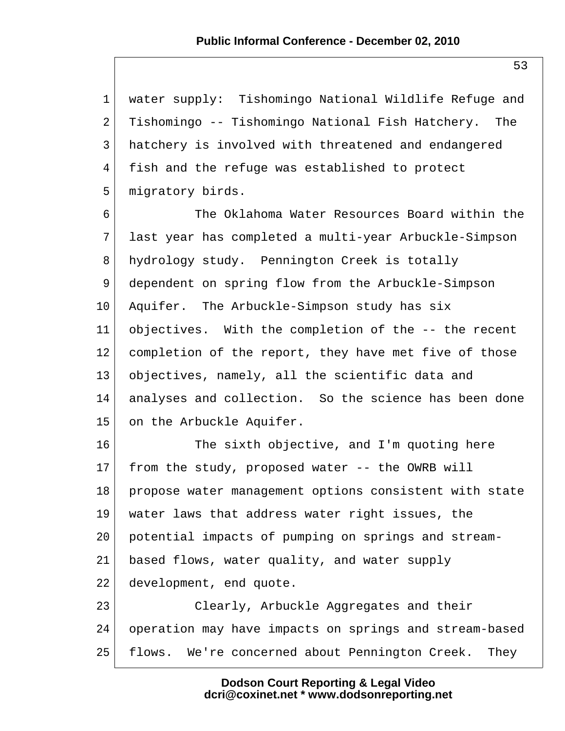water supply: Tishomingo National Wildlife Refuge and Tishomingo -- Tishomingo National Fish Hatchery. The hatchery is involved with threatened and endangered fish and the refuge was established to protect migratory birds.

The Oklahoma Water Resources Board within the last year has completed a multi-year Arbuckle-Simpson hydrology study. Pennington Creek is totally dependent on spring flow from the Arbuckle-Simpson Aquifer. The Arbuckle-Simpson study has six objectives. With the completion of the -- the recent completion of the report, they have met five of those objectives, namely, all the scientific data and analyses and collection. So the science has been done on the Arbuckle Aquifer.

The sixth objective, and I'm quoting here from the study, proposed water -- the OWRB will propose water management options consistent with state water laws that address water right issues, the potential impacts of pumping on springs and stream-based flows, water quality, and water supply development, end quote.

Clearly, Arbuckle Aggregates and their operation may have impacts on springs and stream-based flows. We're concerned about Pennington Creek. They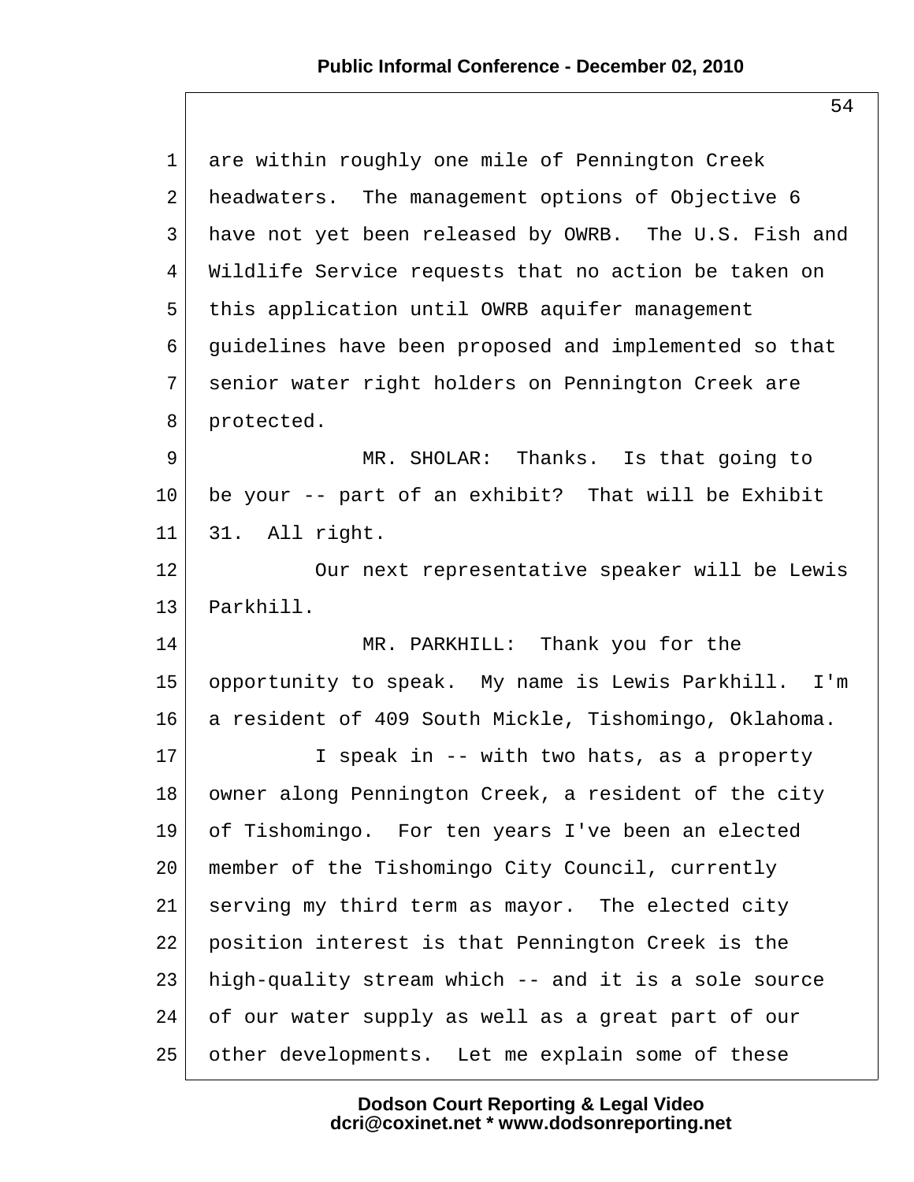are within roughly one mile of Pennington Creek headwaters. The management options of Objective 6 have not yet been released by OWRB. The U.S. Fish and Wildlife Service requests that no action be taken on this application until OWRB aquifer management guidelines have been proposed and implemented so that senior water right holders on Pennington Creek are protected.

MR. SHOLAR: Thanks. Is that going to be your -- part of an exhibit? That will be Exhibit 31. All right.

Our next representative speaker will be Lewis Parkhill.

MR. PARKHILL: Thank you for the opportunity to speak. My name is Lewis Parkhill. I'm a resident of 409 South Mickle, Tishomingo, Oklahoma.

I speak in -- with two hats, as a property owner along Pennington Creek, a resident of the city of Tishomingo. For ten years I've been an elected member of the Tishomingo City Council, currently serving my third term as mayor. The elected city position interest is that Pennington Creek is the high-quality stream which -- and it is a sole source of our water supply as well as a great part of our other developments. Let me explain some of these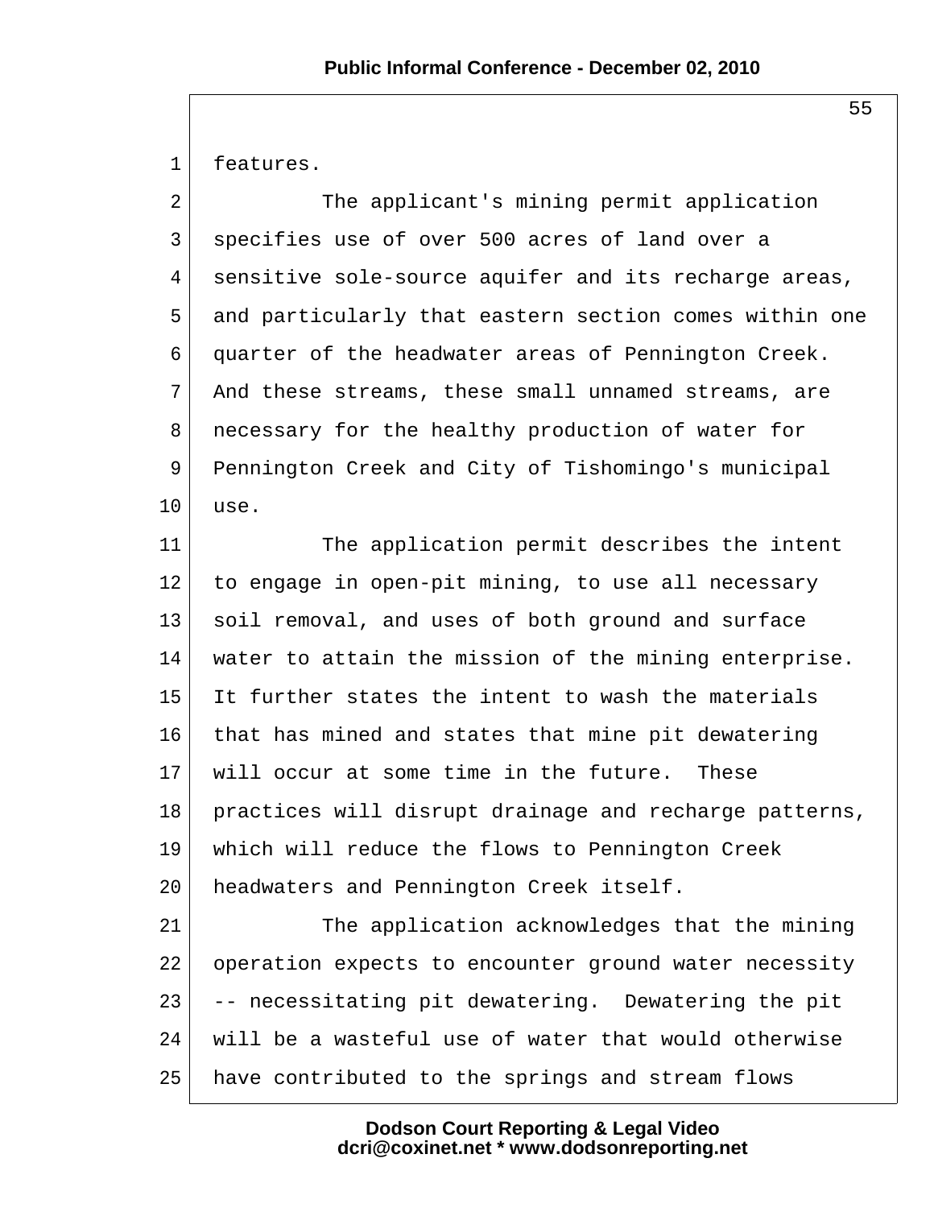features.

The applicant's mining permit application specifies use of over 500 acres of land over a sensitive sole-source aquifer and its recharge areas, and particularly that eastern section comes within one quarter of the headwater areas of Pennington Creek. And these streams, these small unnamed streams, are necessary for the healthy production of water for Pennington Creek and City of Tishomingo's municipal use.

The application permit describes the intent to engage in open-pit mining, to use all necessary soil removal, and uses of both ground and surface water to attain the mission of the mining enterprise. It further states the intent to wash the materials that has mined and states that mine pit dewatering will occur at some time in the future. These practices will disrupt drainage and recharge patterns, which will reduce the flows to Pennington Creek headwaters and Pennington Creek itself.

The application acknowledges that the mining operation expects to encounter ground water necessity -- necessitating pit dewatering. Dewatering the pit will be a wasteful use of water that would otherwise have contributed to the springs and stream flows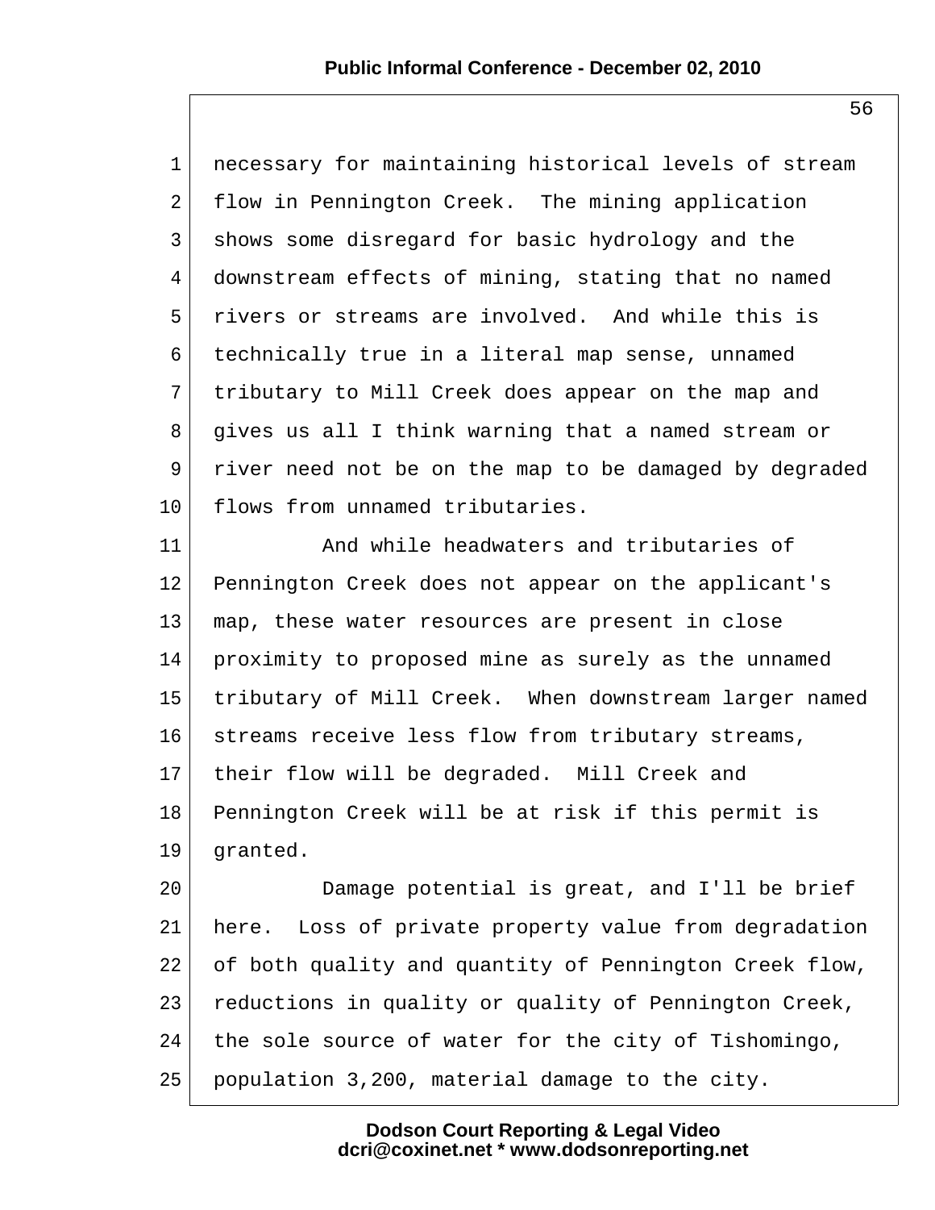necessary for maintaining historical levels of stream flow in Pennington Creek. The mining application shows some disregard for basic hydrology and the downstream effects of mining, stating that no named rivers or streams are involved. And while this is technically true in a literal map sense, unnamed tributary to Mill Creek does appear on the map and gives us all I think warning that a named stream or river need not be on the map to be damaged by degraded flows from unnamed tributaries.

And while headwaters and tributaries of Pennington Creek does not appear on the applicant's map, these water resources are present in close proximity to proposed mine as surely as the unnamed tributary of Mill Creek. When downstream larger named streams receive less flow from tributary streams, their flow will be degraded. Mill Creek and Pennington Creek will be at risk if this permit is granted.

Damage potential is great, and I'll be brief here. Loss of private property value from degradation of both quality and quantity of Pennington Creek flow, reductions in quality or quality of Pennington Creek, the sole source of water for the city of Tishomingo, population 3,200, material damage to the city.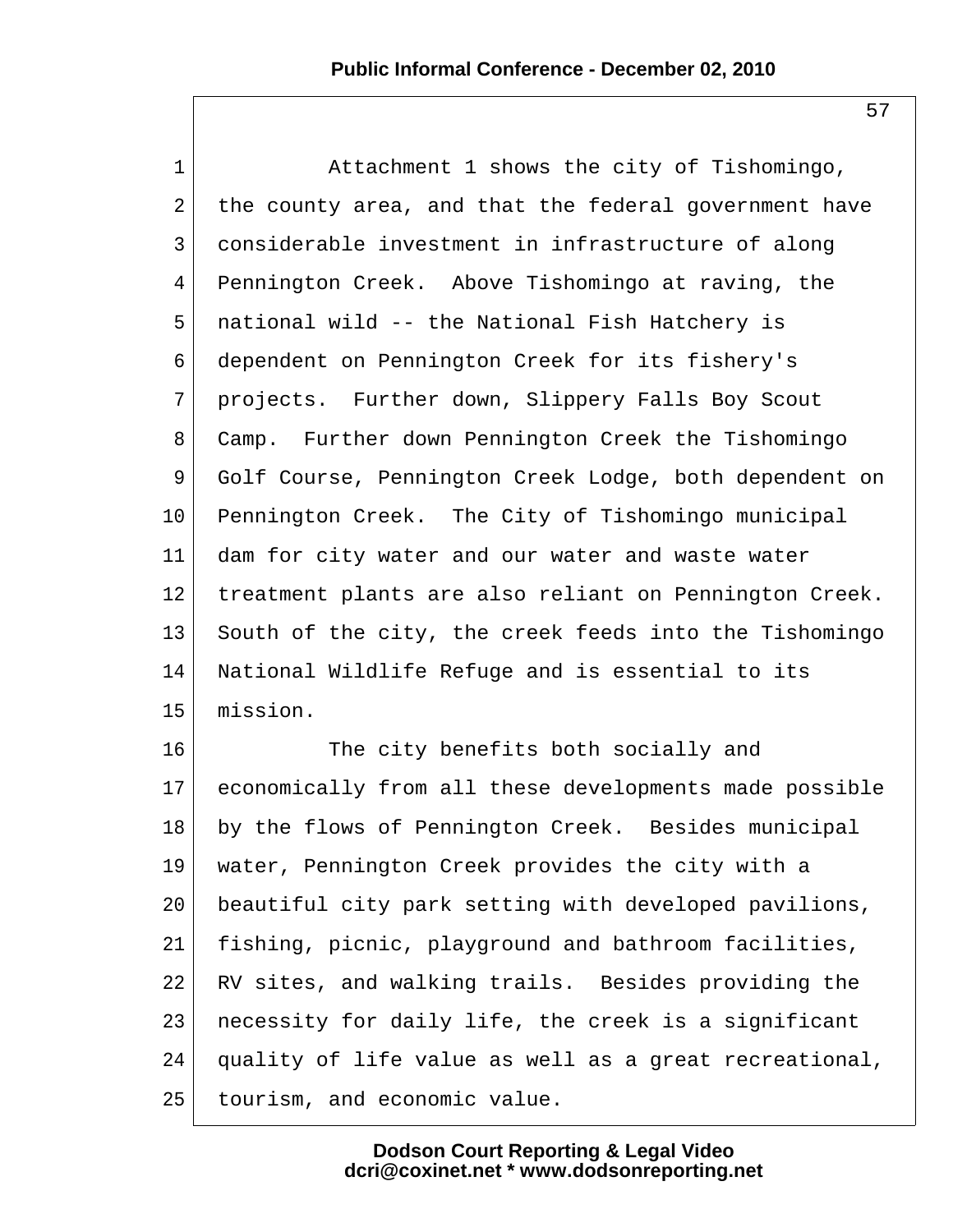Attachment 1 shows the city of Tishomingo, the county area, and that the federal government have considerable investment in infrastructure of along Pennington Creek. Above Tishomingo at raving, the national wild -- the National Fish Hatchery is dependent on Pennington Creek for its fishery's projects. Further down, Slippery Falls Boy Scout Camp. Further down Pennington Creek the Tishomingo Golf Course, Pennington Creek Lodge, both dependent on Pennington Creek. The City of Tishomingo municipal dam for city water and our water and waste water treatment plants are also reliant on Pennington Creek. South of the city, the creek feeds into the Tishomingo National Wildlife Refuge and is essential to its mission.

The city benefits both socially and economically from all these developments made possible by the flows of Pennington Creek. Besides municipal water, Pennington Creek provides the city with a beautiful city park setting with developed pavilions, fishing, picnic, playground and bathroom facilities, RV sites, and walking trails. Besides providing the necessity for daily life, the creek is a significant quality of life value as well as a great recreational, tourism, and economic value.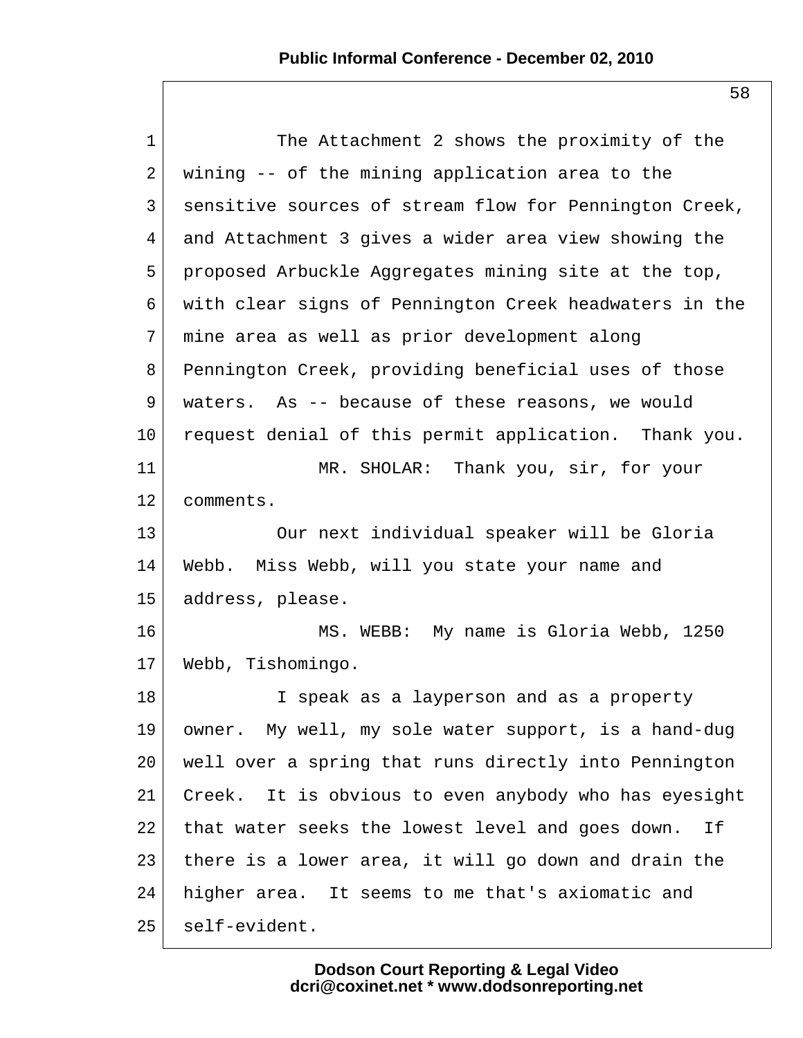The Attachment 2 shows the proximity of the wining -- of the mining application area to the sensitive sources of stream flow for Pennington Creek, and Attachment 3 gives a wider area view showing the proposed Arbuckle Aggregates mining site at the top, with clear signs of Pennington Creek headwaters in the mine area as well as prior development along Pennington Creek, providing beneficial uses of those waters. As -- because of these reasons, we would request denial of this permit application. Thank you.

MR. SHOLAR: Thank you, sir, for your comments.

Our next individual speaker will be Gloria Webb. Miss Webb, will you state your name and address, please.

MS. WEBB: My name is Gloria Webb, 1250 Webb, Tishomingo.

I speak as a layperson and as a property owner. My well, my sole water support, is a hand-dug well over a spring that runs directly into Pennington Creek. It is obvious to even anybody who has eyesight that water seeks the lowest level and goes down. If there is a lower area, it will go down and drain the higher area. It seems to me that's axiomatic and self-evident.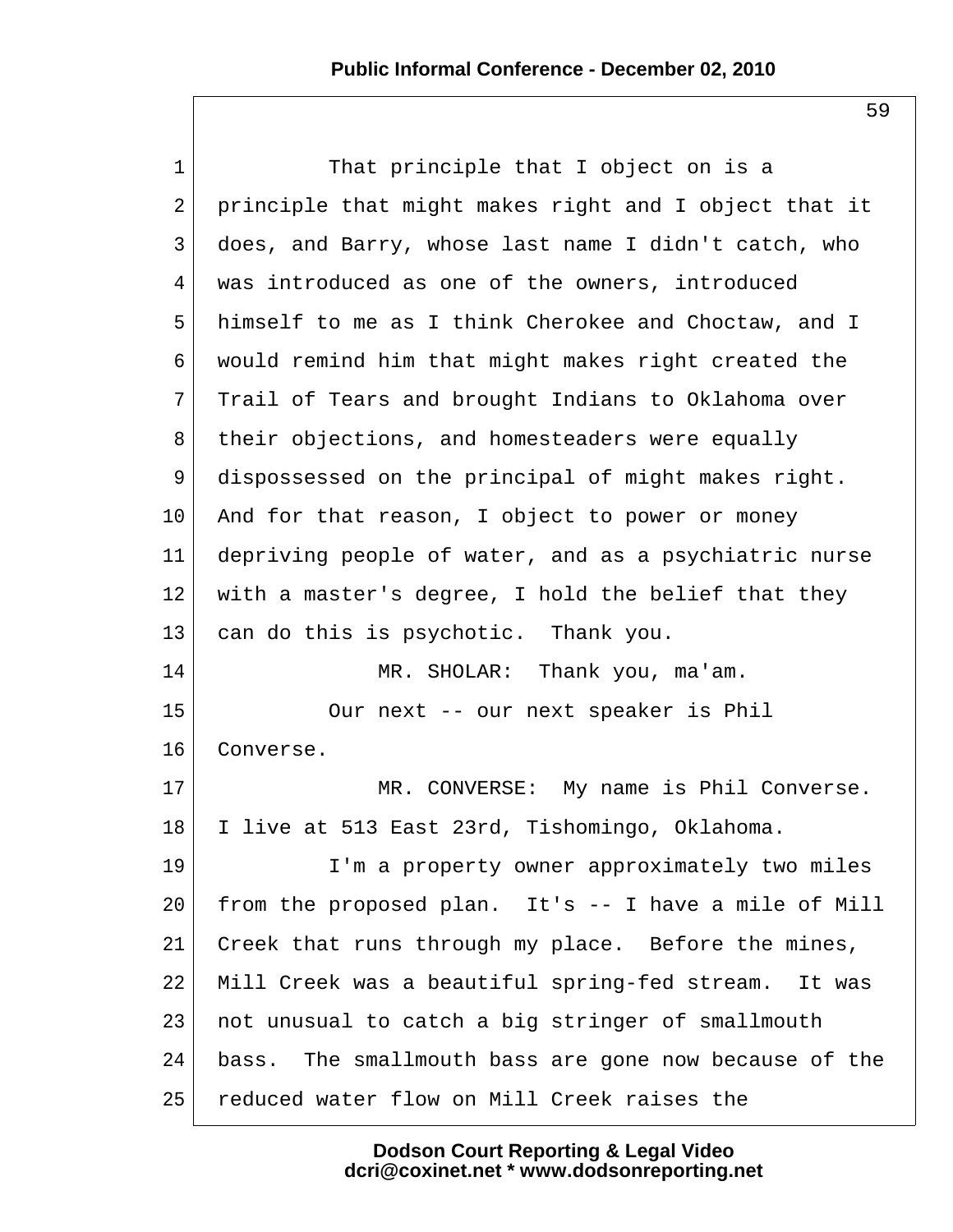That principle that I object on is a principle that might makes right and I object that it does, and Barry, whose last name I didn't catch, who was introduced as one of the owners, introduced himself to me as I think Cherokee and Choctaw, and I would remind him that might makes right created the Trail of Tears and brought Indians to Oklahoma over their objections, and homesteaders were equally dispossessed on the principal of might makes right. And for that reason, I object to power or money depriving people of water, and as a psychiatric nurse with a master's degree, I hold the belief that they can do this is psychotic. Thank you.

MR. SHOLAR: Thank you, ma'am.

Our next -- our next speaker is Phil Converse.

MR. CONVERSE: My name is Phil Converse. I live at 513 East 23rd, Tishomingo, Oklahoma.

I'm a property owner approximately two miles from the proposed plan. It's -- I have a mile of Mill Creek that runs through my place. Before the mines, Mill Creek was a beautiful spring-fed stream. It was not unusual to catch a big stringer of smallmouth bass. The smallmouth bass are gone now because of the reduced water flow on Mill Creek raises the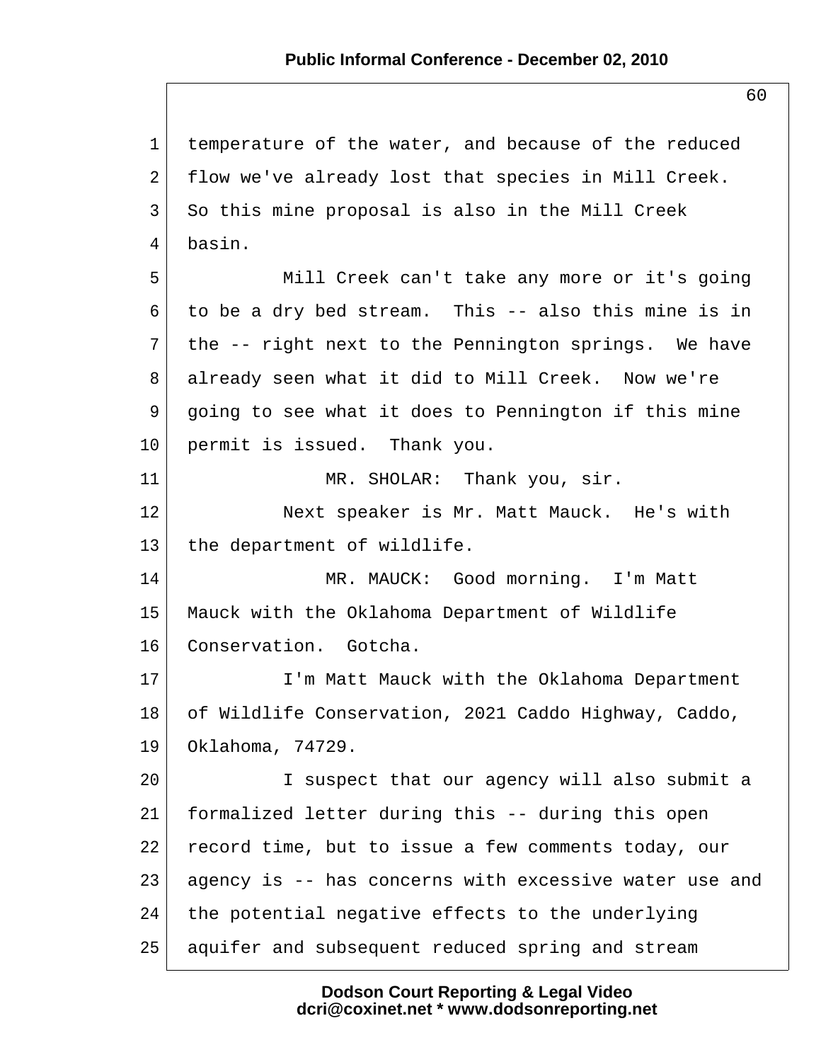temperature of the water, and because of the reduced flow we've already lost that species in Mill Creek. So this mine proposal is also in the Mill Creek basin.

Mill Creek can't take any more or it's going to be a dry bed stream. This -- also this mine is in the -- right next to the Pennington springs. We have already seen what it did to Mill Creek. Now we're going to see what it does to Pennington if this mine permit is issued. Thank you.

MR. SHOLAR: Thank you, sir.

Next speaker is Mr. Matt Mauck. He's with the department of wildlife.

MR. MAUCK: Good morning. I'm Matt Mauck with the Oklahoma Department of Wildlife Conservation. Gotcha.

I'm Matt Mauck with the Oklahoma Department of Wildlife Conservation, 2021 Caddo Highway, Caddo, Oklahoma, 74729.

I suspect that our agency will also submit a formalized letter during this -- during this open record time, but to issue a few comments today, our agency is -- has concerns with excessive water use and the potential negative effects to the underlying aquifer and subsequent reduced spring and stream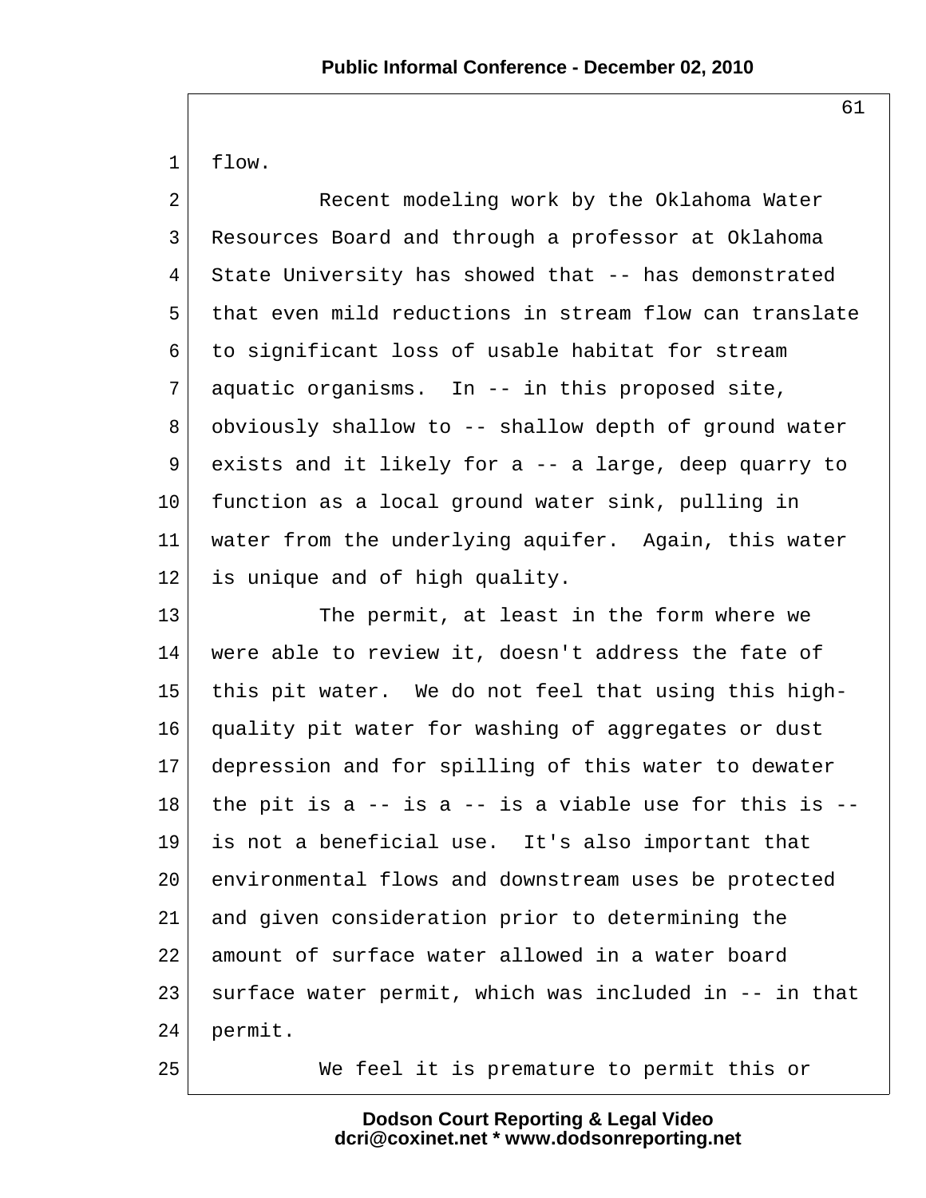flow.

Recent modeling work by the Oklahoma Water Resources Board and through a professor at Oklahoma State University has showed that -- has demonstrated that even mild reductions in stream flow can translate to significant loss of usable habitat for stream aquatic organisms. In -- in this proposed site, obviously shallow to -- shallow depth of ground water exists and it likely for a -- a large, deep quarry to function as a local ground water sink, pulling in water from the underlying aquifer. Again, this water is unique and of high quality.

The permit, at least in the form where we were able to review it, doesn't address the fate of this pit water. We do not feel that using this high-quality pit water for washing of aggregates or dust depression and for spilling of this water to dewater the pit is a -- is a -- is a viable use for this is -- is not a beneficial use. It's also important that environmental flows and downstream uses be protected and given consideration prior to determining the amount of surface water allowed in a water board surface water permit, which was included in -- in that permit.

We feel it is premature to permit this or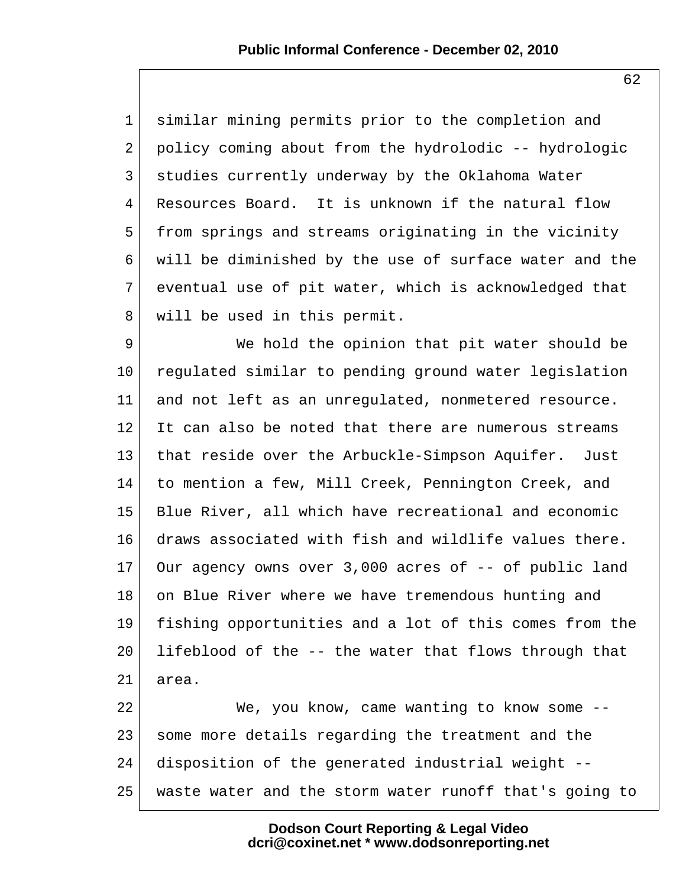similar mining permits prior to the completion and policy coming about from the hydrolodic -- hydrologic studies currently underway by the Oklahoma Water Resources Board. It is unknown if the natural flow from springs and streams originating in the vicinity will be diminished by the use of surface water and the eventual use of pit water, which is acknowledged that will be used in this permit.

We hold the opinion that pit water should be regulated similar to pending ground water legislation and not left as an unregulated, nonmetered resource. It can also be noted that there are numerous streams that reside over the Arbuckle-Simpson Aquifer. Just to mention a few, Mill Creek, Pennington Creek, and Blue River, all which have recreational and economic draws associated with fish and wildlife values there. Our agency owns over 3,000 acres of -- of public land on Blue River where we have tremendous hunting and fishing opportunities and a lot of this comes from the lifeblood of the -- the water that flows through that area.

We, you know, came wanting to know some -- some more details regarding the treatment and the disposition of the generated industrial weight -- waste water and the storm water runoff that's going to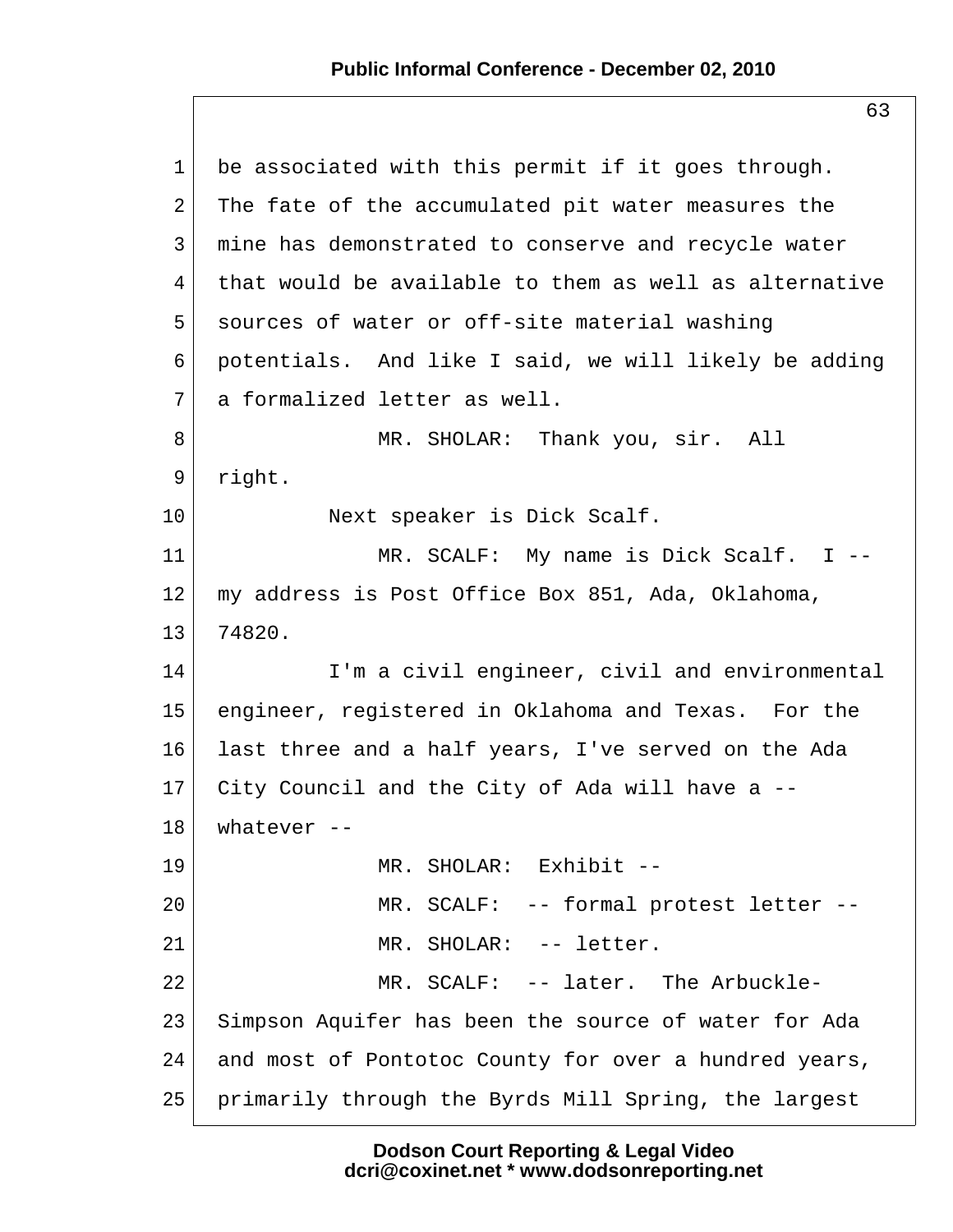be associated with this permit if it goes through. The fate of the accumulated pit water measures the mine has demonstrated to conserve and recycle water that would be available to them as well as alternative sources of water or off-site material washing potentials. And like I said, we will likely be adding a formalized letter as well.

MR. SHOLAR: Thank you, sir. All right.

Next speaker is Dick Scalf.

MR. SCALF: My name is Dick Scalf. I -- my address is Post Office Box 851, Ada, Oklahoma, 74820.

I'm a civil engineer, civil and environmental engineer, registered in Oklahoma and Texas. For the last three and a half years, I've served on the Ada City Council and the City of Ada will have a -- whatever --

MR. SHOLAR: Exhibit --

MR. SCALF: -- formal protest letter --

MR. SHOLAR: -- letter.

MR. SCALF: -- later. The Arbuckle-Simpson Aquifer has been the source of water for Ada and most of Pontotoc County for over a hundred years, primarily through the Byrds Mill Spring, the largest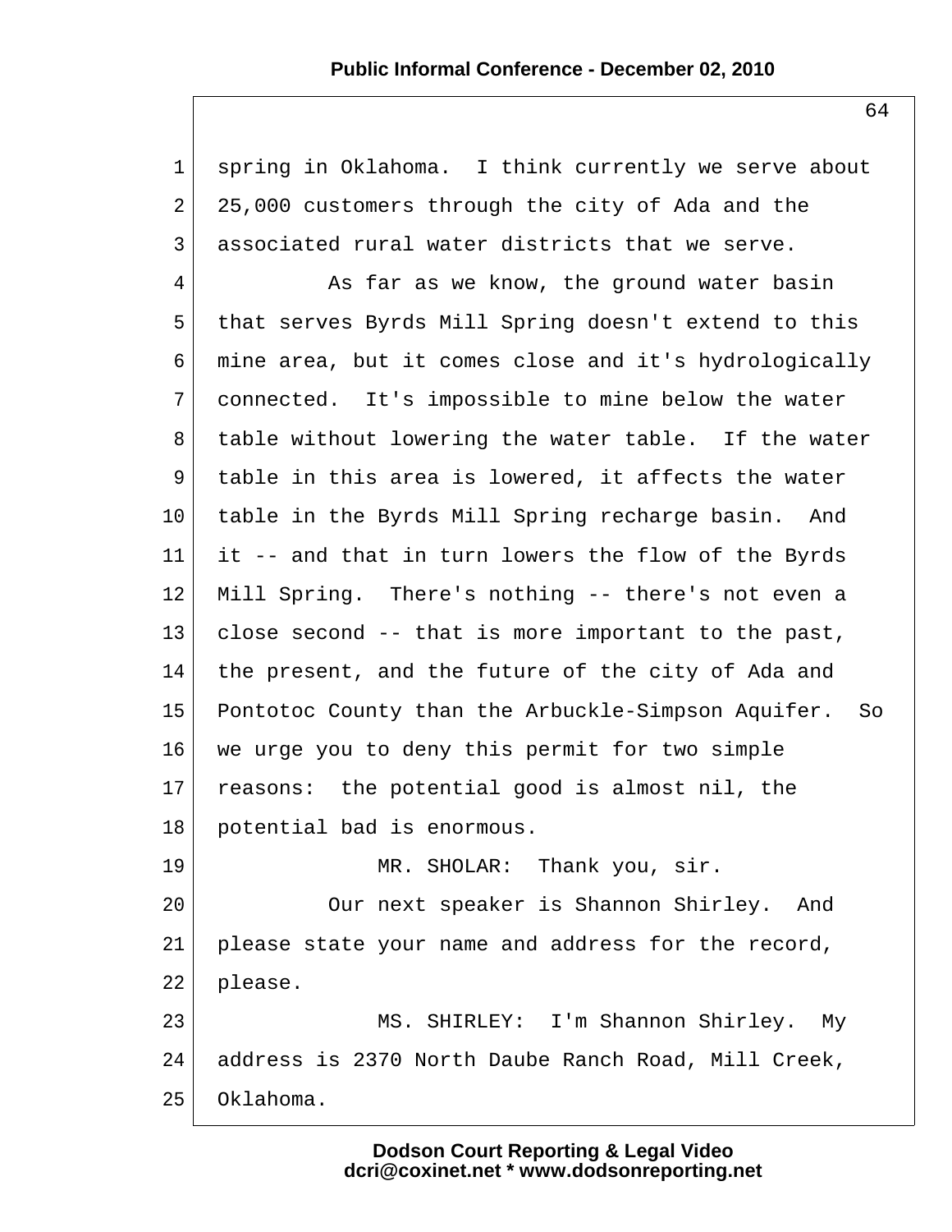spring in Oklahoma. I think currently we serve about 25,000 customers through the city of Ada and the associated rural water districts that we serve.

As far as we know, the ground water basin that serves Byrds Mill Spring doesn't extend to this mine area, but it comes close and it's hydrologically connected. It's impossible to mine below the water table without lowering the water table. If the water table in this area is lowered, it affects the water table in the Byrds Mill Spring recharge basin. And it -- and that in turn lowers the flow of the Byrds Mill Spring. There's nothing -- there's not even a close second -- that is more important to the past, the present, and the future of the city of Ada and Pontotoc County than the Arbuckle-Simpson Aquifer. So we urge you to deny this permit for two simple reasons: the potential good is almost nil, the potential bad is enormous.

MR. SHOLAR: Thank you, sir.

Our next speaker is Shannon Shirley. And please state your name and address for the record, please.

MS. SHIRLEY: I'm Shannon Shirley. My address is 2370 North Daube Ranch Road, Mill Creek, Oklahoma.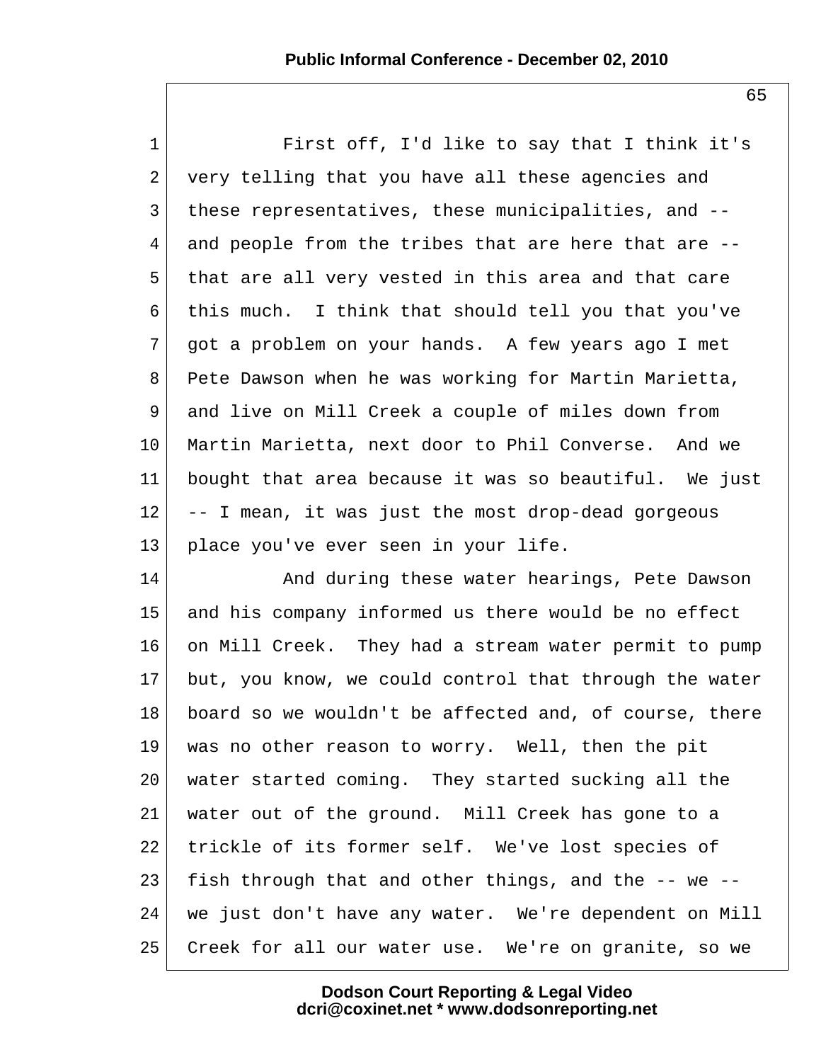First off, I'd like to say that I think it's very telling that you have all these agencies and these representatives, these municipalities, and -- and people from the tribes that are here that are -- that are all very vested in this area and that care this much. I think that should tell you that you've got a problem on your hands. A few years ago I met Pete Dawson when he was working for Martin Marietta, and live on Mill Creek a couple of miles down from Martin Marietta, next door to Phil Converse. And we bought that area because it was so beautiful. We just -- I mean, it was just the most drop-dead gorgeous place you've ever seen in your life.

And during these water hearings, Pete Dawson and his company informed us there would be no effect on Mill Creek. They had a stream water permit to pump but, you know, we could control that through the water board so we wouldn't be affected and, of course, there was no other reason to worry. Well, then the pit water started coming. They started sucking all the water out of the ground. Mill Creek has gone to a trickle of its former self. We've lost species of fish through that and other things, and the -- we -- we just don't have any water. We're dependent on Mill Creek for all our water use. We're on granite, so we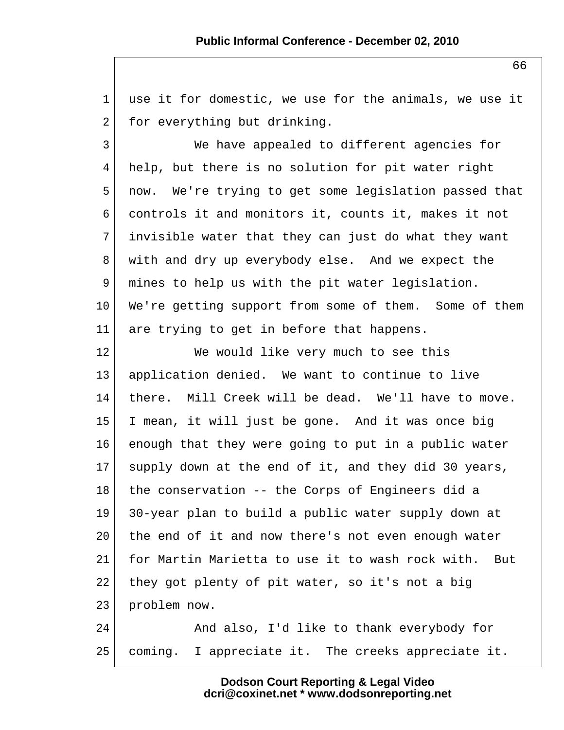use it for domestic, we use for the animals, we use it for everything but drinking.

We have appealed to different agencies for help, but there is no solution for pit water right now. We're trying to get some legislation passed that controls it and monitors it, counts it, makes it not invisible water that they can just do what they want with and dry up everybody else. And we expect the mines to help us with the pit water legislation. We're getting support from some of them. Some of them are trying to get in before that happens.

We would like very much to see this application denied. We want to continue to live there. Mill Creek will be dead. We'll have to move. I mean, it will just be gone. And it was once big enough that they were going to put in a public water supply down at the end of it, and they did 30 years, the conservation -- the Corps of Engineers did a 30-year plan to build a public water supply down at the end of it and now there's not even enough water for Martin Marietta to use it to wash rock with. But they got plenty of pit water, so it's not a big problem now.

And also, I'd like to thank everybody for coming. I appreciate it. The creeks appreciate it.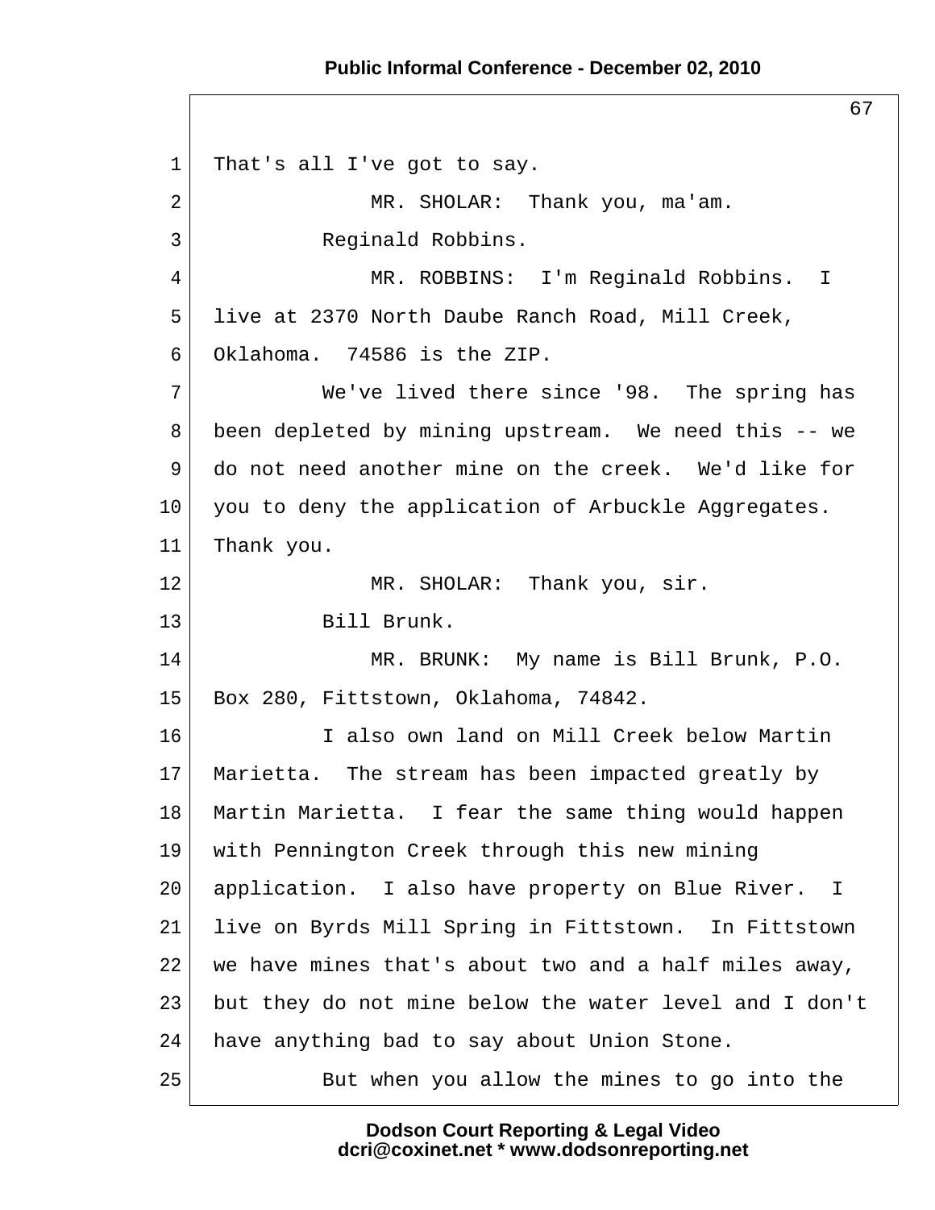That's all I've got to say.

MR. SHOLAR: Thank you, ma'am.

Reginald Robbins.

MR. ROBBINS: I'm Reginald Robbins. I live at 2370 North Daube Ranch Road, Mill Creek, Oklahoma. 74586 is the ZIP.

We've lived there since '98. The spring has been depleted by mining upstream. We need this -- we do not need another mine on the creek. We'd like for you to deny the application of Arbuckle Aggregates. Thank you.

MR. SHOLAR: Thank you, sir.

Bill Brunk.

MR. BRUNK: My name is Bill Brunk, P.O. Box 280, Fittstown, Oklahoma, 74842.

I also own land on Mill Creek below Martin Marietta. The stream has been impacted greatly by Martin Marietta. I fear the same thing would happen with Pennington Creek through this new mining application. I also have property on Blue River. I live on Byrds Mill Spring in Fittstown. In Fittstown we have mines that's about two and a half miles away, but they do not mine below the water level and I don't have anything bad to say about Union Stone.

But when you allow the mines to go into the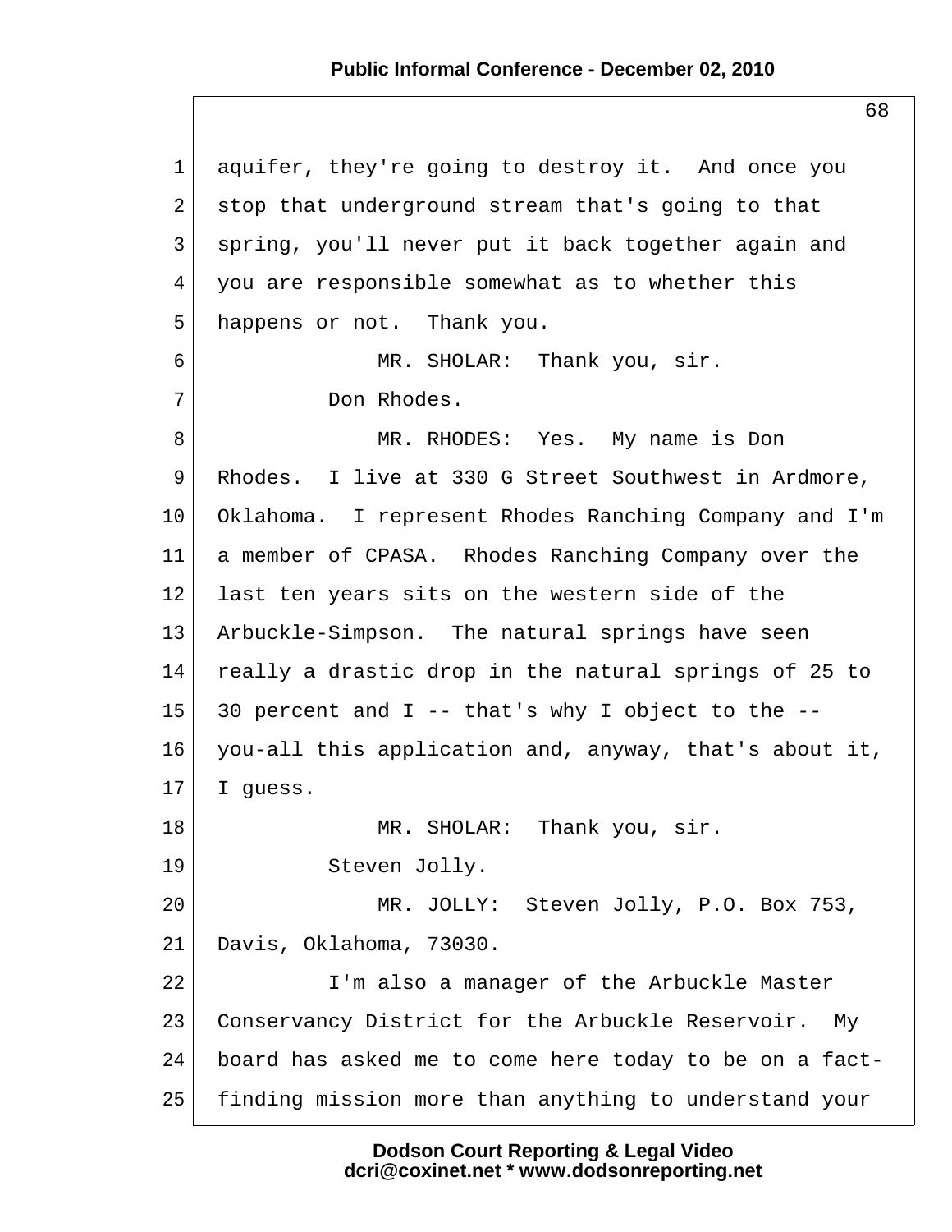aquifer, they're going to destroy it. And once you stop that underground stream that's going to that spring, you'll never put it back together again and you are responsible somewhat as to whether this happens or not. Thank you.

MR. SHOLAR: Thank you, sir.

Don Rhodes.

MR. RHODES: Yes. My name is Don Rhodes. I live at 330 G Street Southwest in Ardmore, Oklahoma. I represent Rhodes Ranching Company and I'm a member of CPASA. Rhodes Ranching Company over the last ten years sits on the western side of the Arbuckle-Simpson. The natural springs have seen really a drastic drop in the natural springs of 25 to 30 percent and I -- that's why I object to the -- you-all this application and, anyway, that's about it, I guess.

MR. SHOLAR: Thank you, sir.

Steven Jolly.

MR. JOLLY: Steven Jolly, P.O. Box 753, Davis, Oklahoma, 73030.

I'm also a manager of the Arbuckle Master Conservancy District for the Arbuckle Reservoir. My board has asked me to come here today to be on a fact-finding mission more than anything to understand your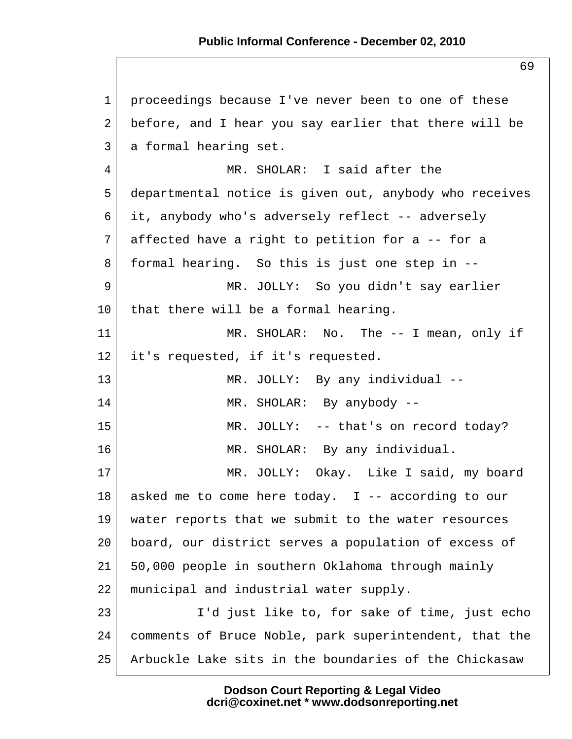proceedings because I've never been to one of these before, and I hear you say earlier that there will be a formal hearing set.

MR. SHOLAR: I said after the departmental notice is given out, anybody who receives it, anybody who's adversely reflect -- adversely affected have a right to petition for a -- for a formal hearing. So this is just one step in --

MR. JOLLY: So you didn't say earlier that there will be a formal hearing.

MR. SHOLAR: No. The -- I mean, only if it's requested, if it's requested.

MR. JOLLY: By any individual --

MR. SHOLAR: By anybody --

MR. JOLLY: -- that's on record today?

MR. SHOLAR: By any individual.

MR. JOLLY: Okay. Like I said, my board asked me to come here today. I -- according to our water reports that we submit to the water resources board, our district serves a population of excess of 50,000 people in southern Oklahoma through mainly municipal and industrial water supply.

I'd just like to, for sake of time, just echo comments of Bruce Noble, park superintendent, that the Arbuckle Lake sits in the boundaries of the Chickasaw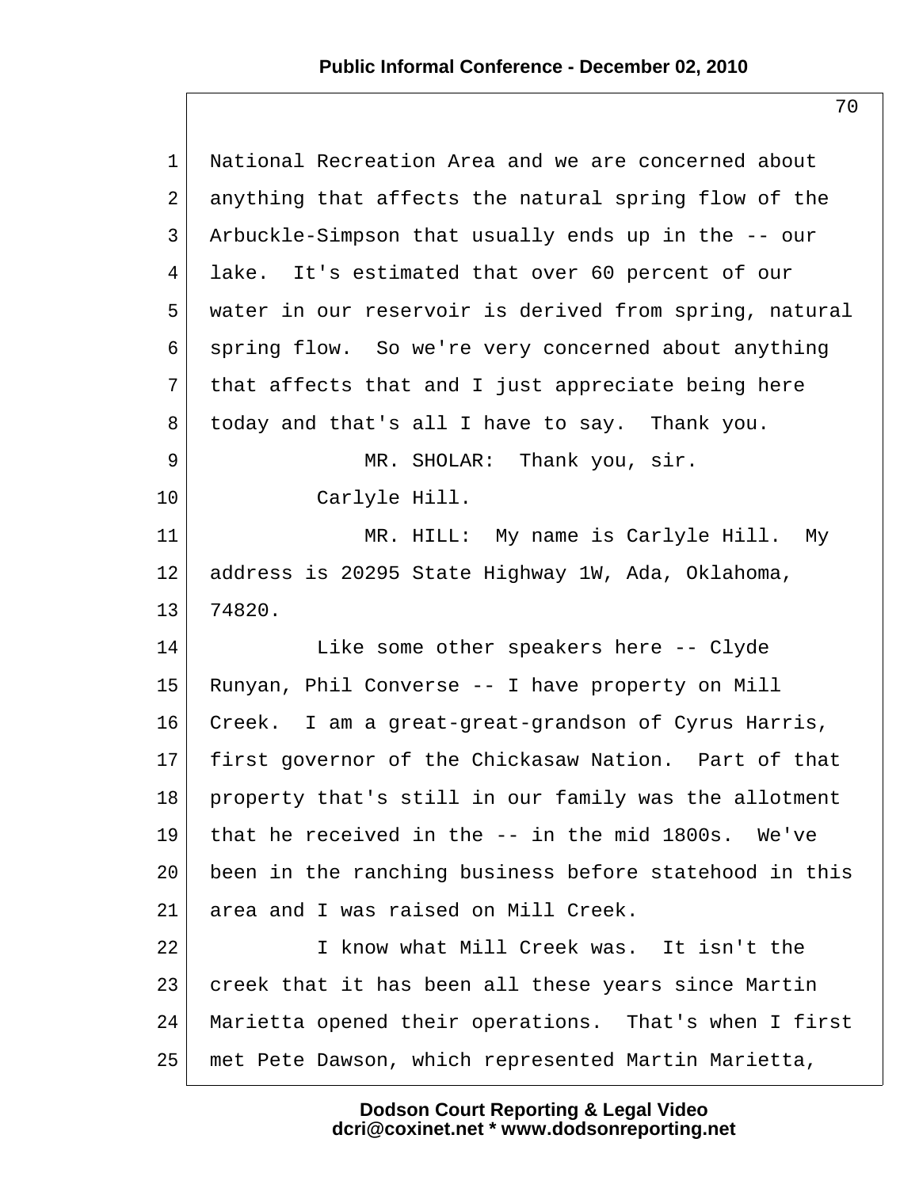National Recreation Area and we are concerned about anything that affects the natural spring flow of the Arbuckle-Simpson that usually ends up in the -- our lake. It's estimated that over 60 percent of our water in our reservoir is derived from spring, natural spring flow. So we're very concerned about anything that affects that and I just appreciate being here today and that's all I have to say. Thank you.

MR. SHOLAR: Thank you, sir.

Carlyle Hill.

MR. HILL: My name is Carlyle Hill. My address is 20295 State Highway 1W, Ada, Oklahoma, 74820.

Like some other speakers here -- Clyde Runyan, Phil Converse -- I have property on Mill Creek. I am a great-great-grandson of Cyrus Harris, first governor of the Chickasaw Nation. Part of that property that's still in our family was the allotment that he received in the -- in the mid 1800s. We've been in the ranching business before statehood in this area and I was raised on Mill Creek.

I know what Mill Creek was. It isn't the creek that it has been all these years since Martin Marietta opened their operations. That's when I first met Pete Dawson, which represented Martin Marietta,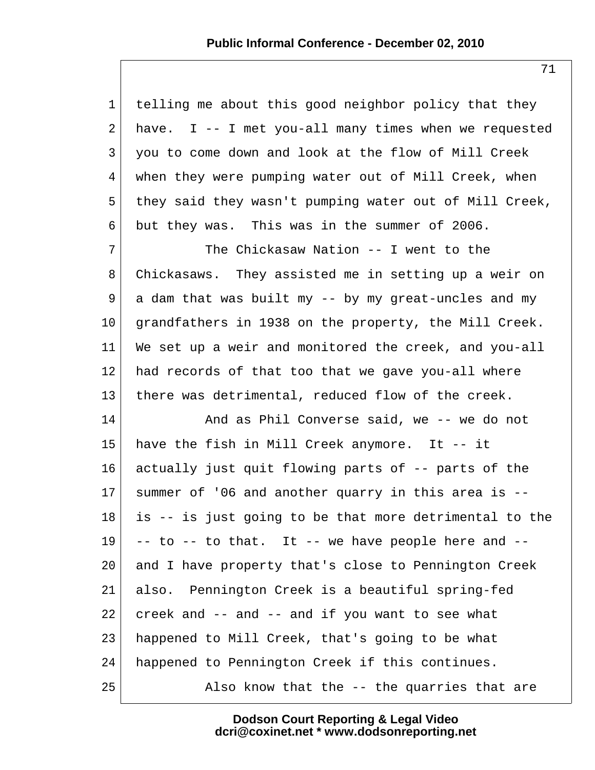telling me about this good neighbor policy that they have. I -- I met you-all many times when we requested you to come down and look at the flow of Mill Creek when they were pumping water out of Mill Creek, when they said they wasn't pumping water out of Mill Creek, but they was. This was in the summer of 2006.

The Chickasaw Nation -- I went to the Chickasaws. They assisted me in setting up a weir on a dam that was built my -- by my great-uncles and my grandfathers in 1938 on the property, the Mill Creek. We set up a weir and monitored the creek, and you-all had records of that too that we gave you-all where there was detrimental, reduced flow of the creek.

And as Phil Converse said, we -- we do not have the fish in Mill Creek anymore. It -- it actually just quit flowing parts of -- parts of the summer of '06 and another quarry in this area is -- is -- is just going to be that more detrimental to the -- to -- to that. It -- we have people here and -- and I have property that's close to Pennington Creek also. Pennington Creek is a beautiful spring-fed creek and -- and -- and if you want to see what happened to Mill Creek, that's going to be what happened to Pennington Creek if this continues.

Also know that the -- the quarries that are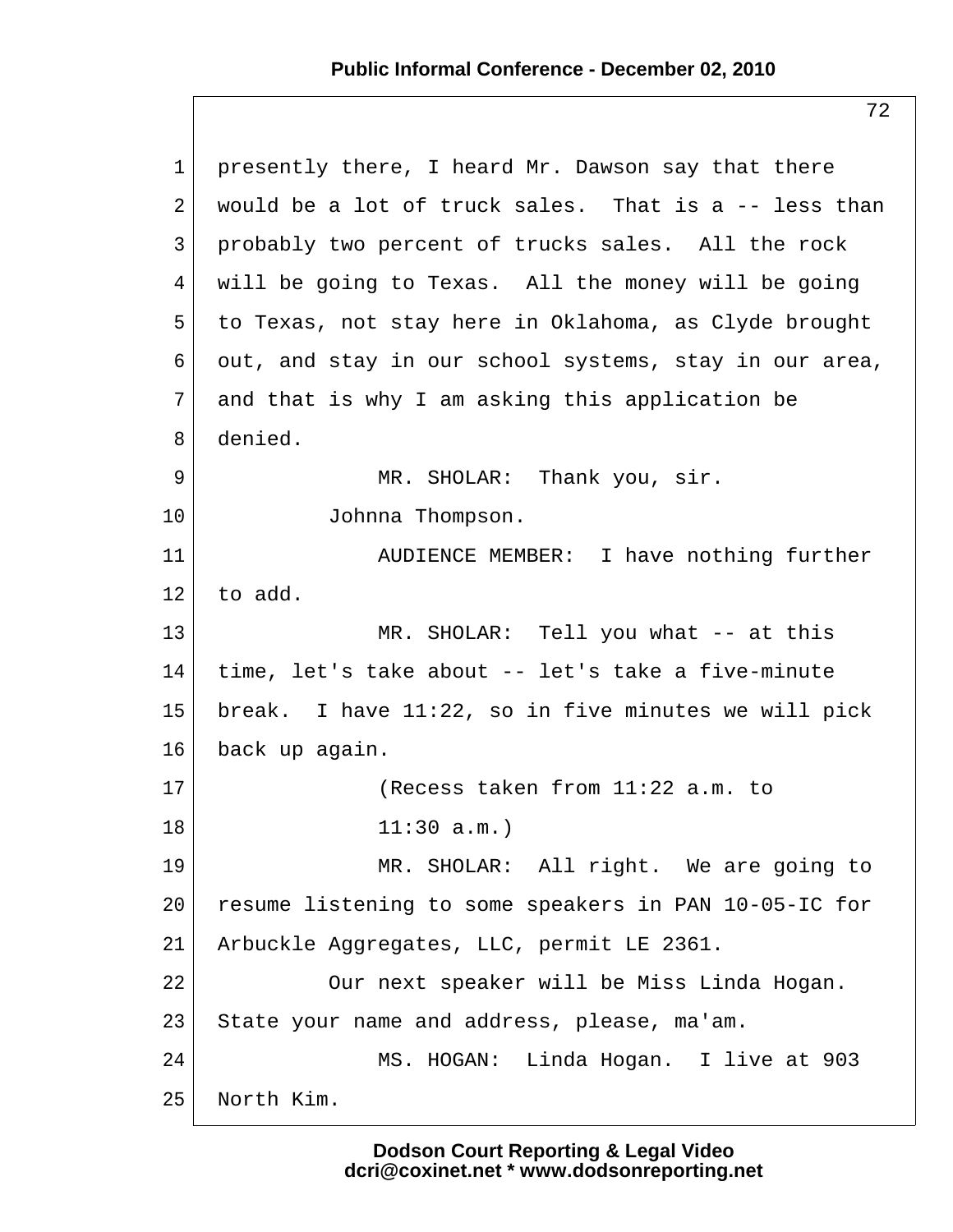presently there, I heard Mr. Dawson say that there would be a lot of truck sales. That is a -- less than probably two percent of trucks sales. All the rock will be going to Texas. All the money will be going to Texas, not stay here in Oklahoma, as Clyde brought out, and stay in our school systems, stay in our area, and that is why I am asking this application be denied.

MR. SHOLAR: Thank you, sir.

Johnna Thompson.

AUDIENCE MEMBER: I have nothing further to add.

MR. SHOLAR: Tell you what -- at this time, let's take about -- let's take a five-minute break. I have 11:22, so in five minutes we will pick back up again.

(Recess taken from 11:22 a.m. to 11:30 a.m.)

MR. SHOLAR: All right. We are going to resume listening to some speakers in PAN 10-05-IC for Arbuckle Aggregates, LLC, permit LE 2361.

Our next speaker will be Miss Linda Hogan. State your name and address, please, ma'am.

MS. HOGAN: Linda Hogan. I live at 903 North Kim.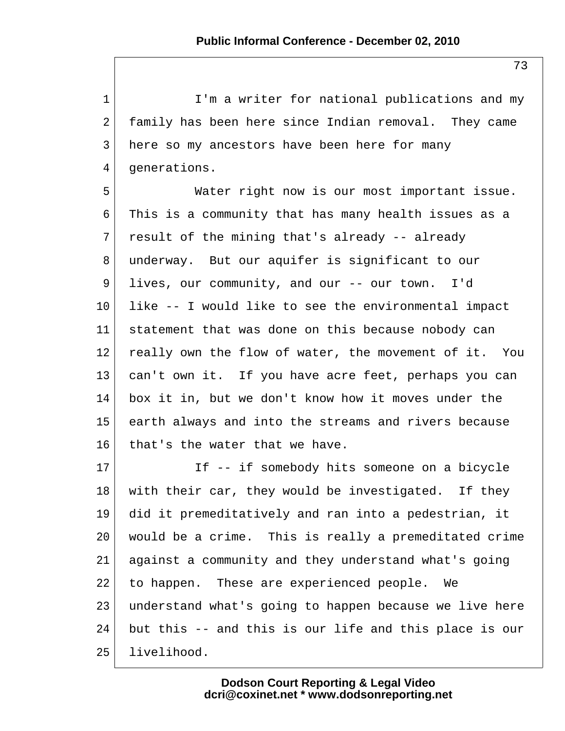I'm a writer for national publications and my family has been here since Indian removal. They came here so my ancestors have been here for many generations.

Water right now is our most important issue. This is a community that has many health issues as a result of the mining that's already -- already underway. But our aquifer is significant to our lives, our community, and our -- our town. I'd like -- I would like to see the environmental impact statement that was done on this because nobody can really own the flow of water, the movement of it. You can't own it. If you have acre feet, perhaps you can box it in, but we don't know how it moves under the earth always and into the streams and rivers because that's the water that we have.

If -- if somebody hits someone on a bicycle with their car, they would be investigated. If they did it premeditatively and ran into a pedestrian, it would be a crime. This is really a premeditated crime against a community and they understand what's going to happen. These are experienced people. We understand what's going to happen because we live here but this -- and this is our life and this place is our livelihood.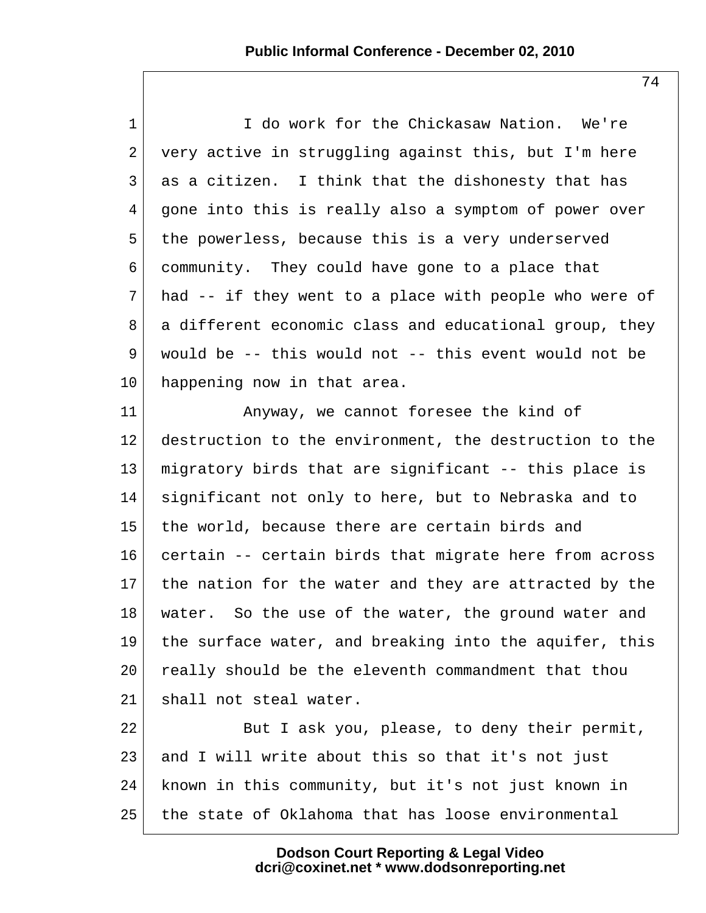I do work for the Chickasaw Nation. We're very active in struggling against this, but I'm here as a citizen. I think that the dishonesty that has gone into this is really also a symptom of power over the powerless, because this is a very underserved community. They could have gone to a place that had -- if they went to a place with people who were of a different economic class and educational group, they would be -- this would not -- this event would not be happening now in that area.

Anyway, we cannot foresee the kind of destruction to the environment, the destruction to the migratory birds that are significant -- this place is significant not only to here, but to Nebraska and to the world, because there are certain birds and certain -- certain birds that migrate here from across the nation for the water and they are attracted by the water. So the use of the water, the ground water and the surface water, and breaking into the aquifer, this really should be the eleventh commandment that thou shall not steal water.

But I ask you, please, to deny their permit, and I will write about this so that it's not just known in this community, but it's not just known in the state of Oklahoma that has loose environmental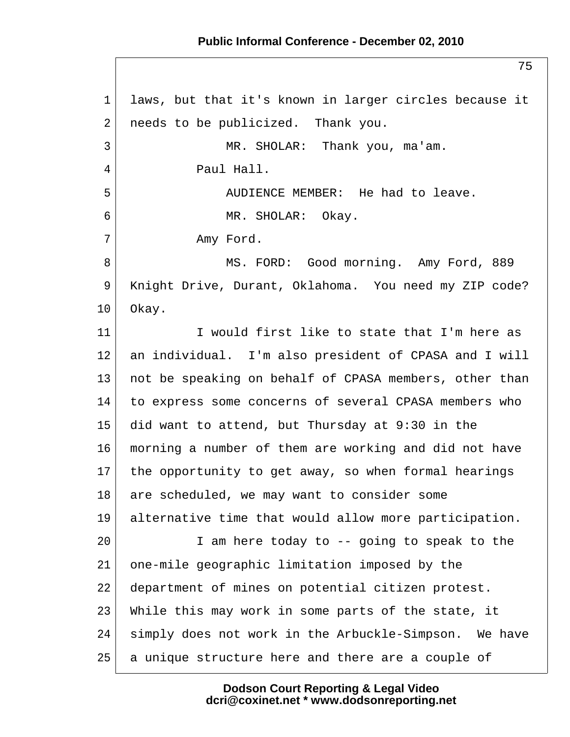laws, but that it's known in larger circles because it needs to be publicized. Thank you.

MR. SHOLAR: Thank you, ma'am.

Paul Hall.

AUDIENCE MEMBER: He had to leave.

MR. SHOLAR: Okay.

Amy Ford.

MS. FORD: Good morning. Amy Ford, 889 Knight Drive, Durant, Oklahoma. You need my ZIP code? Okay.

I would first like to state that I'm here as an individual. I'm also president of CPASA and I will not be speaking on behalf of CPASA members, other than to express some concerns of several CPASA members who did want to attend, but Thursday at 9:30 in the morning a number of them are working and did not have the opportunity to get away, so when formal hearings are scheduled, we may want to consider some alternative time that would allow more participation.

I am here today to -- going to speak to the one-mile geographic limitation imposed by the department of mines on potential citizen protest. While this may work in some parts of the state, it simply does not work in the Arbuckle-Simpson. We have a unique structure here and there are a couple of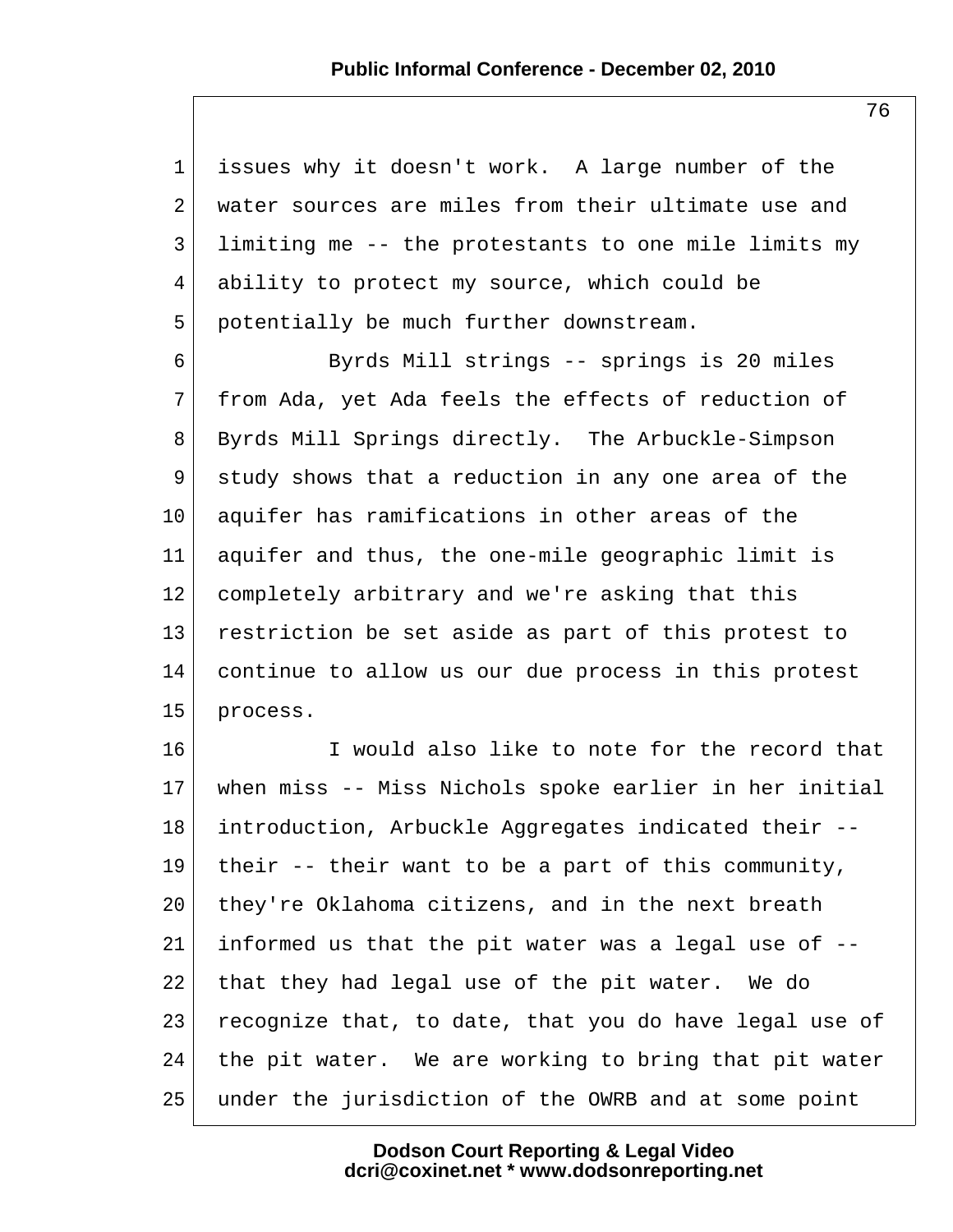issues why it doesn't work. A large number of the water sources are miles from their ultimate use and limiting me -- the protestants to one mile limits my ability to protect my source, which could be potentially be much further downstream.

Byrds Mill strings -- springs is 20 miles from Ada, yet Ada feels the effects of reduction of Byrds Mill Springs directly. The Arbuckle-Simpson study shows that a reduction in any one area of the aquifer has ramifications in other areas of the aquifer and thus, the one-mile geographic limit is completely arbitrary and we're asking that this restriction be set aside as part of this protest to continue to allow us our due process in this protest process.

I would also like to note for the record that when miss -- Miss Nichols spoke earlier in her initial introduction, Arbuckle Aggregates indicated their -- their -- their want to be a part of this community, they're Oklahoma citizens, and in the next breath informed us that the pit water was a legal use of -- that they had legal use of the pit water. We do recognize that, to date, that you do have legal use of the pit water. We are working to bring that pit water under the jurisdiction of the OWRB and at some point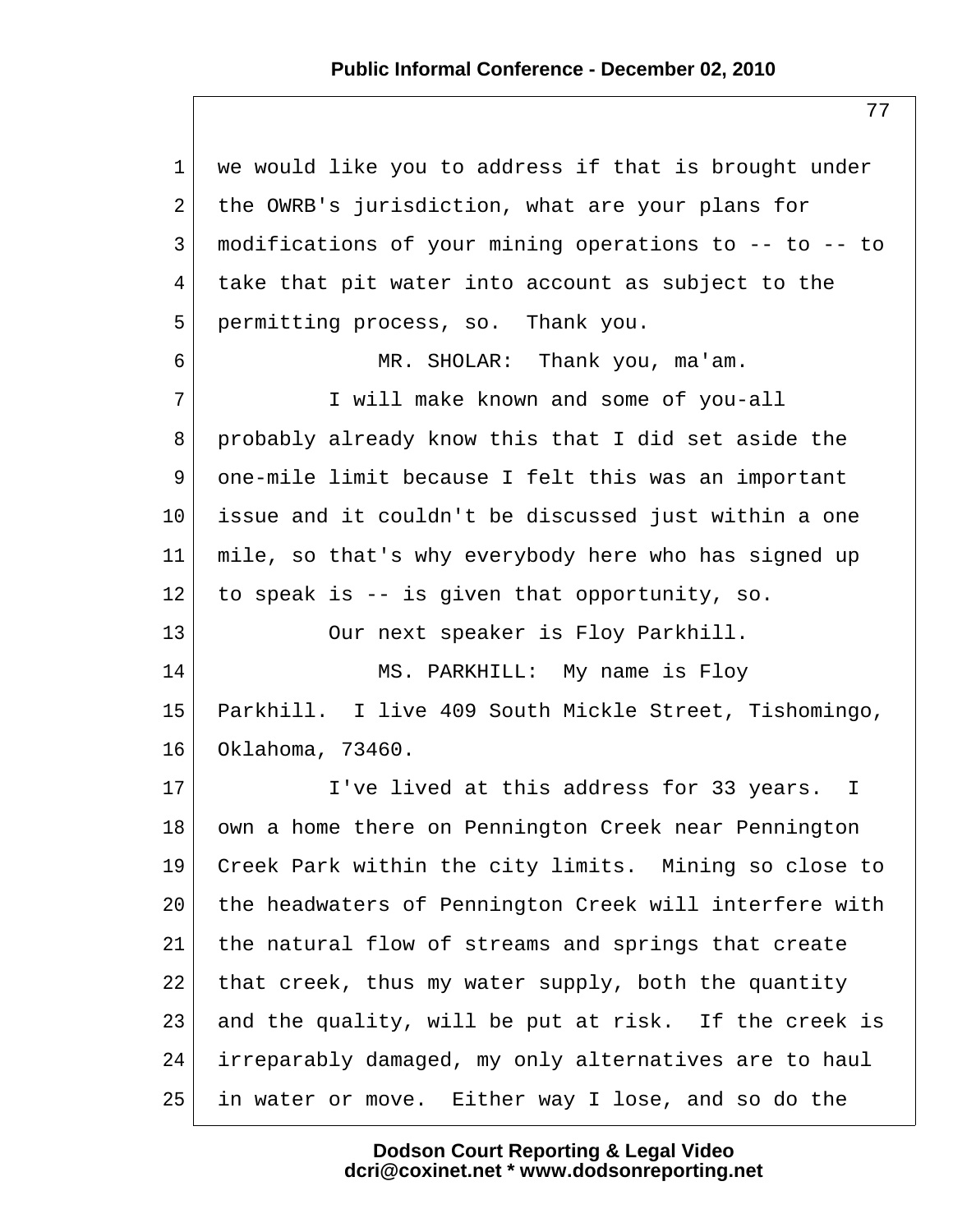we would like you to address if that is brought under the OWRB's jurisdiction, what are your plans for modifications of your mining operations to -- to -- to take that pit water into account as subject to the permitting process, so. Thank you.

MR. SHOLAR: Thank you, ma'am.

I will make known and some of you-all probably already know this that I did set aside the one-mile limit because I felt this was an important issue and it couldn't be discussed just within a one mile, so that's why everybody here who has signed up to speak is -- is given that opportunity, so.

Our next speaker is Floy Parkhill.

MS. PARKHILL: My name is Floy Parkhill. I live 409 South Mickle Street, Tishomingo, Oklahoma, 73460.

I've lived at this address for 33 years. I own a home there on Pennington Creek near Pennington Creek Park within the city limits. Mining so close to the headwaters of Pennington Creek will interfere with the natural flow of streams and springs that create that creek, thus my water supply, both the quantity and the quality, will be put at risk. If the creek is irreparably damaged, my only alternatives are to haul in water or move. Either way I lose, and so do the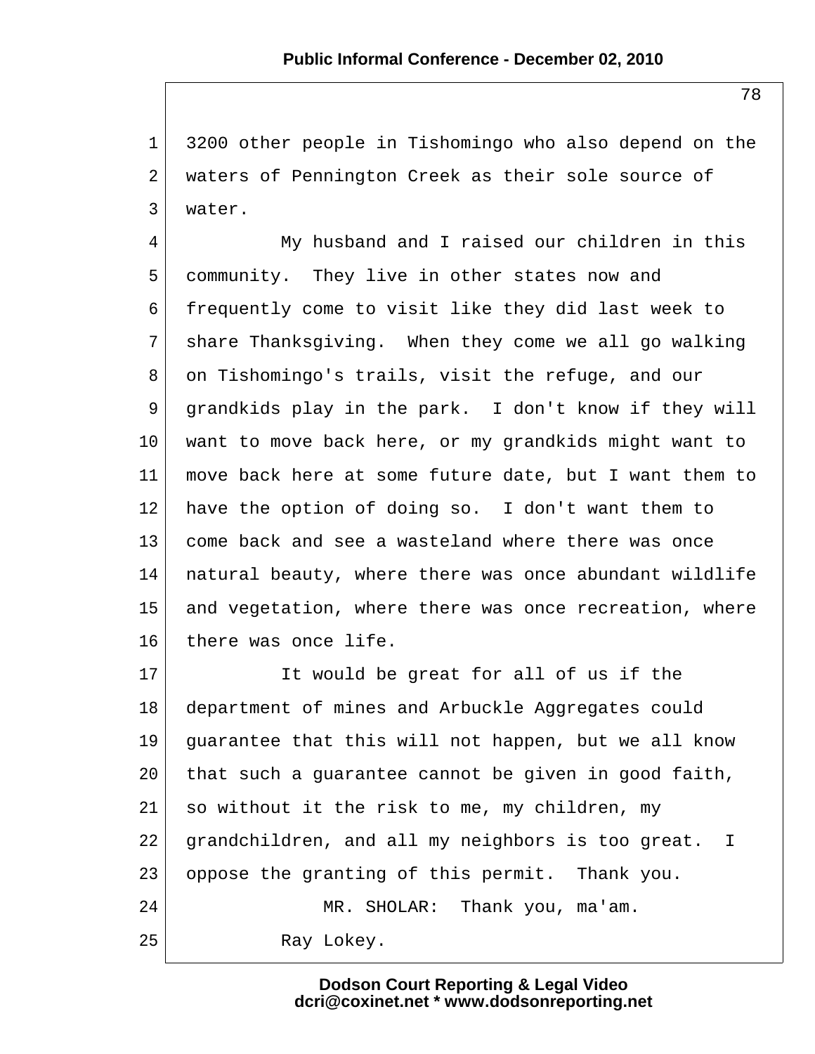3200 other people in Tishomingo who also depend on the waters of Pennington Creek as their sole source of water.

My husband and I raised our children in this community. They live in other states now and frequently come to visit like they did last week to share Thanksgiving. When they come we all go walking on Tishomingo's trails, visit the refuge, and our grandkids play in the park. I don't know if they will want to move back here, or my grandkids might want to move back here at some future date, but I want them to have the option of doing so. I don't want them to come back and see a wasteland where there was once natural beauty, where there was once abundant wildlife and vegetation, where there was once recreation, where there was once life.

It would be great for all of us if the department of mines and Arbuckle Aggregates could guarantee that this will not happen, but we all know that such a guarantee cannot be given in good faith, so without it the risk to me, my children, my grandchildren, and all my neighbors is too great. I oppose the granting of this permit. Thank you.

MR. SHOLAR: Thank you, ma'am.

Ray Lokey.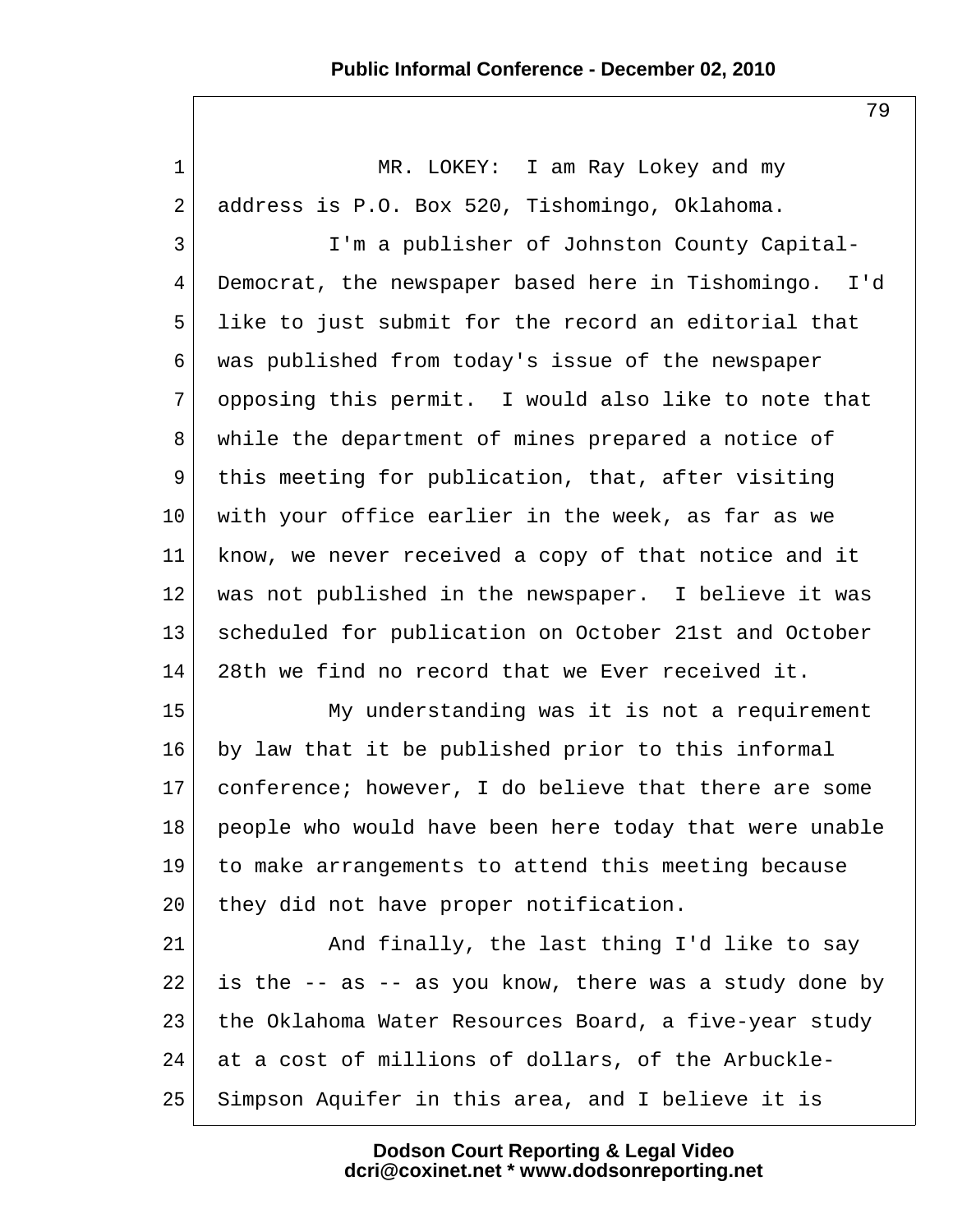MR. LOKEY: I am Ray Lokey and my address is P.O. Box 520, Tishomingo, Oklahoma.

I'm a publisher of Johnston County Capital-Democrat, the newspaper based here in Tishomingo. I'd like to just submit for the record an editorial that was published from today's issue of the newspaper opposing this permit. I would also like to note that while the department of mines prepared a notice of this meeting for publication, that, after visiting with your office earlier in the week, as far as we know, we never received a copy of that notice and it was not published in the newspaper. I believe it was scheduled for publication on October 21st and October 28th we find no record that we Ever received it.

My understanding was it is not a requirement by law that it be published prior to this informal conference; however, I do believe that there are some people who would have been here today that were unable to make arrangements to attend this meeting because they did not have proper notification.

And finally, the last thing I'd like to say is the -- as -- as you know, there was a study done by the Oklahoma Water Resources Board, a five-year study at a cost of millions of dollars, of the Arbuckle-Simpson Aquifer in this area, and I believe it is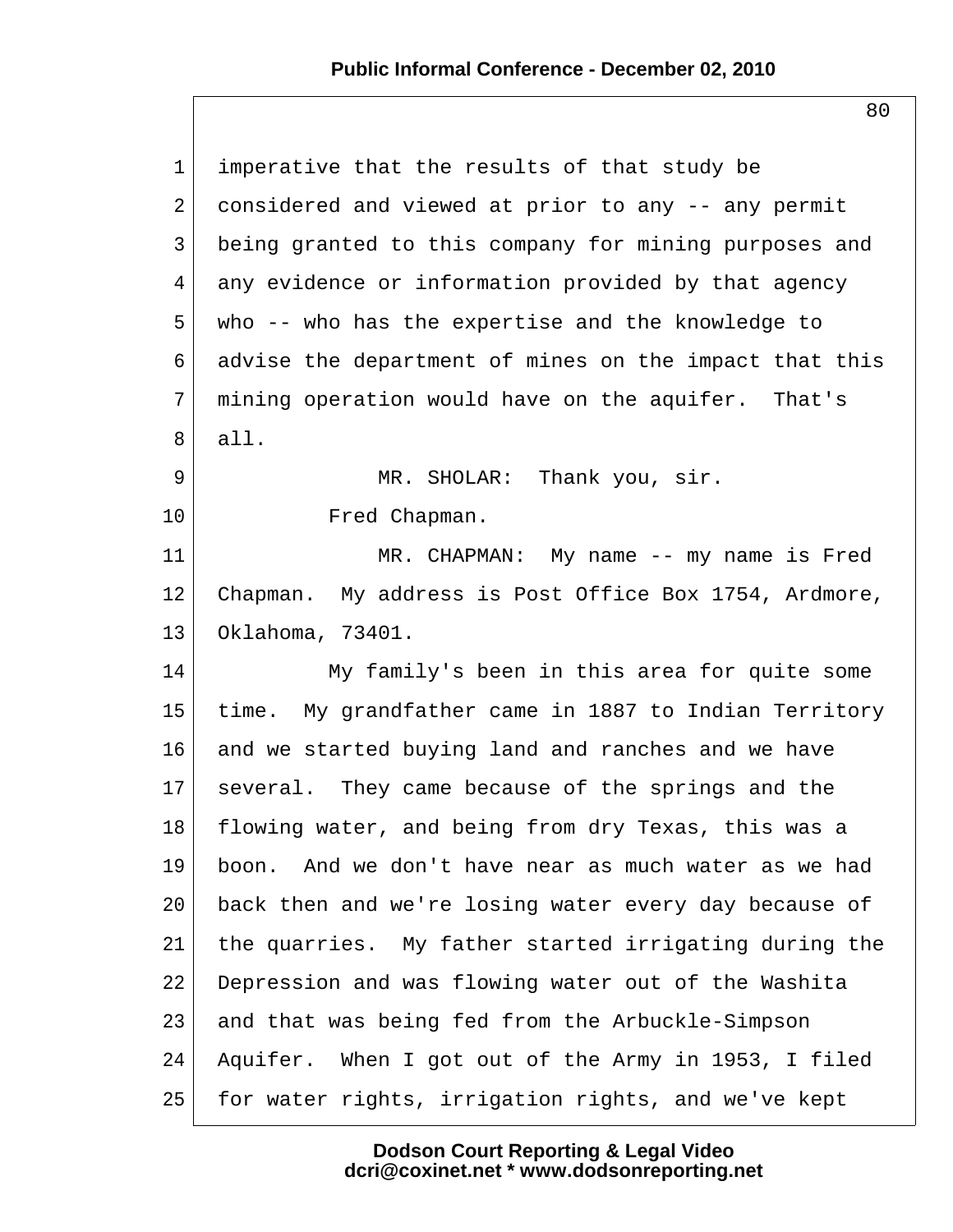imperative that the results of that study be considered and viewed at prior to any -- any permit being granted to this company for mining purposes and any evidence or information provided by that agency who -- who has the expertise and the knowledge to advise the department of mines on the impact that this mining operation would have on the aquifer. That's all.

MR. SHOLAR: Thank you, sir.

Fred Chapman.

MR. CHAPMAN: My name -- my name is Fred Chapman. My address is Post Office Box 1754, Ardmore, Oklahoma, 73401.

My family's been in this area for quite some time. My grandfather came in 1887 to Indian Territory and we started buying land and ranches and we have several. They came because of the springs and the flowing water, and being from dry Texas, this was a boon. And we don't have near as much water as we had back then and we're losing water every day because of the quarries. My father started irrigating during the Depression and was flowing water out of the Washita and that was being fed from the Arbuckle-Simpson Aquifer. When I got out of the Army in 1953, I filed for water rights, irrigation rights, and we've kept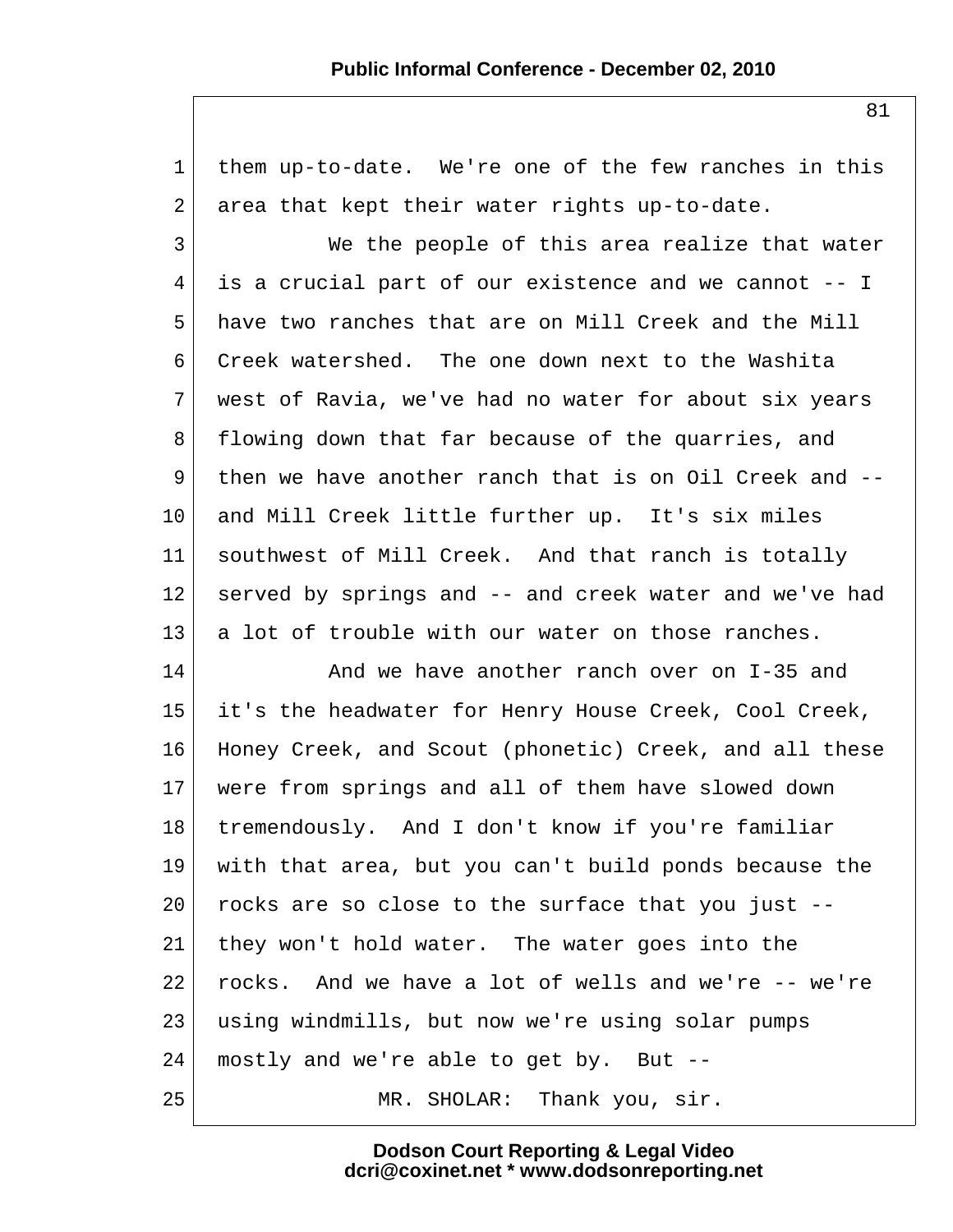them up-to-date. We're one of the few ranches in this area that kept their water rights up-to-date.

We the people of this area realize that water is a crucial part of our existence and we cannot -- I have two ranches that are on Mill Creek and the Mill Creek watershed. The one down next to the Washita west of Ravia, we've had no water for about six years flowing down that far because of the quarries, and then we have another ranch that is on Oil Creek and -- and Mill Creek little further up. It's six miles southwest of Mill Creek. And that ranch is totally served by springs and -- and creek water and we've had a lot of trouble with our water on those ranches.

And we have another ranch over on I-35 and it's the headwater for Henry House Creek, Cool Creek, Honey Creek, and Scout (phonetic) Creek, and all these were from springs and all of them have slowed down tremendously. And I don't know if you're familiar with that area, but you can't build ponds because the rocks are so close to the surface that you just -- they won't hold water. The water goes into the rocks. And we have a lot of wells and we're -- we're using windmills, but now we're using solar pumps mostly and we're able to get by. But --

MR. SHOLAR: Thank you, sir.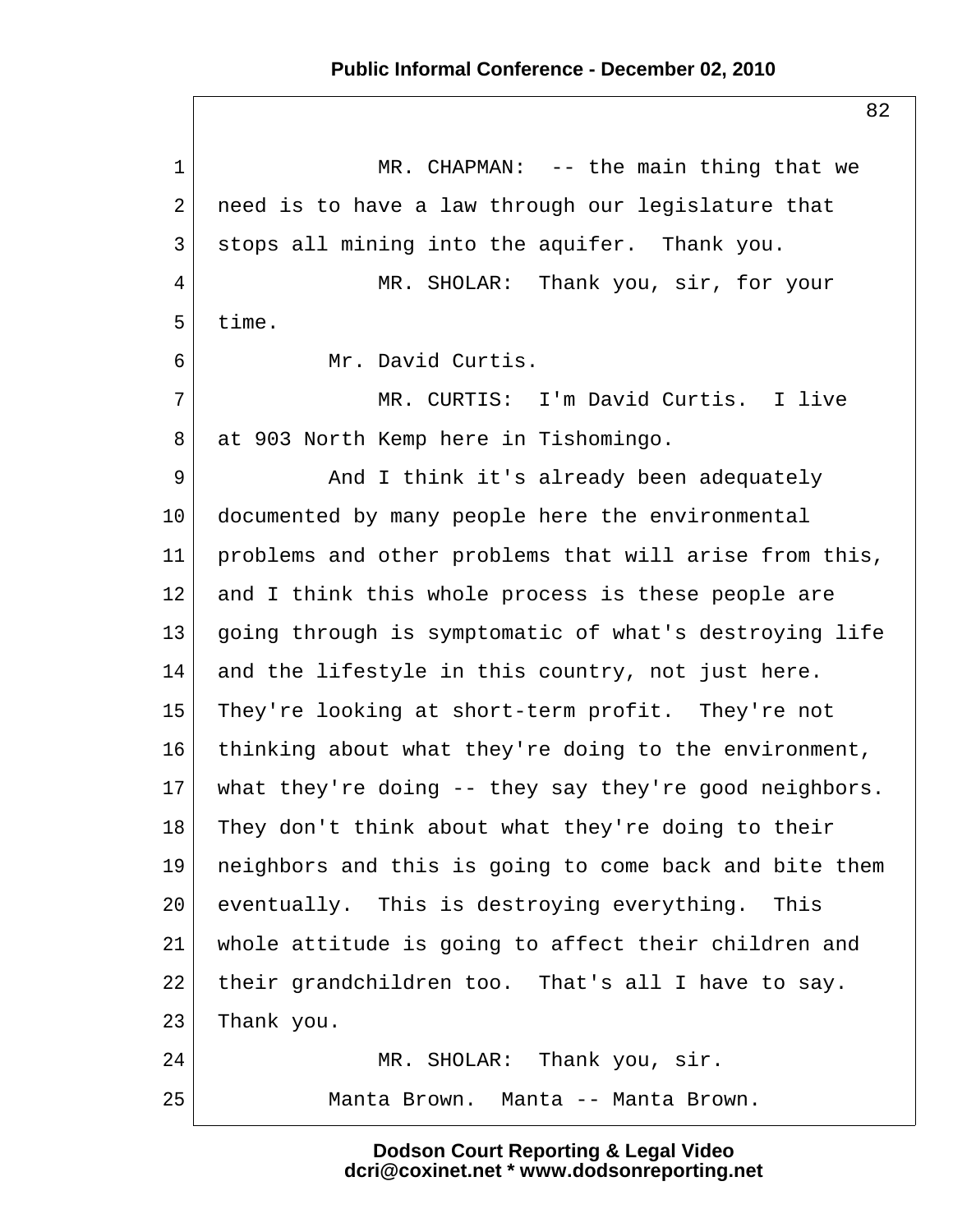MR. CHAPMAN: -- the main thing that we need is to have a law through our legislature that stops all mining into the aquifer. Thank you.

MR. SHOLAR: Thank you, sir, for your time.

Mr. David Curtis.

MR. CURTIS: I'm David Curtis. I live at 903 North Kemp here in Tishomingo.

And I think it's already been adequately documented by many people here the environmental problems and other problems that will arise from this, and I think this whole process is these people are going through is symptomatic of what's destroying life and the lifestyle in this country, not just here. They're looking at short-term profit. They're not thinking about what they're doing to the environment, what they're doing -- they say they're good neighbors. They don't think about what they're doing to their neighbors and this is going to come back and bite them eventually. This is destroying everything. This whole attitude is going to affect their children and their grandchildren too. That's all I have to say. Thank you.

MR. SHOLAR: Thank you, sir.

Manta Brown. Manta -- Manta Brown.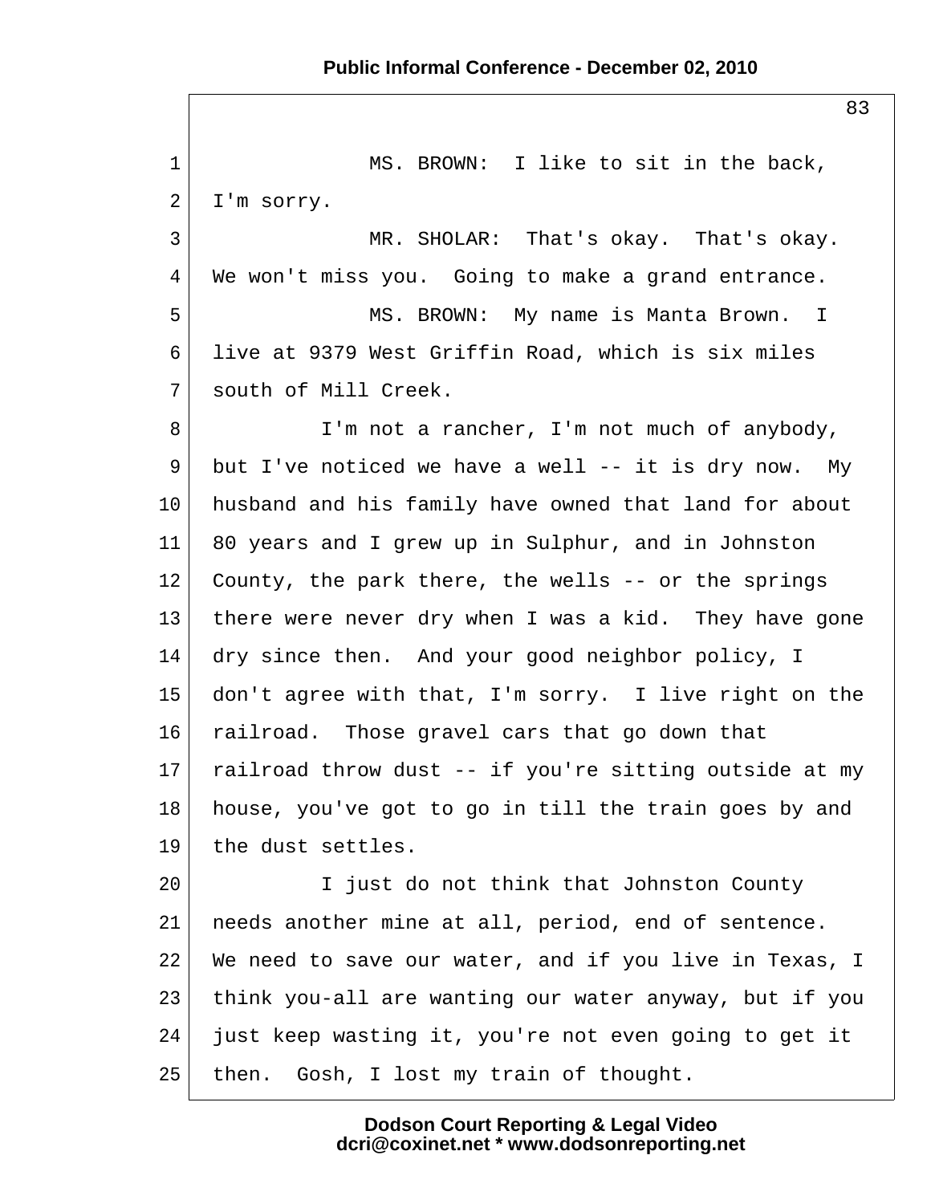MS. BROWN: I like to sit in the back, I'm sorry.

MR. SHOLAR: That's okay. That's okay. We won't miss you. Going to make a grand entrance.

MS. BROWN: My name is Manta Brown. I live at 9379 West Griffin Road, which is six miles south of Mill Creek.

I'm not a rancher, I'm not much of anybody, but I've noticed we have a well -- it is dry now. My husband and his family have owned that land for about 80 years and I grew up in Sulphur, and in Johnston County, the park there, the wells -- or the springs there were never dry when I was a kid. They have gone dry since then. And your good neighbor policy, I don't agree with that, I'm sorry. I live right on the railroad. Those gravel cars that go down that railroad throw dust -- if you're sitting outside at my house, you've got to go in till the train goes by and the dust settles.

I just do not think that Johnston County needs another mine at all, period, end of sentence. We need to save our water, and if you live in Texas, I think you-all are wanting our water anyway, but if you just keep wasting it, you're not even going to get it then. Gosh, I lost my train of thought.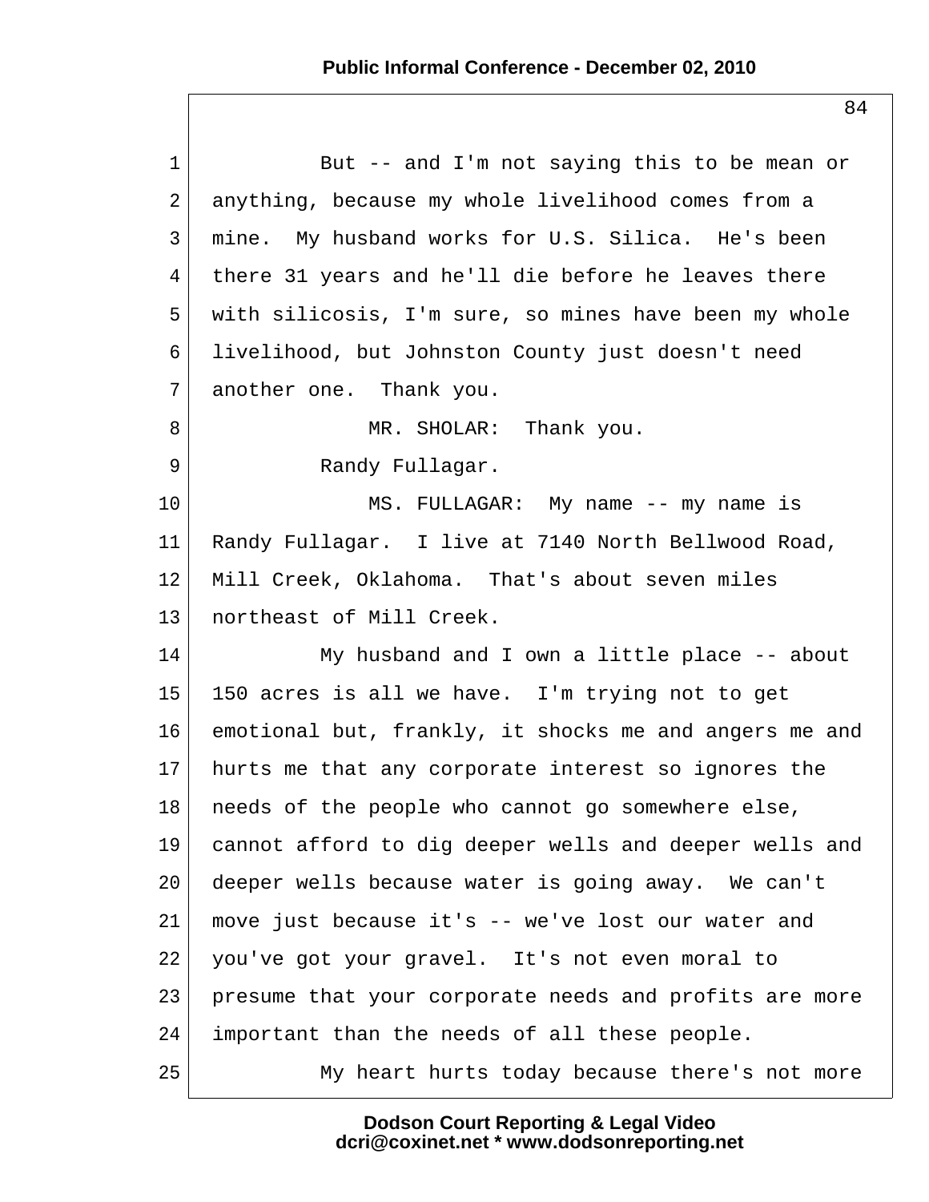But -- and I'm not saying this to be mean or anything, because my whole livelihood comes from a mine. My husband works for U.S. Silica. He's been there 31 years and he'll die before he leaves there with silicosis, I'm sure, so mines have been my whole livelihood, but Johnston County just doesn't need another one. Thank you.

MR. SHOLAR: Thank you.

Randy Fullagar.

MS. FULLAGAR: My name -- my name is Randy Fullagar. I live at 7140 North Bellwood Road, Mill Creek, Oklahoma. That's about seven miles northeast of Mill Creek.

My husband and I own a little place -- about 150 acres is all we have. I'm trying not to get emotional but, frankly, it shocks me and angers me and hurts me that any corporate interest so ignores the needs of the people who cannot go somewhere else, cannot afford to dig deeper wells and deeper wells and deeper wells because water is going away. We can't move just because it's -- we've lost our water and you've got your gravel. It's not even moral to presume that your corporate needs and profits are more important than the needs of all these people.

My heart hurts today because there's not more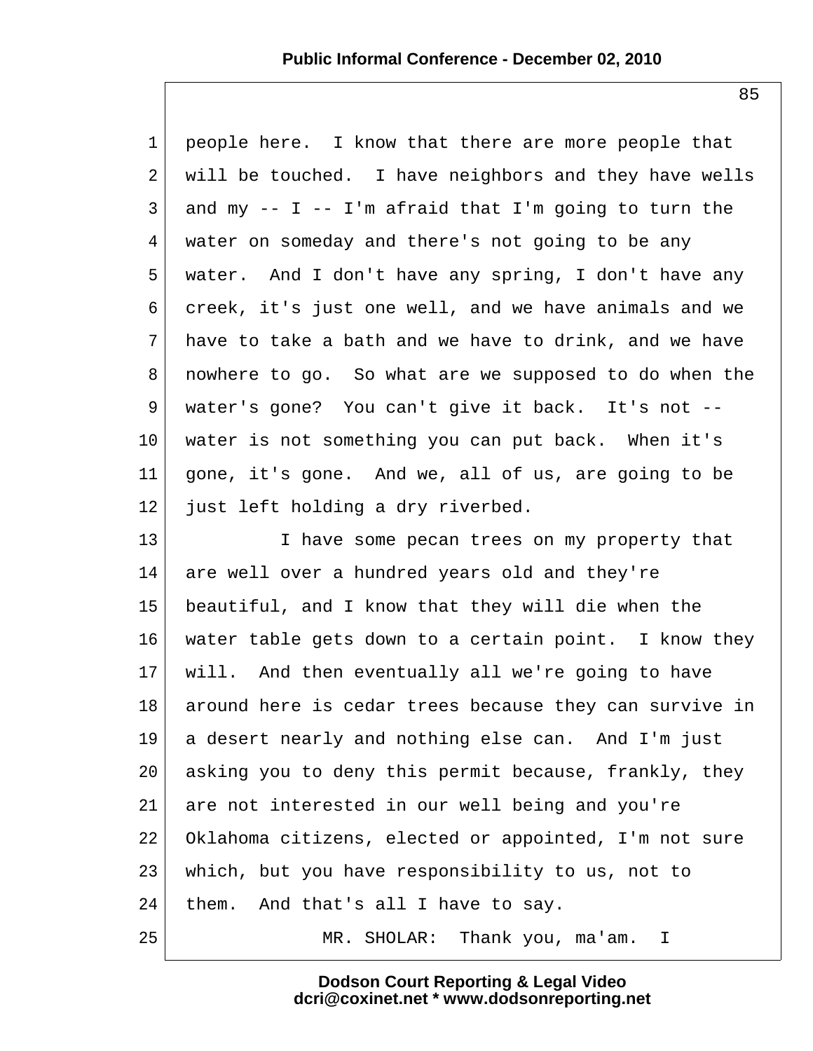people here. I know that there are more people that will be touched. I have neighbors and they have wells and my -- I -- I'm afraid that I'm going to turn the water on someday and there's not going to be any water. And I don't have any spring, I don't have any creek, it's just one well, and we have animals and we have to take a bath and we have to drink, and we have nowhere to go. So what are we supposed to do when the water's gone? You can't give it back. It's not -- water is not something you can put back. When it's gone, it's gone. And we, all of us, are going to be just left holding a dry riverbed.

I have some pecan trees on my property that are well over a hundred years old and they're beautiful, and I know that they will die when the water table gets down to a certain point. I know they will. And then eventually all we're going to have around here is cedar trees because they can survive in a desert nearly and nothing else can. And I'm just asking you to deny this permit because, frankly, they are not interested in our well being and you're Oklahoma citizens, elected or appointed, I'm not sure which, but you have responsibility to us, not to them. And that's all I have to say.

MR. SHOLAR: Thank you, ma'am. I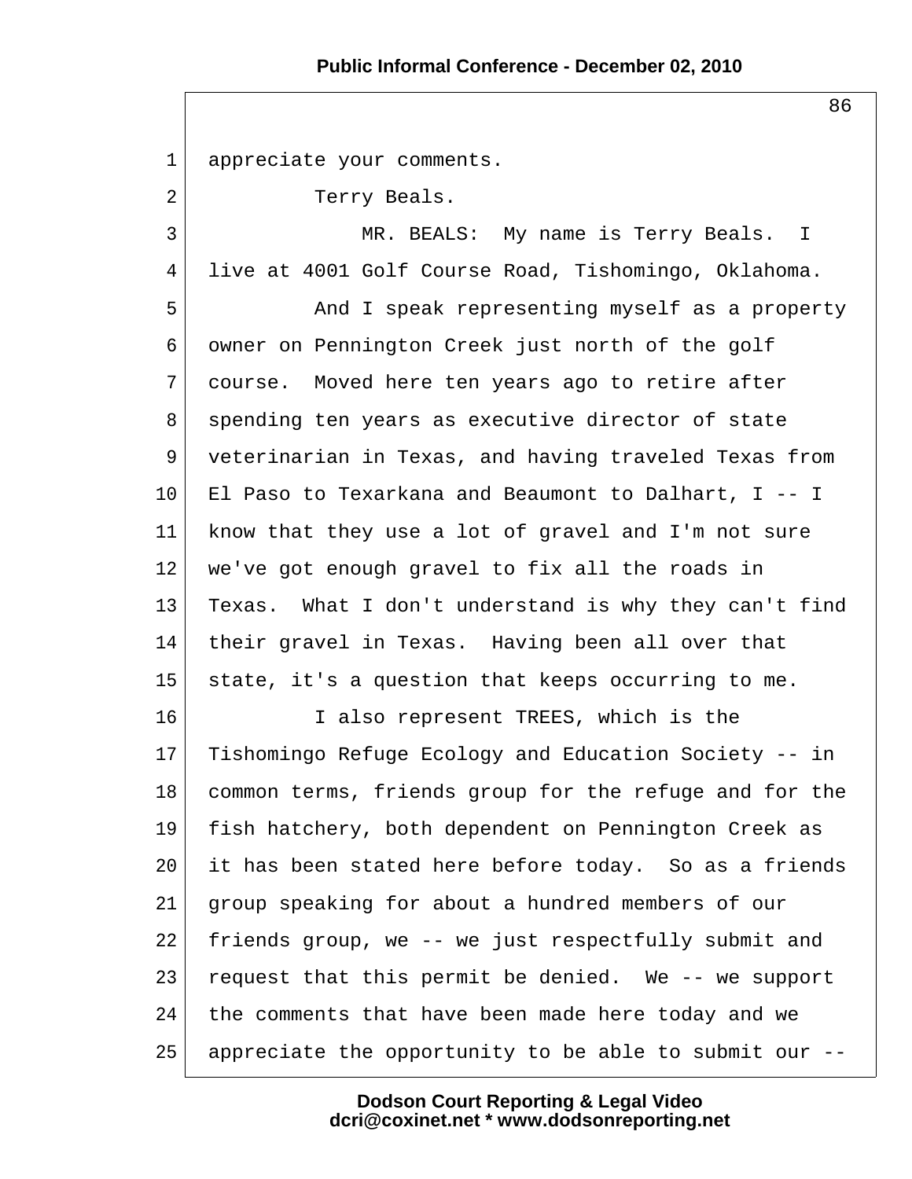appreciate your comments.

Terry Beals.

MR. BEALS: My name is Terry Beals. I live at 4001 Golf Course Road, Tishomingo, Oklahoma.

And I speak representing myself as a property owner on Pennington Creek just north of the golf course. Moved here ten years ago to retire after spending ten years as executive director of state veterinarian in Texas, and having traveled Texas from El Paso to Texarkana and Beaumont to Dalhart, I -- I know that they use a lot of gravel and I'm not sure we've got enough gravel to fix all the roads in Texas. What I don't understand is why they can't find their gravel in Texas. Having been all over that state, it's a question that keeps occurring to me.

I also represent TREES, which is the Tishomingo Refuge Ecology and Education Society -- in common terms, friends group for the refuge and for the fish hatchery, both dependent on Pennington Creek as it has been stated here before today. So as a friends group speaking for about a hundred members of our friends group, we -- we just respectfully submit and request that this permit be denied. We -- we support the comments that have been made here today and we appreciate the opportunity to be able to submit our --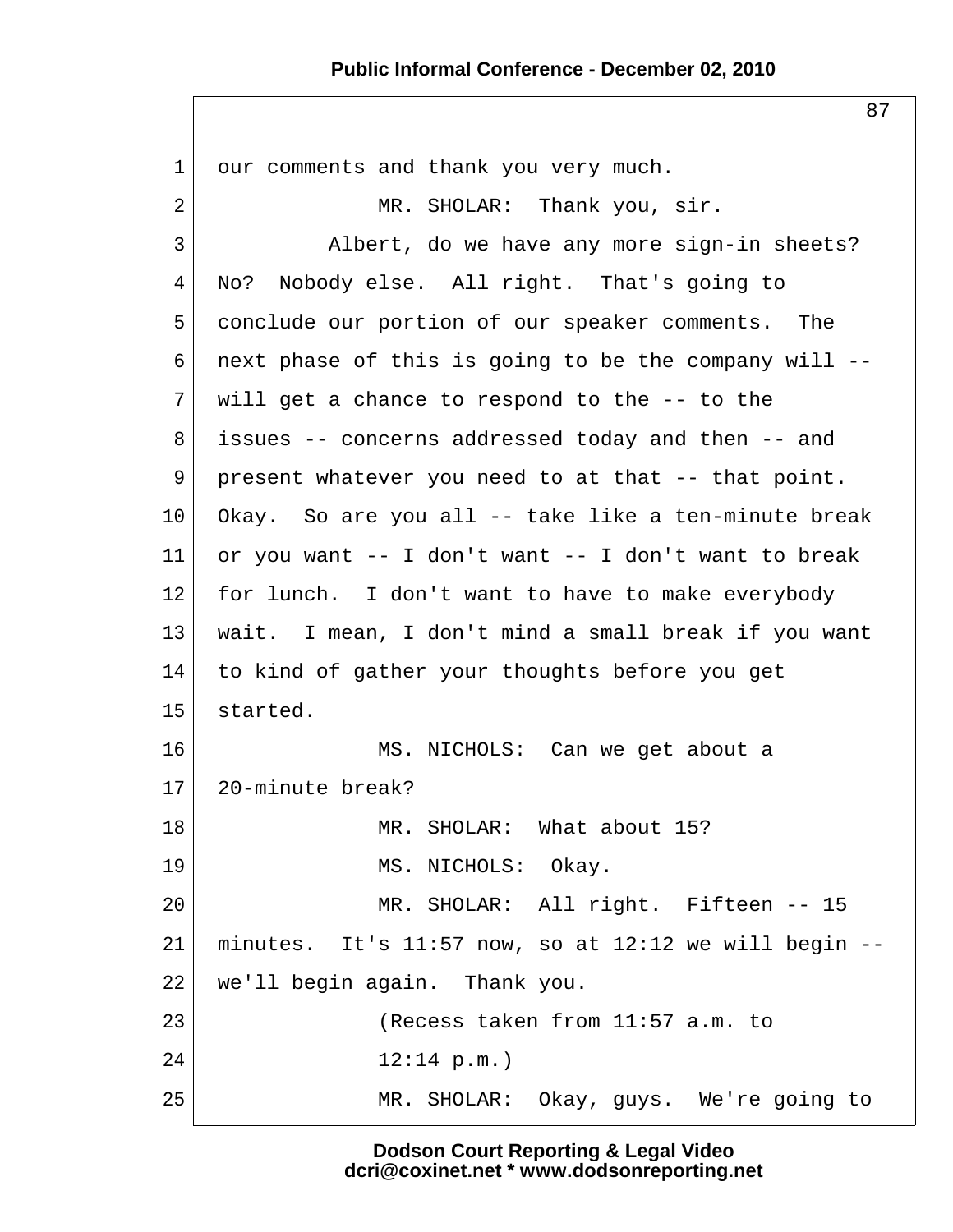our comments and thank you very much.

MR. SHOLAR: Thank you, sir.

Albert, do we have any more sign-in sheets? No? Nobody else. All right. That's going to conclude our portion of our speaker comments. The next phase of this is going to be the company will -- will get a chance to respond to the -- to the issues -- concerns addressed today and then -- and present whatever you need to at that -- that point. Okay. So are you all -- take like a ten-minute break or you want -- I don't want -- I don't want to break for lunch. I don't want to have to make everybody wait. I mean, I don't mind a small break if you want to kind of gather your thoughts before you get started.

MS. NICHOLS: Can we get about a 20-minute break?

MR. SHOLAR: What about 15?

MS. NICHOLS: Okay.

MR. SHOLAR: All right. Fifteen -- 15 minutes. It's 11:57 now, so at 12:12 we will begin -- we'll begin again. Thank you.

(Recess taken from 11:57 a.m. to 12:14 p.m.)

MR. SHOLAR: Okay, guys. We're going to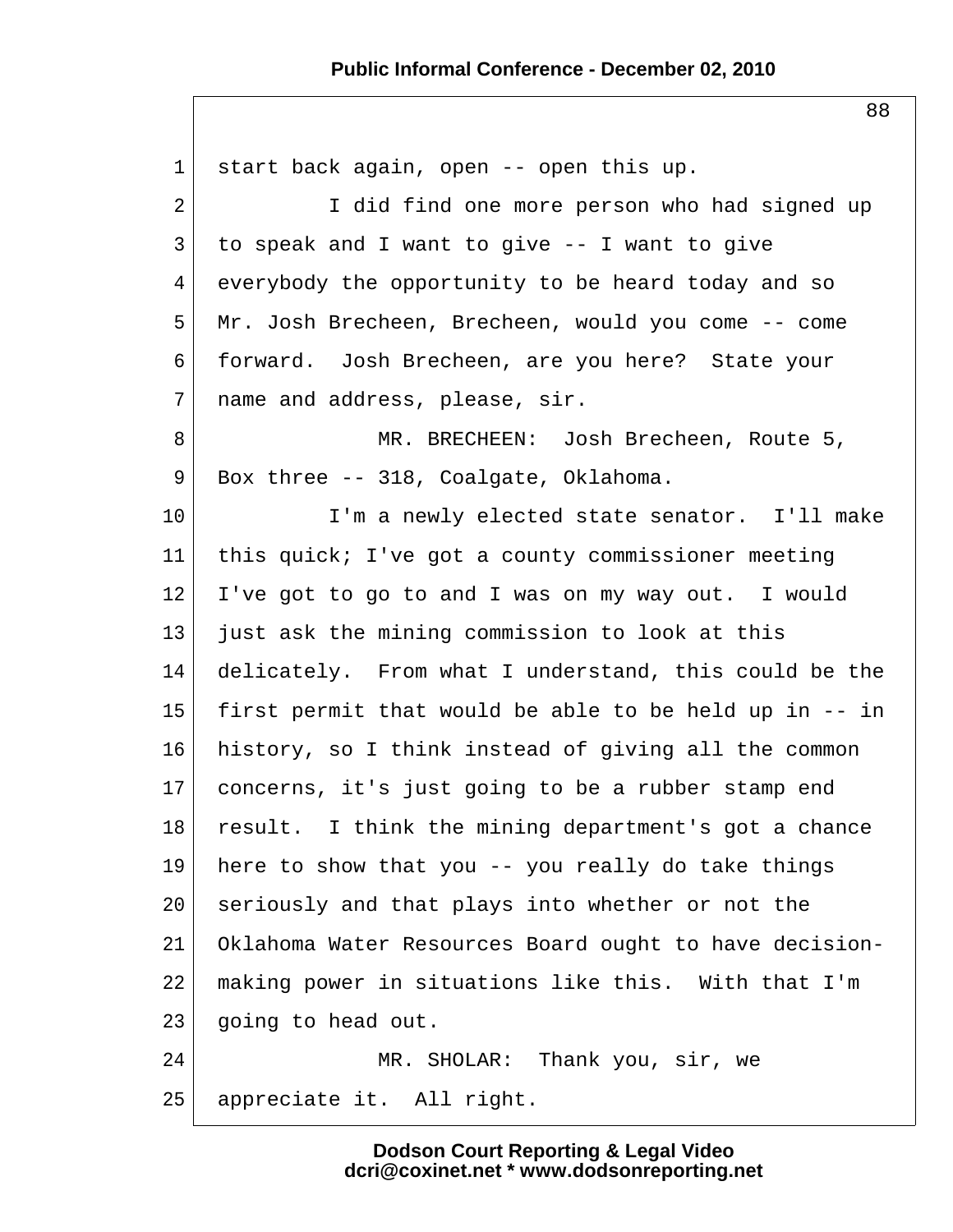start back again, open -- open this up.

I did find one more person who had signed up to speak and I want to give -- I want to give everybody the opportunity to be heard today and so Mr. Josh Brecheen, Brecheen, would you come -- come forward. Josh Brecheen, are you here? State your name and address, please, sir.

MR. BRECHEEN: Josh Brecheen, Route 5, Box three -- 318, Coalgate, Oklahoma.

I'm a newly elected state senator. I'll make this quick; I've got a county commissioner meeting I've got to go to and I was on my way out. I would just ask the mining commission to look at this delicately. From what I understand, this could be the first permit that would be able to be held up in -- in history, so I think instead of giving all the common concerns, it's just going to be a rubber stamp end result. I think the mining department's got a chance here to show that you -- you really do take things seriously and that plays into whether or not the Oklahoma Water Resources Board ought to have decision-making power in situations like this. With that I'm going to head out.

MR. SHOLAR: Thank you, sir, we appreciate it. All right.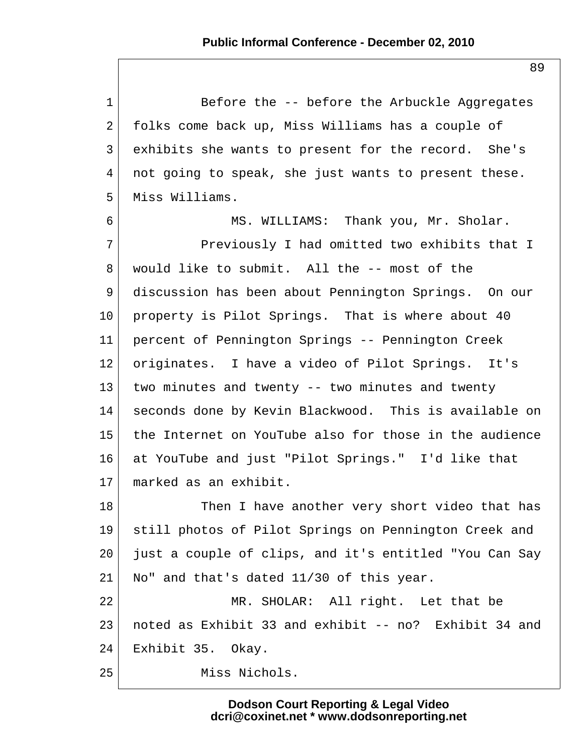Before the -- before the Arbuckle Aggregates folks come back up, Miss Williams has a couple of exhibits she wants to present for the record. She's not going to speak, she just wants to present these. Miss Williams.

MS. WILLIAMS: Thank you, Mr. Sholar.

Previously I had omitted two exhibits that I would like to submit. All the -- most of the discussion has been about Pennington Springs. On our property is Pilot Springs. That is where about 40 percent of Pennington Springs -- Pennington Creek originates. I have a video of Pilot Springs. It's two minutes and twenty -- two minutes and twenty seconds done by Kevin Blackwood. This is available on the Internet on YouTube also for those in the audience at YouTube and just "Pilot Springs." I'd like that marked as an exhibit.

Then I have another very short video that has still photos of Pilot Springs on Pennington Creek and just a couple of clips, and it's entitled "You Can Say No" and that's dated 11/30 of this year.

MR. SHOLAR: All right. Let that be noted as Exhibit 33 and exhibit -- no? Exhibit 34 and Exhibit 35. Okay.

Miss Nichols.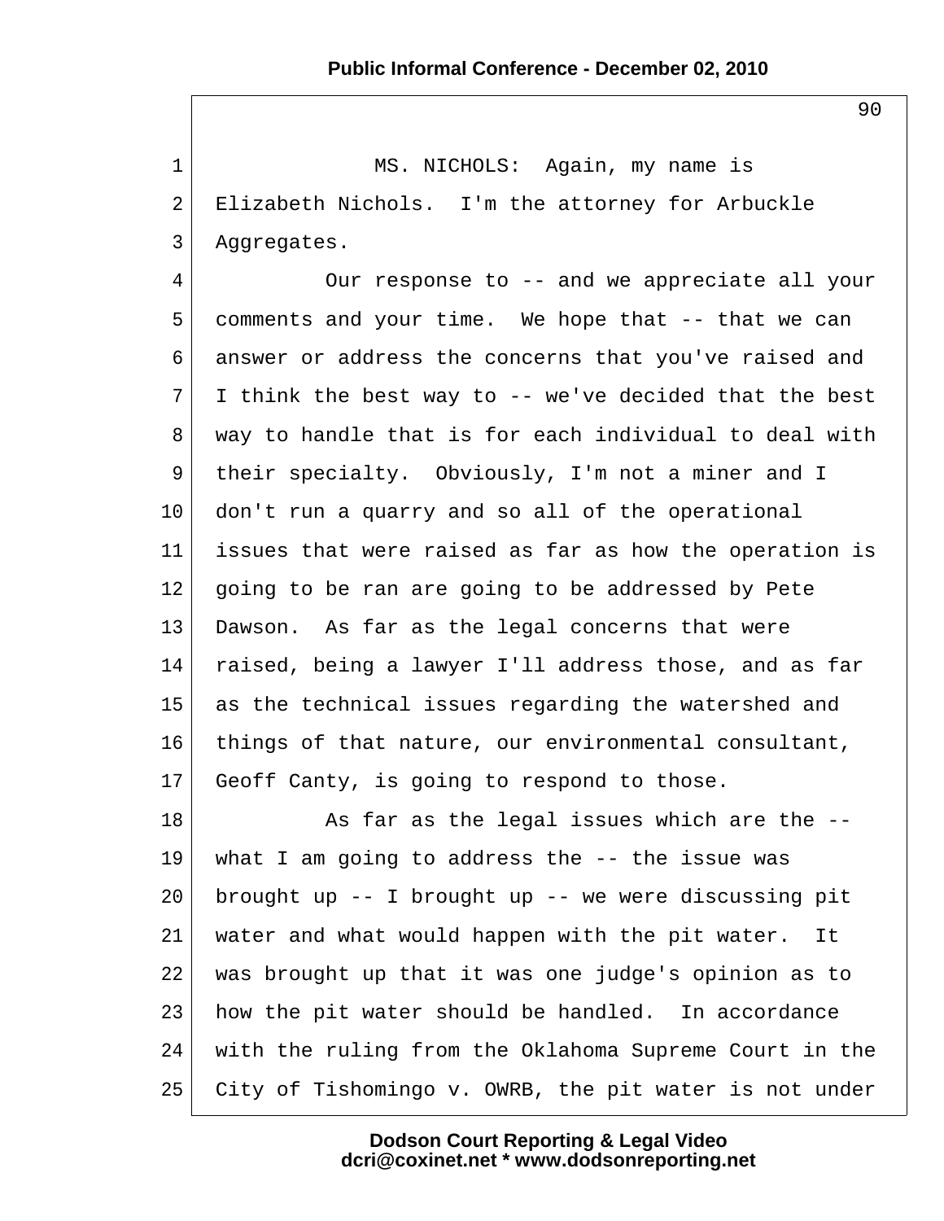MS. NICHOLS: Again, my name is Elizabeth Nichols. I'm the attorney for Arbuckle Aggregates.

Our response to -- and we appreciate all your comments and your time. We hope that -- that we can answer or address the concerns that you've raised and I think the best way to -- we've decided that the best way to handle that is for each individual to deal with their specialty. Obviously, I'm not a miner and I don't run a quarry and so all of the operational issues that were raised as far as how the operation is going to be ran are going to be addressed by Pete Dawson. As far as the legal concerns that were raised, being a lawyer I'll address those, and as far as the technical issues regarding the watershed and things of that nature, our environmental consultant, Geoff Canty, is going to respond to those.

As far as the legal issues which are the -- what I am going to address the -- the issue was brought up -- I brought up -- we were discussing pit water and what would happen with the pit water. It was brought up that it was one judge's opinion as to how the pit water should be handled. In accordance with the ruling from the Oklahoma Supreme Court in the City of Tishomingo v. OWRB, the pit water is not under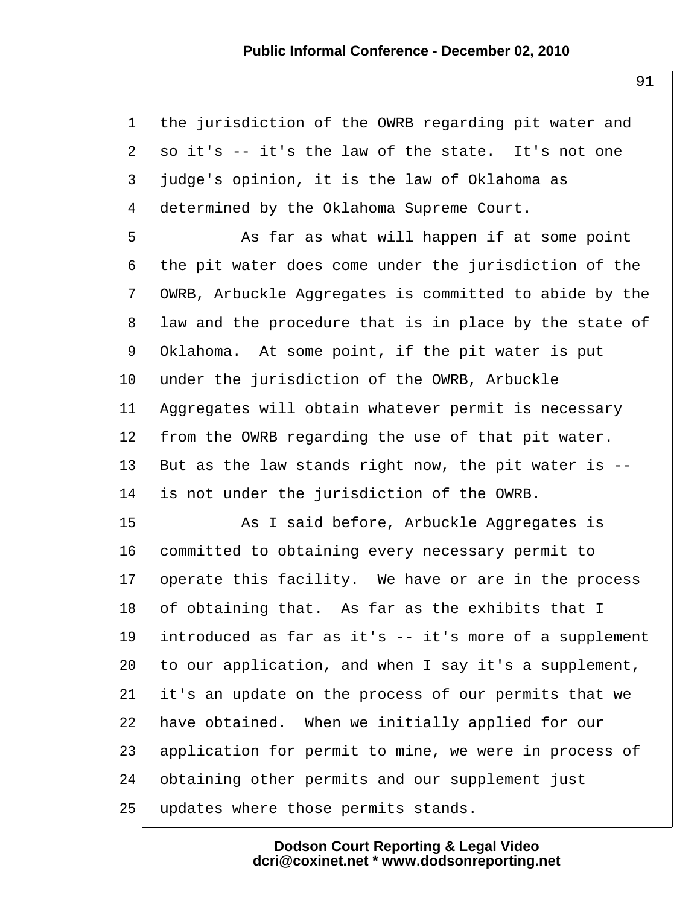the jurisdiction of the OWRB regarding pit water and so it's -- it's the law of the state. It's not one judge's opinion, it is the law of Oklahoma as determined by the Oklahoma Supreme Court.

As far as what will happen if at some point the pit water does come under the jurisdiction of the OWRB, Arbuckle Aggregates is committed to abide by the law and the procedure that is in place by the state of Oklahoma. At some point, if the pit water is put under the jurisdiction of the OWRB, Arbuckle Aggregates will obtain whatever permit is necessary from the OWRB regarding the use of that pit water. But as the law stands right now, the pit water is -- is not under the jurisdiction of the OWRB.

As I said before, Arbuckle Aggregates is committed to obtaining every necessary permit to operate this facility. We have or are in the process of obtaining that. As far as the exhibits that I introduced as far as it's -- it's more of a supplement to our application, and when I say it's a supplement, it's an update on the process of our permits that we have obtained. When we initially applied for our application for permit to mine, we were in process of obtaining other permits and our supplement just updates where those permits stands.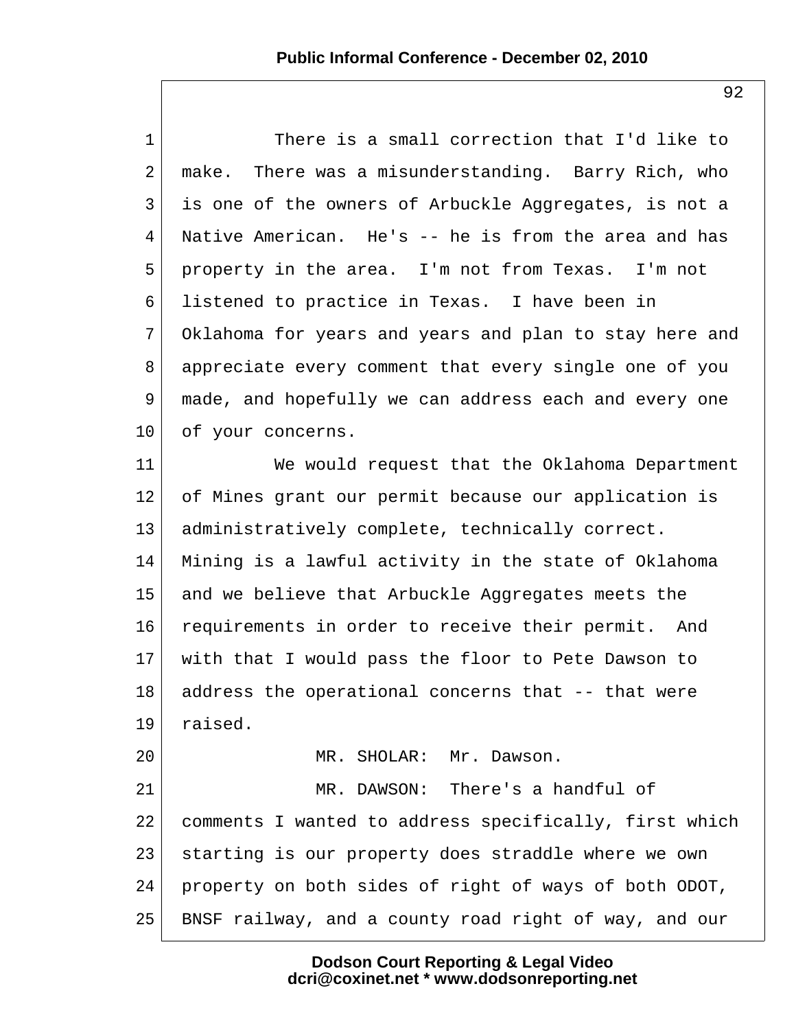There is a small correction that I'd like to make. There was a misunderstanding. Barry Rich, who is one of the owners of Arbuckle Aggregates, is not a Native American. He's -- he is from the area and has property in the area. I'm not from Texas. I'm not listened to practice in Texas. I have been in Oklahoma for years and years and plan to stay here and appreciate every comment that every single one of you made, and hopefully we can address each and every one of your concerns.

We would request that the Oklahoma Department of Mines grant our permit because our application is administratively complete, technically correct. Mining is a lawful activity in the state of Oklahoma and we believe that Arbuckle Aggregates meets the requirements in order to receive their permit. And with that I would pass the floor to Pete Dawson to address the operational concerns that -- that were raised.

MR. SHOLAR: Mr. Dawson.

MR. DAWSON: There's a handful of comments I wanted to address specifically, first which starting is our property does straddle where we own property on both sides of right of ways of both ODOT, BNSF railway, and a county road right of way, and our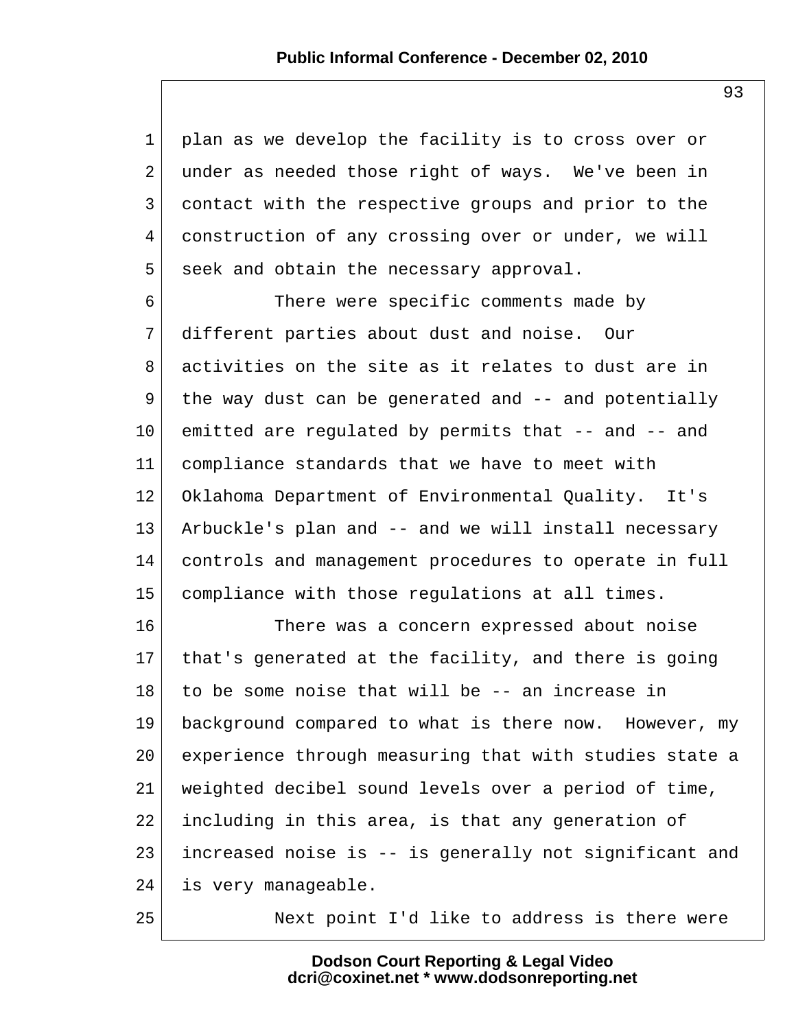plan as we develop the facility is to cross over or under as needed those right of ways. We've been in contact with the respective groups and prior to the construction of any crossing over or under, we will seek and obtain the necessary approval.

There were specific comments made by different parties about dust and noise. Our activities on the site as it relates to dust are in the way dust can be generated and -- and potentially emitted are regulated by permits that -- and -- and compliance standards that we have to meet with Oklahoma Department of Environmental Quality. It's Arbuckle's plan and -- and we will install necessary controls and management procedures to operate in full compliance with those regulations at all times.

There was a concern expressed about noise that's generated at the facility, and there is going to be some noise that will be -- an increase in background compared to what is there now. However, my experience through measuring that with studies state a weighted decibel sound levels over a period of time, including in this area, is that any generation of increased noise is -- is generally not significant and is very manageable.

Next point I'd like to address is there were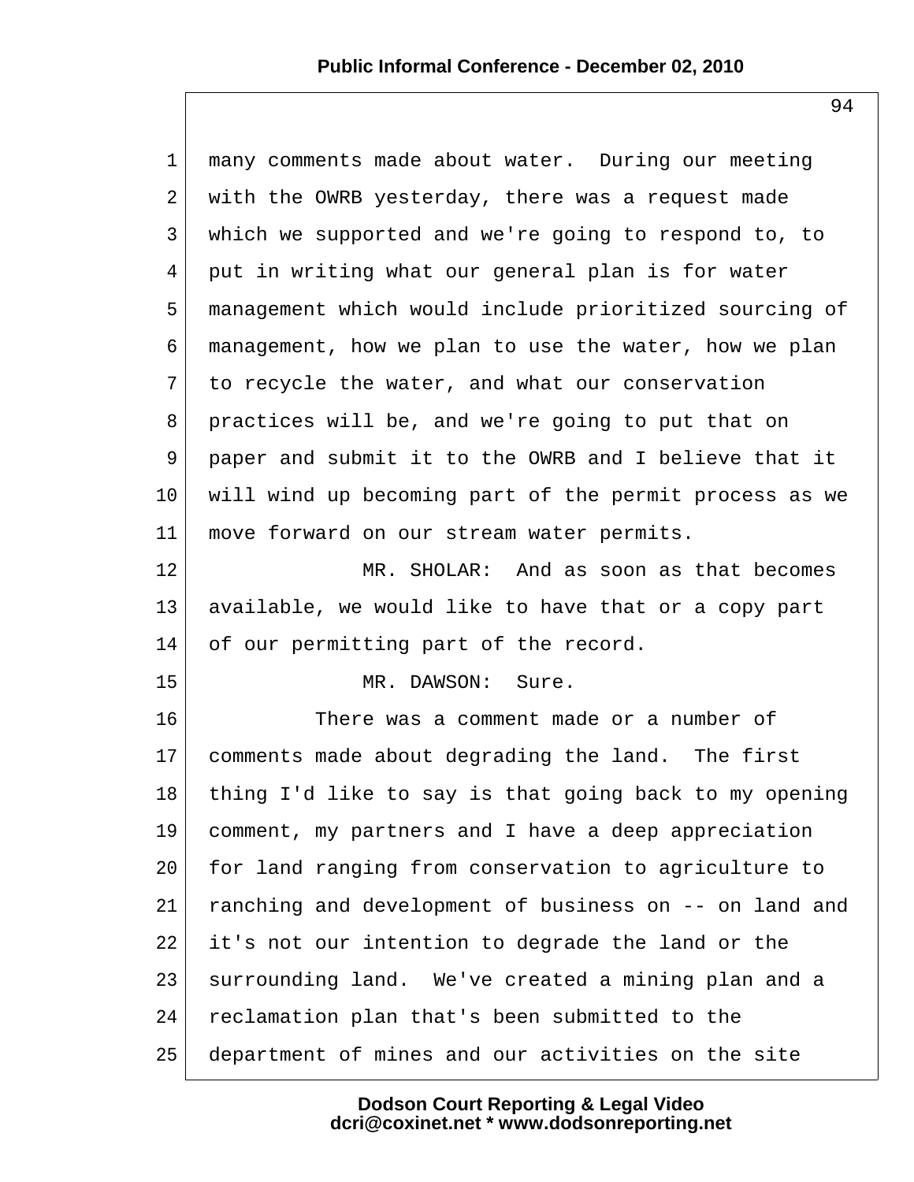many comments made about water. During our meeting with the OWRB yesterday, there was a request made which we supported and we're going to respond to, to put in writing what our general plan is for water management which would include prioritized sourcing of management, how we plan to use the water, how we plan to recycle the water, and what our conservation practices will be, and we're going to put that on paper and submit it to the OWRB and I believe that it will wind up becoming part of the permit process as we move forward on our stream water permits.

MR. SHOLAR: And as soon as that becomes available, we would like to have that or a copy part of our permitting part of the record.

MR. DAWSON: Sure.

There was a comment made or a number of comments made about degrading the land. The first thing I'd like to say is that going back to my opening comment, my partners and I have a deep appreciation for land ranging from conservation to agriculture to ranching and development of business on -- on land and it's not our intention to degrade the land or the surrounding land. We've created a mining plan and a reclamation plan that's been submitted to the department of mines and our activities on the site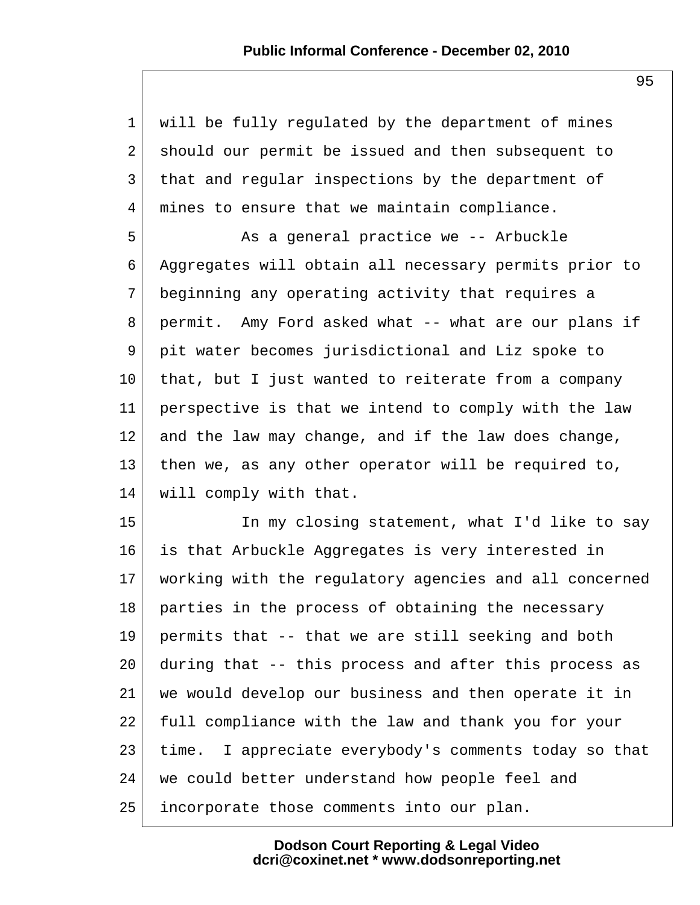will be fully regulated by the department of mines should our permit be issued and then subsequent to that and regular inspections by the department of mines to ensure that we maintain compliance.

As a general practice we -- Arbuckle Aggregates will obtain all necessary permits prior to beginning any operating activity that requires a permit. Amy Ford asked what -- what are our plans if pit water becomes jurisdictional and Liz spoke to that, but I just wanted to reiterate from a company perspective is that we intend to comply with the law and the law may change, and if the law does change, then we, as any other operator will be required to, will comply with that.

In my closing statement, what I'd like to say is that Arbuckle Aggregates is very interested in working with the regulatory agencies and all concerned parties in the process of obtaining the necessary permits that -- that we are still seeking and both during that -- this process and after this process as we would develop our business and then operate it in full compliance with the law and thank you for your time. I appreciate everybody's comments today so that we could better understand how people feel and incorporate those comments into our plan.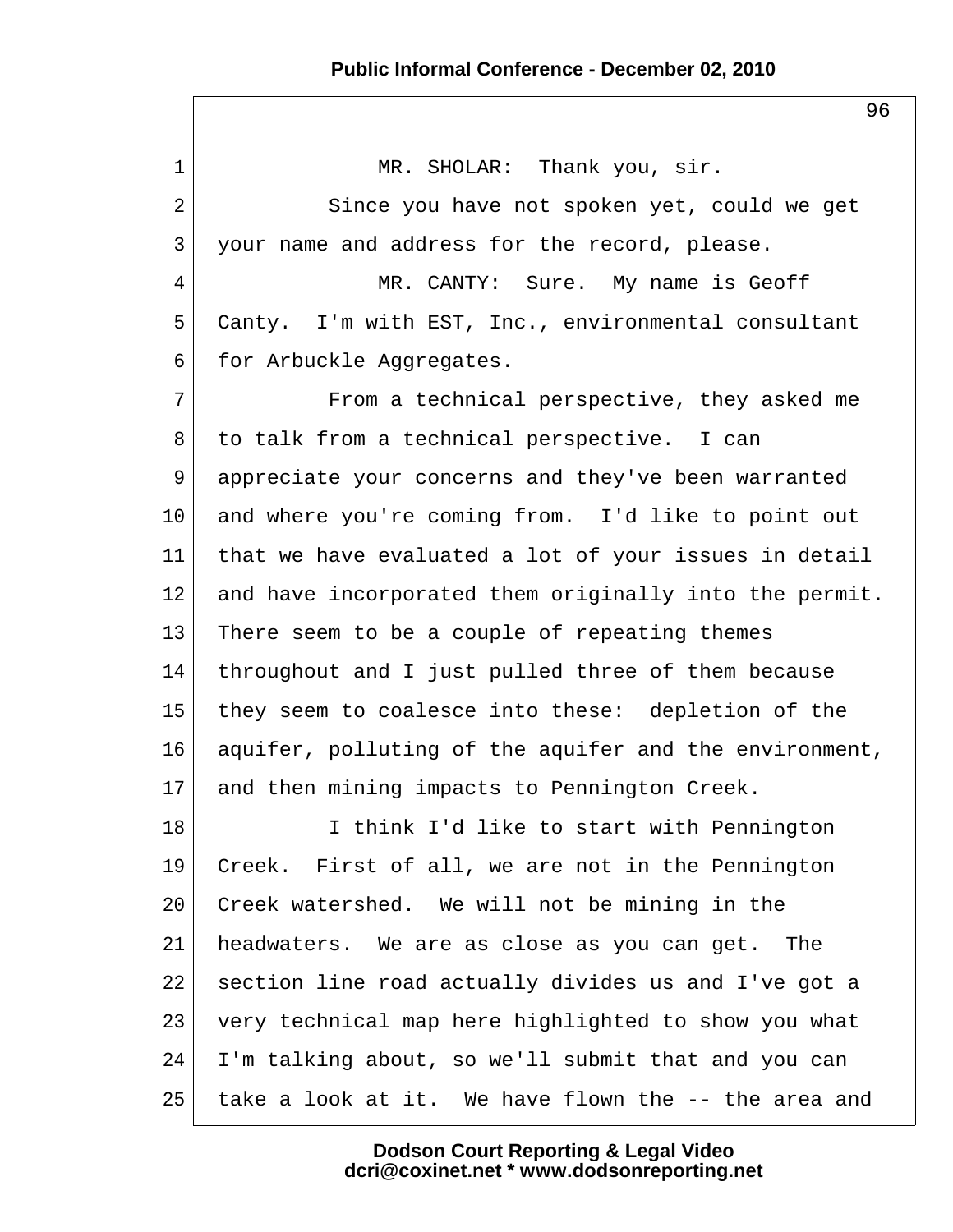MR. SHOLAR: Thank you, sir.

Since you have not spoken yet, could we get your name and address for the record, please.

MR. CANTY: Sure. My name is Geoff Canty. I'm with EST, Inc., environmental consultant for Arbuckle Aggregates.

From a technical perspective, they asked me to talk from a technical perspective. I can appreciate your concerns and they've been warranted and where you're coming from. I'd like to point out that we have evaluated a lot of your issues in detail and have incorporated them originally into the permit. There seem to be a couple of repeating themes throughout and I just pulled three of them because they seem to coalesce into these: depletion of the aquifer, polluting of the aquifer and the environment, and then mining impacts to Pennington Creek.

I think I'd like to start with Pennington Creek. First of all, we are not in the Pennington Creek watershed. We will not be mining in the headwaters. We are as close as you can get. The section line road actually divides us and I've got a very technical map here highlighted to show you what I'm talking about, so we'll submit that and you can take a look at it. We have flown the -- the area and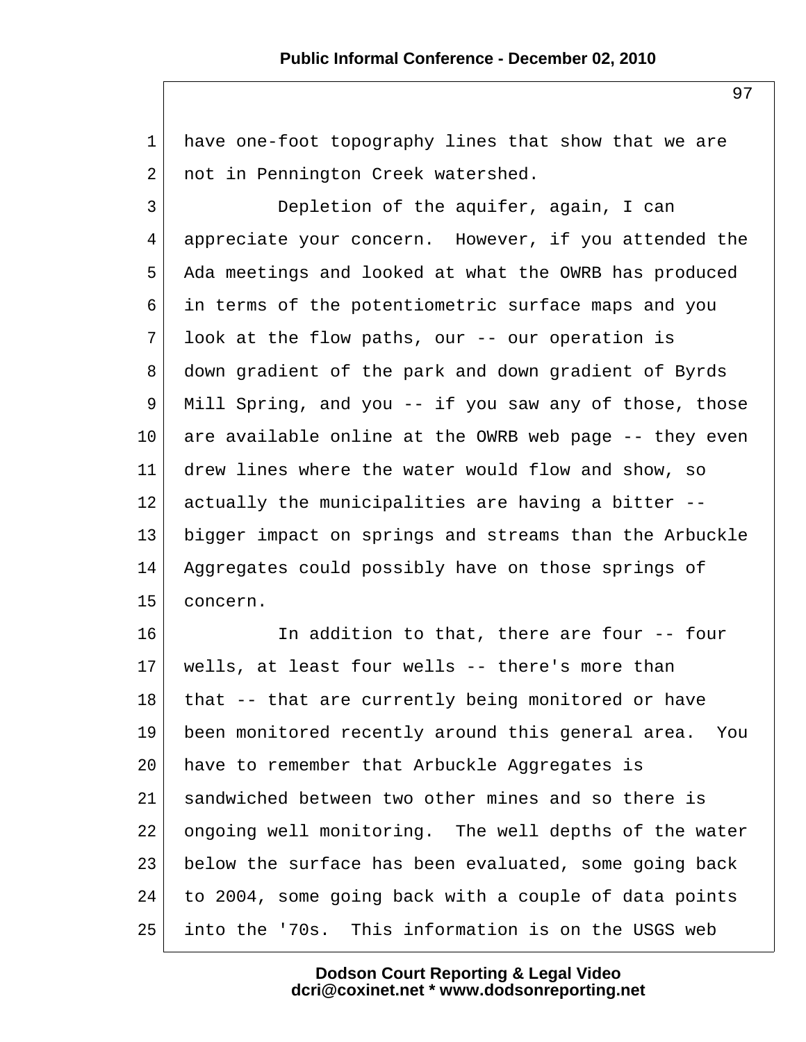have one-foot topography lines that show that we are not in Pennington Creek watershed.

Depletion of the aquifer, again, I can appreciate your concern. However, if you attended the Ada meetings and looked at what the OWRB has produced in terms of the potentiometric surface maps and you look at the flow paths, our -- our operation is down gradient of the park and down gradient of Byrds Mill Spring, and you -- if you saw any of those, those are available online at the OWRB web page -- they even drew lines where the water would flow and show, so actually the municipalities are having a bitter -- bigger impact on springs and streams than the Arbuckle Aggregates could possibly have on those springs of concern.

In addition to that, there are four -- four wells, at least four wells -- there's more than that -- that are currently being monitored or have been monitored recently around this general area. You have to remember that Arbuckle Aggregates is sandwiched between two other mines and so there is ongoing well monitoring. The well depths of the water below the surface has been evaluated, some going back to 2004, some going back with a couple of data points into the '70s. This information is on the USGS web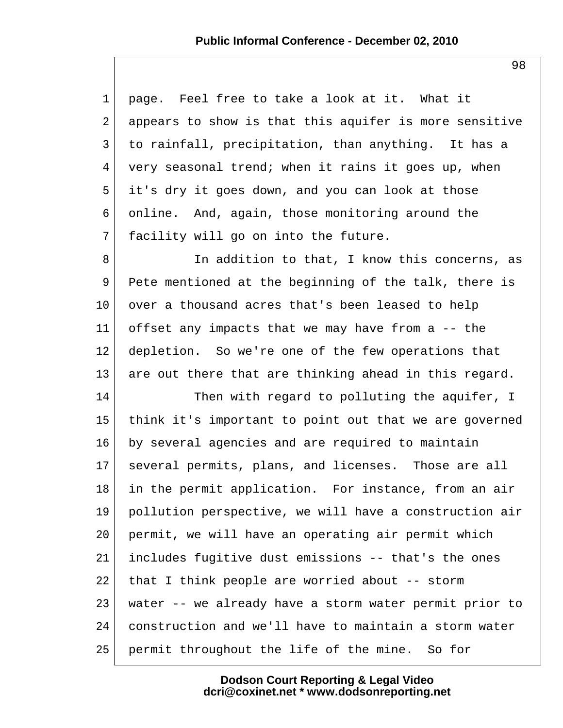page. Feel free to take a look at it. What it appears to show is that this aquifer is more sensitive to rainfall, precipitation, than anything. It has a very seasonal trend; when it rains it goes up, when it's dry it goes down, and you can look at those online. And, again, those monitoring around the facility will go on into the future.

In addition to that, I know this concerns, as Pete mentioned at the beginning of the talk, there is over a thousand acres that's been leased to help offset any impacts that we may have from a -- the depletion. So we're one of the few operations that are out there that are thinking ahead in this regard.

Then with regard to polluting the aquifer, I think it's important to point out that we are governed by several agencies and are required to maintain several permits, plans, and licenses. Those are all in the permit application. For instance, from an air pollution perspective, we will have a construction air permit, we will have an operating air permit which includes fugitive dust emissions -- that's the ones that I think people are worried about -- storm water -- we already have a storm water permit prior to construction and we'll have to maintain a storm water permit throughout the life of the mine. So for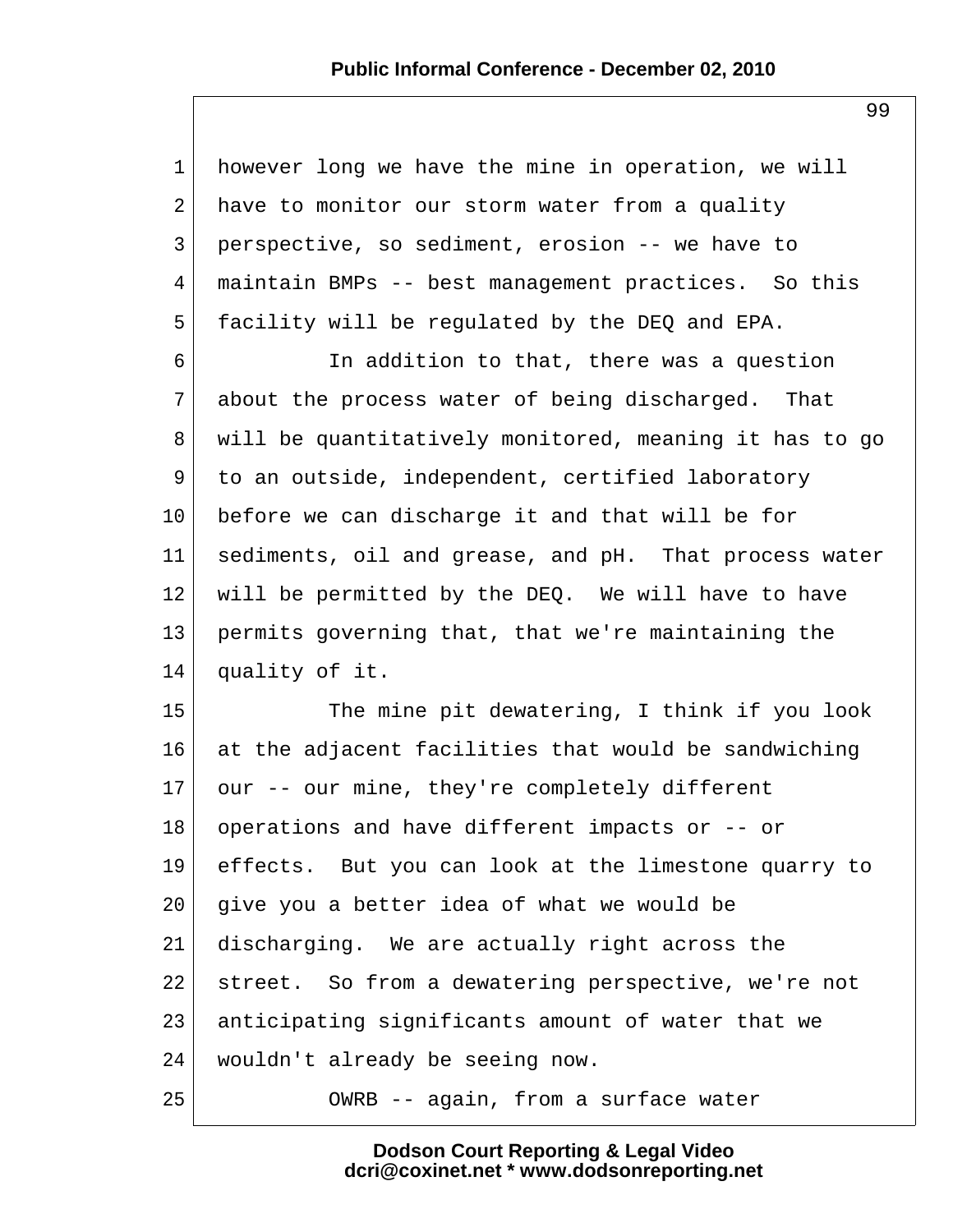however long we have the mine in operation, we will have to monitor our storm water from a quality perspective, so sediment, erosion -- we have to maintain BMPs -- best management practices. So this facility will be regulated by the DEQ and EPA.

In addition to that, there was a question about the process water of being discharged. That will be quantitatively monitored, meaning it has to go to an outside, independent, certified laboratory before we can discharge it and that will be for sediments, oil and grease, and pH. That process water will be permitted by the DEQ. We will have to have permits governing that, that we're maintaining the quality of it.

The mine pit dewatering, I think if you look at the adjacent facilities that would be sandwiching our -- our mine, they're completely different operations and have different impacts or -- or effects. But you can look at the limestone quarry to give you a better idea of what we would be discharging. We are actually right across the street. So from a dewatering perspective, we're not anticipating significants amount of water that we wouldn't already be seeing now.

OWRB -- again, from a surface water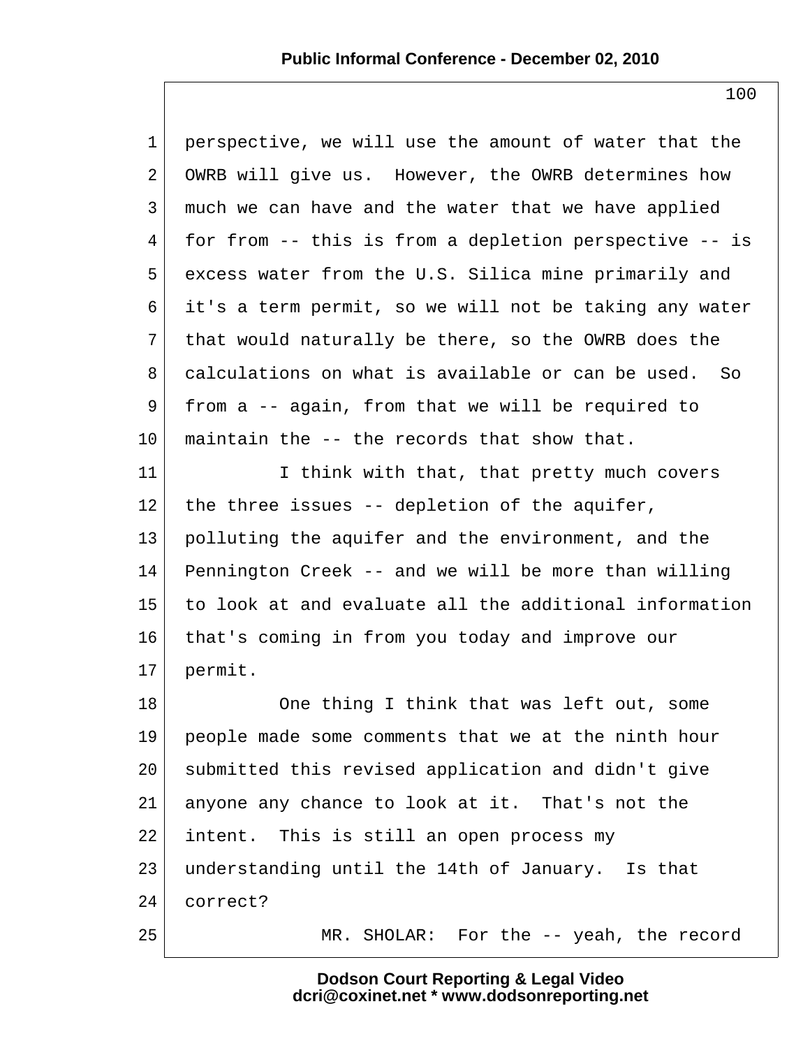perspective, we will use the amount of water that the OWRB will give us. However, the OWRB determines how much we can have and the water that we have applied for from -- this is from a depletion perspective -- is excess water from the U.S. Silica mine primarily and it's a term permit, so we will not be taking any water that would naturally be there, so the OWRB does the calculations on what is available or can be used. So from a -- again, from that we will be required to maintain the -- the records that show that.

I think with that, that pretty much covers the three issues -- depletion of the aquifer, polluting the aquifer and the environment, and the Pennington Creek -- and we will be more than willing to look at and evaluate all the additional information that's coming in from you today and improve our permit.

One thing I think that was left out, some people made some comments that we at the ninth hour submitted this revised application and didn't give anyone any chance to look at it. That's not the intent. This is still an open process my understanding until the 14th of January. Is that correct?

MR. SHOLAR: For the -- yeah, the record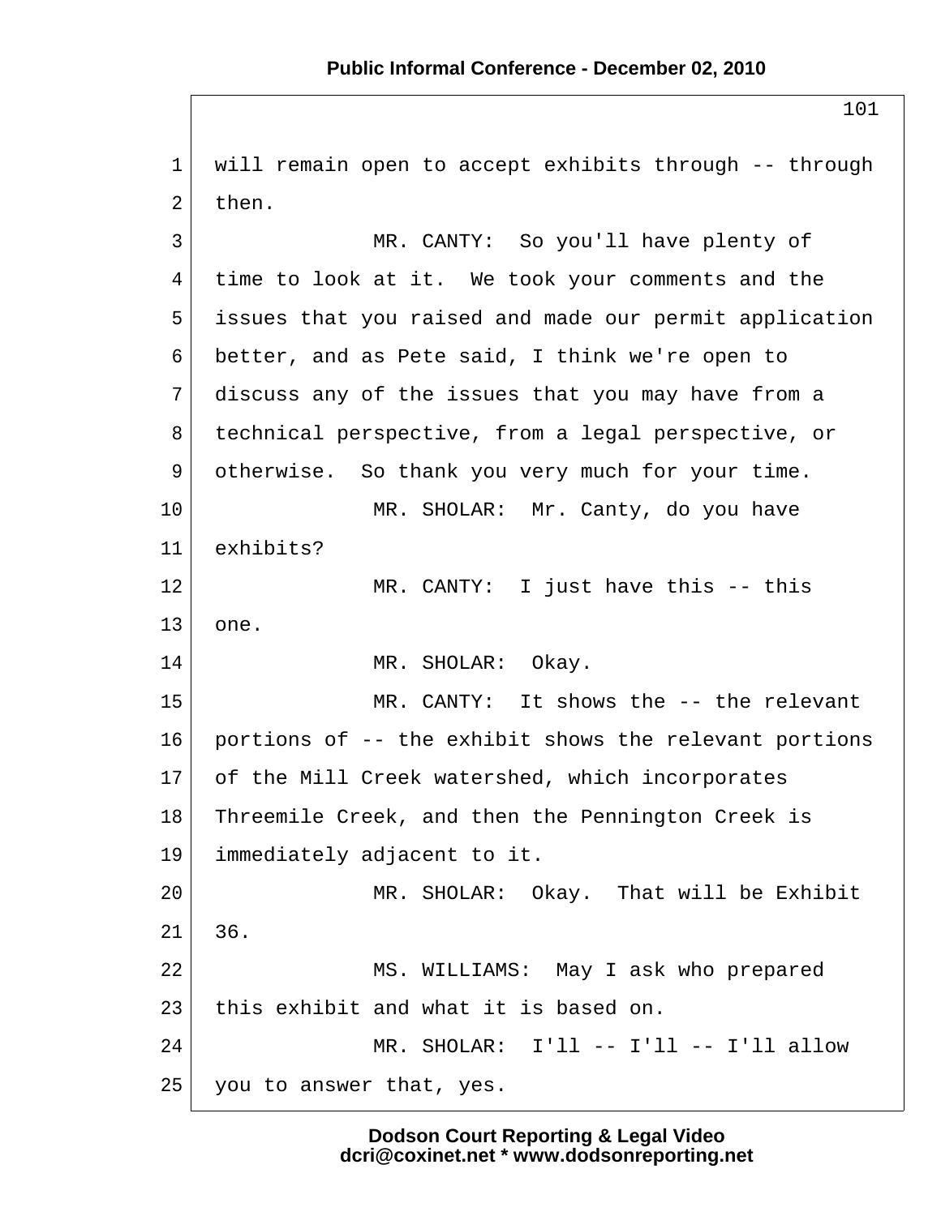will remain open to accept exhibits through -- through then.

MR. CANTY: So you'll have plenty of time to look at it. We took your comments and the issues that you raised and made our permit application better, and as Pete said, I think we're open to discuss any of the issues that you may have from a technical perspective, from a legal perspective, or otherwise. So thank you very much for your time.

MR. SHOLAR: Mr. Canty, do you have exhibits?

MR. CANTY: I just have this -- this one.

MR. SHOLAR: Okay.

MR. CANTY: It shows the -- the relevant portions of -- the exhibit shows the relevant portions of the Mill Creek watershed, which incorporates Threemile Creek, and then the Pennington Creek is immediately adjacent to it.

MR. SHOLAR: Okay. That will be Exhibit 36.

MS. WILLIAMS: May I ask who prepared this exhibit and what it is based on.

MR. SHOLAR: I'll -- I'll -- I'll allow you to answer that, yes.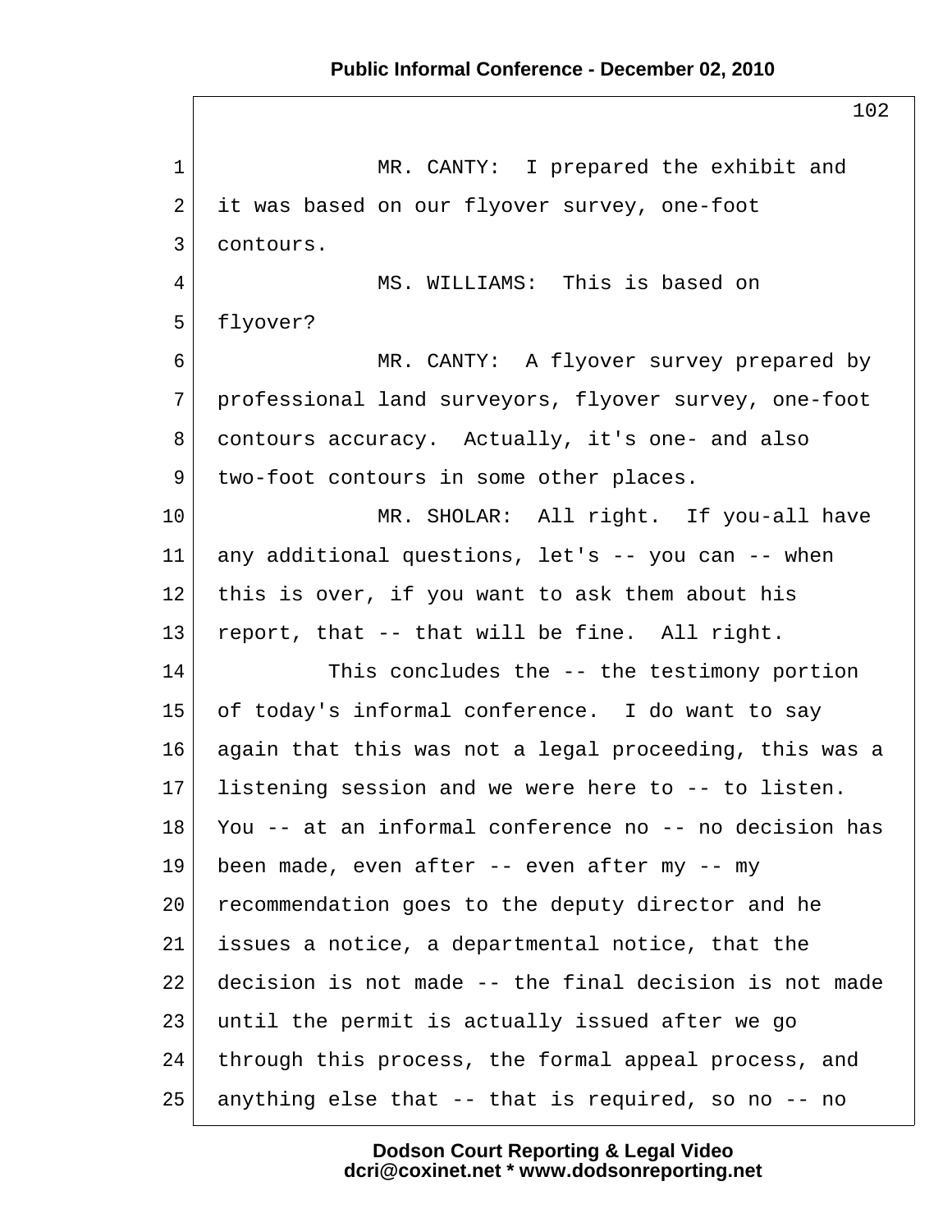MR. CANTY: I prepared the exhibit and it was based on our flyover survey, one-foot contours.

MS. WILLIAMS: This is based on flyover?

MR. CANTY: A flyover survey prepared by professional land surveyors, flyover survey, one-foot contours accuracy. Actually, it's one- and also two-foot contours in some other places.

MR. SHOLAR: All right. If you-all have any additional questions, let's -- you can -- when this is over, if you want to ask them about his report, that -- that will be fine. All right.

This concludes the -- the testimony portion of today's informal conference. I do want to say again that this was not a legal proceeding, this was a listening session and we were here to -- to listen. You -- at an informal conference no -- no decision has been made, even after -- even after my -- my recommendation goes to the deputy director and he issues a notice, a departmental notice, that the decision is not made -- the final decision is not made until the permit is actually issued after we go through this process, the formal appeal process, and anything else that -- that is required, so no -- no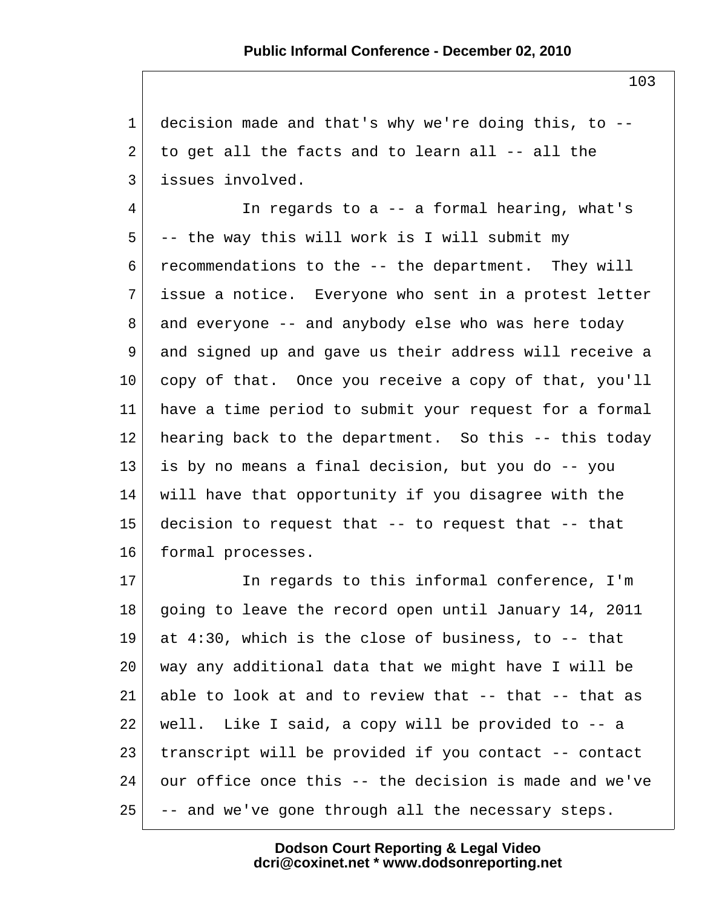1 decision made and that's why we're doing this, to --
2 to get all the facts and to learn all -- all the
3 issues involved.
4 In regards to a -- a formal hearing, what's
5 -- the way this will work is I will submit my
6 recommendations to the -- the department. They will
7 issue a notice. Everyone who sent in a protest letter
8 and everyone -- and anybody else who was here today
9 and signed up and gave us their address will receive a
10 copy of that. Once you receive a copy of that, you'll
11 have a time period to submit your request for a formal
12 hearing back to the department. So this -- this today
13 is by no means a final decision, but you do -- you
14 will have that opportunity if you disagree with the
15 decision to request that -- to request that -- that
16 formal processes.
17 In regards to this informal conference, I'm
18 going to leave the record open until January 14, 2011
19 at 4:30, which is the close of business, to -- that
20 way any additional data that we might have I will be
21 able to look at and to review that -- that -- that as
22 well. Like I said, a copy will be provided to -- a
23 transcript will be provided if you contact -- contact
24 our office once this -- the decision is made and we've
25 -- and we've gone through all the necessary steps.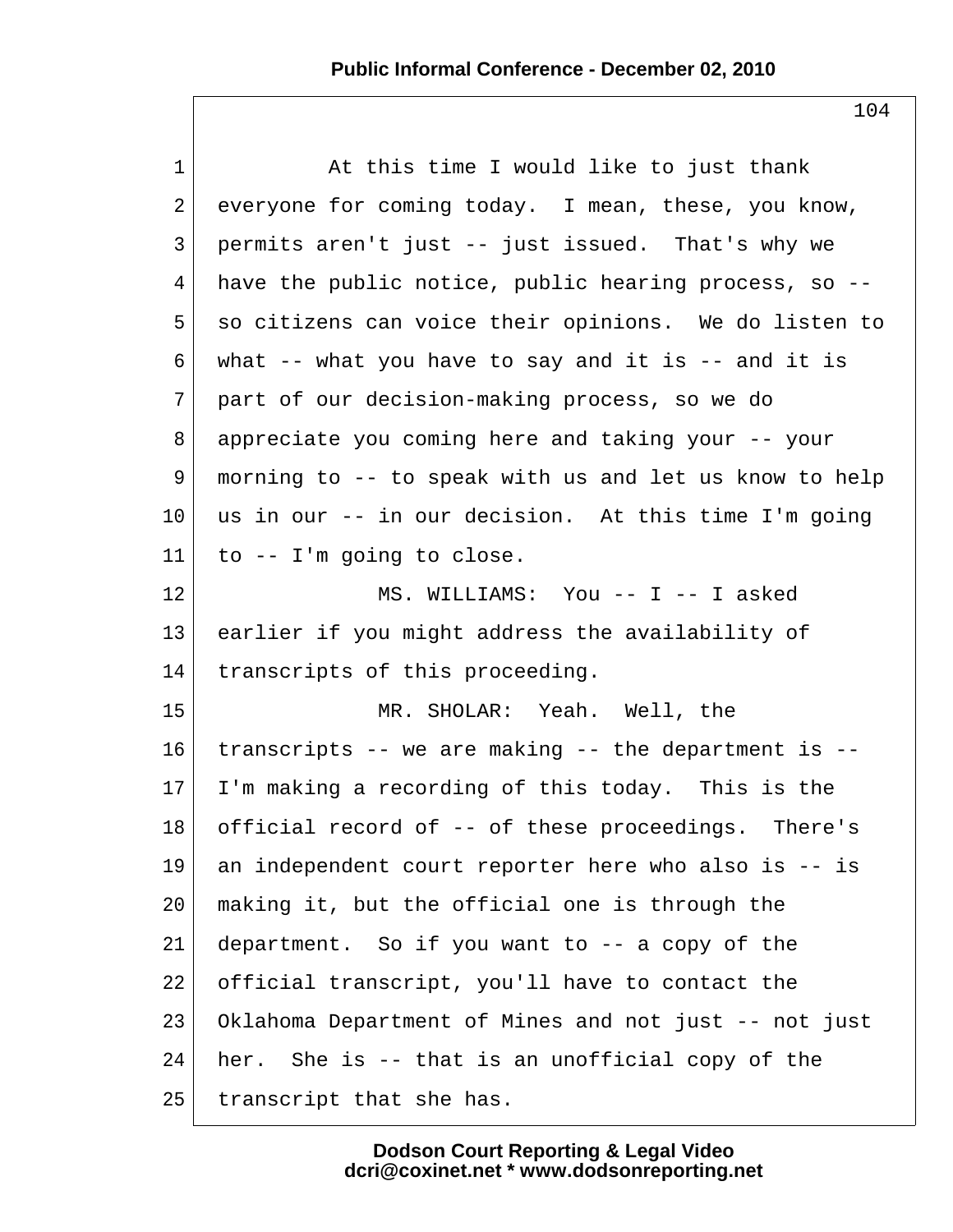At this time I would like to just thank everyone for coming today. I mean, these, you know, permits aren't just -- just issued. That's why we have the public notice, public hearing process, so -- so citizens can voice their opinions. We do listen to what -- what you have to say and it is -- and it is part of our decision-making process, so we do appreciate you coming here and taking your -- your morning to -- to speak with us and let us know to help us in our -- in our decision. At this time I'm going to -- I'm going to close.

MS. WILLIAMS: You -- I -- I asked earlier if you might address the availability of transcripts of this proceeding.

MR. SHOLAR: Yeah. Well, the transcripts -- we are making -- the department is -- I'm making a recording of this today. This is the official record of -- of these proceedings. There's an independent court reporter here who also is -- is making it, but the official one is through the department. So if you want to -- a copy of the official transcript, you'll have to contact the Oklahoma Department of Mines and not just -- not just her. She is -- that is an unofficial copy of the transcript that she has.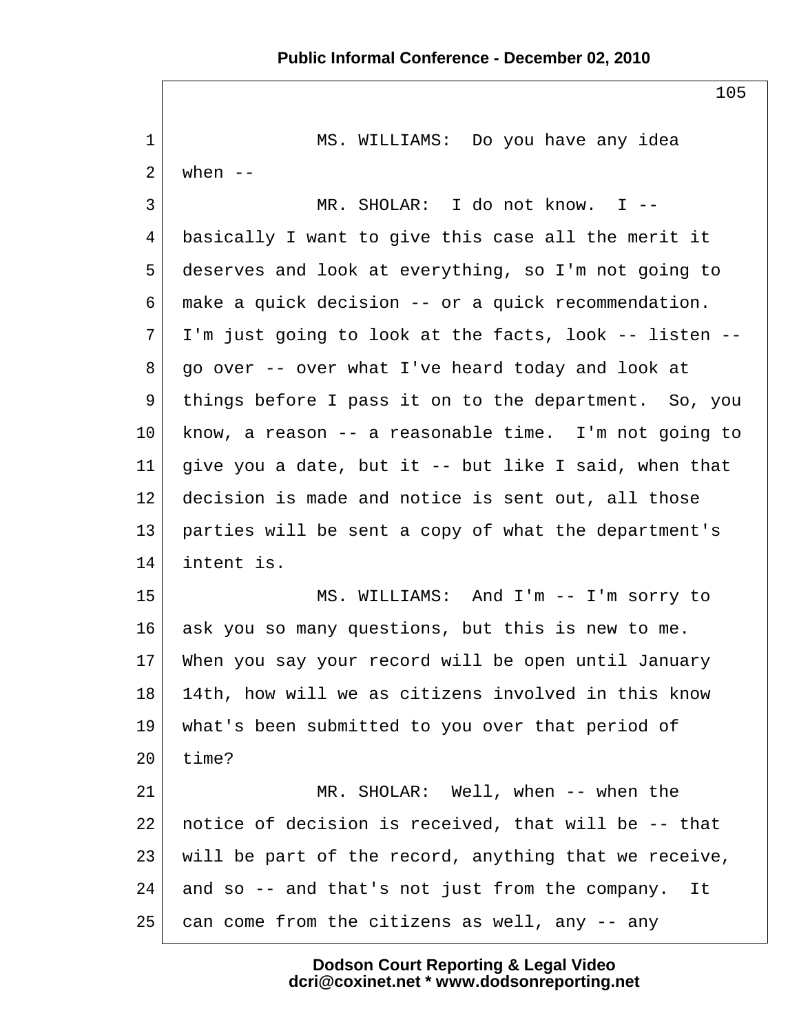MS. WILLIAMS: Do you have any idea when --

MR. SHOLAR: I do not know. I -- basically I want to give this case all the merit it deserves and look at everything, so I'm not going to make a quick decision -- or a quick recommendation. I'm just going to look at the facts, look -- listen -- go over -- over what I've heard today and look at things before I pass it on to the department. So, you know, a reason -- a reasonable time. I'm not going to give you a date, but it -- but like I said, when that decision is made and notice is sent out, all those parties will be sent a copy of what the department's intent is.

MS. WILLIAMS: And I'm -- I'm sorry to ask you so many questions, but this is new to me. When you say your record will be open until January 14th, how will we as citizens involved in this know what's been submitted to you over that period of time?

MR. SHOLAR: Well, when -- when the notice of decision is received, that will be -- that will be part of the record, anything that we receive, and so -- and that's not just from the company. It can come from the citizens as well, any -- any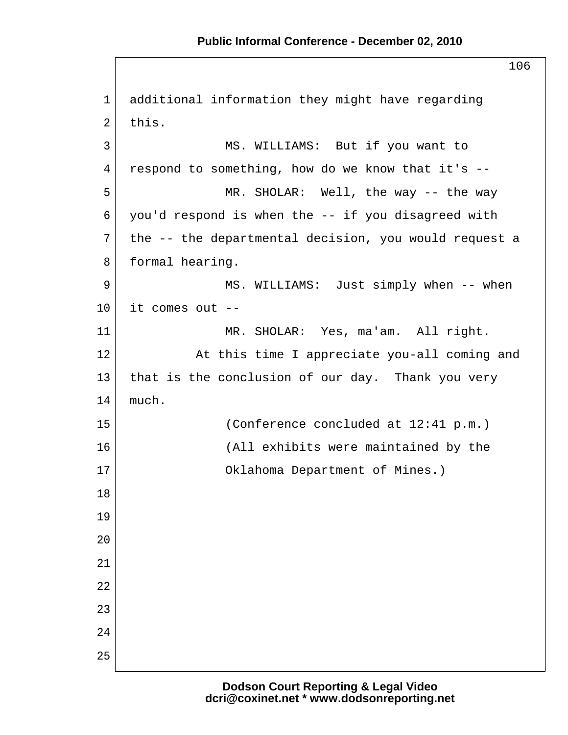additional information they might have regarding this.

MS. WILLIAMS: But if you want to respond to something, how do we know that it's --

MR. SHOLAR: Well, the way -- the way you'd respond is when the -- if you disagreed with the -- the departmental decision, you would request a formal hearing.

MS. WILLIAMS: Just simply when -- when it comes out --

MR. SHOLAR: Yes, ma'am. All right.

At this time I appreciate you-all coming and that is the conclusion of our day. Thank you very much.

(Conference concluded at 12:41 p.m.)

(All exhibits were maintained by the Oklahoma Department of Mines.)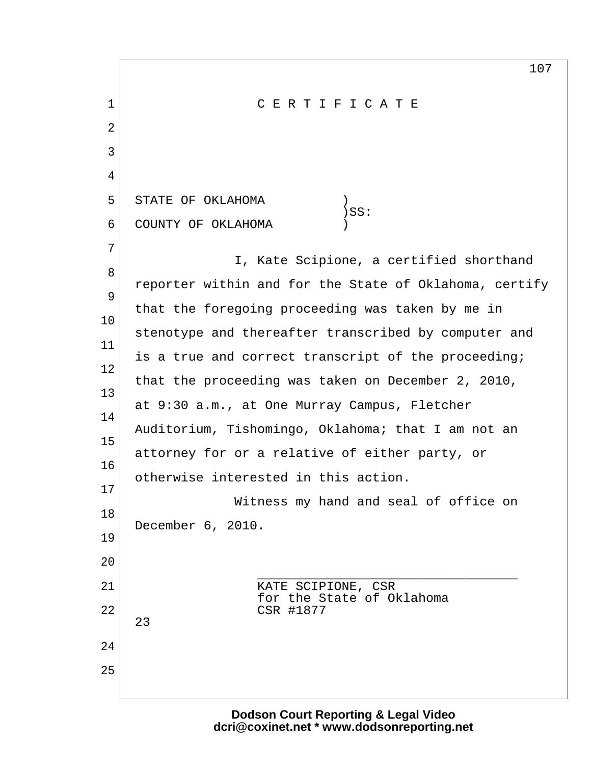# C E R T I F I C A T E

STATE OF OKLAHOMA )
)SS:
COUNTY OF OKLAHOMA )

I, Kate Scipione, a certified shorthand reporter within and for the State of Oklahoma, certify that the foregoing proceeding was taken by me in stenotype and thereafter transcribed by computer and is a true and correct transcript of the proceeding; that the proceeding was taken on December 2, 2010, at 9:30 a.m., at One Murray Campus, Fletcher Auditorium, Tishomingo, Oklahoma; that I am not an attorney for or a relative of either party, or otherwise interested in this action.

Witness my hand and seal of office on December 6, 2010.

\_\_\_\_\_\_\_\_\_\_\_\_\_\_\_\_\_\_\_\_\_\_\_\_\_\_\_\_\_\_\_\_\_\_
KATE SCIPIONE, CSR
for the State of Oklahoma
CSR #1877